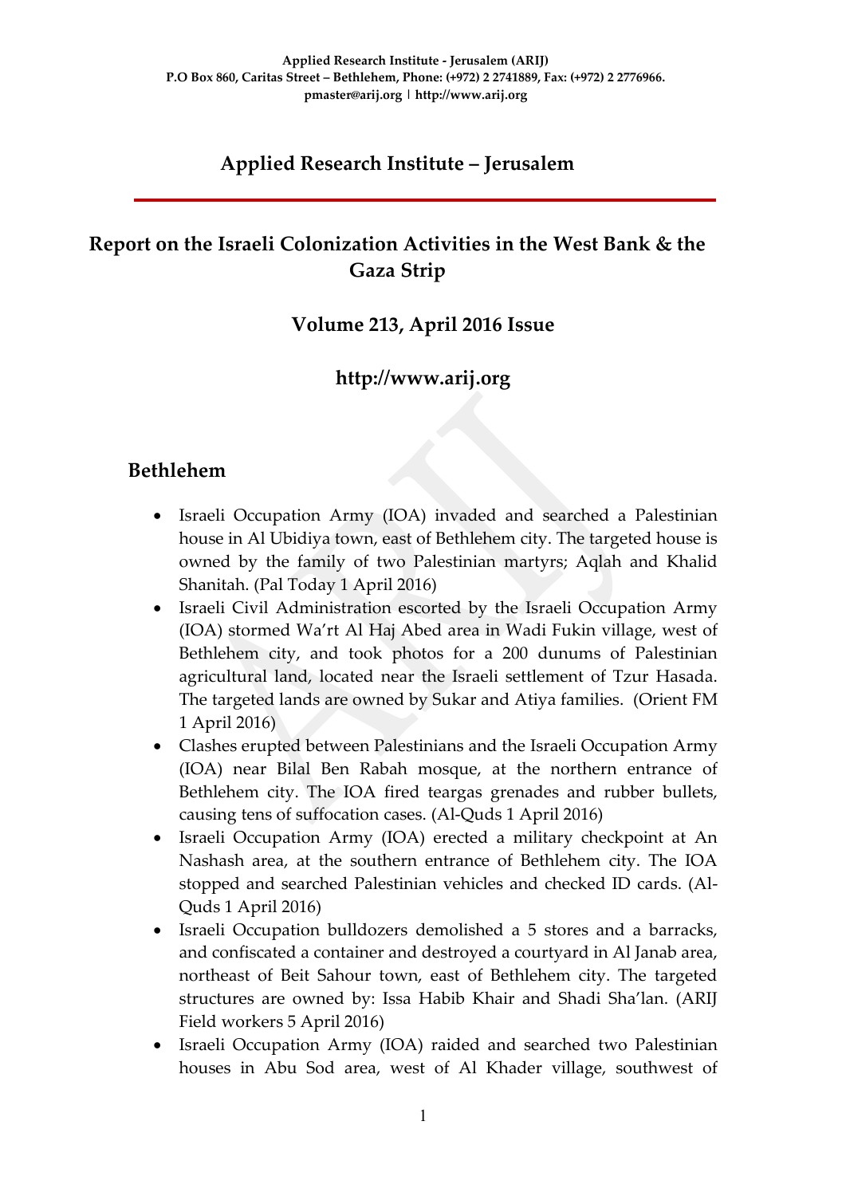**Applied Research Institute - Jerusalem (ARIJ)**
**P.O Box 860, Caritas Street – Bethlehem, Phone: (+972) 2 2741889, Fax: (+972) 2 2776966.**
**pmaster@arij.org | http://www.arij.org**

## Applied Research Institute – Jerusalem

# Report on the Israeli Colonization Activities in the West Bank & the Gaza Strip

## Volume 213, April 2016 Issue

## http://www.arij.org

### Bethlehem

- Israeli Occupation Army (IOA) invaded and searched a Palestinian house in Al Ubidiya town, east of Bethlehem city. The targeted house is owned by the family of two Palestinian martyrs; Aqlah and Khalid Shanitah. (Pal Today 1 April 2016)
- Israeli Civil Administration escorted by the Israeli Occupation Army (IOA) stormed Wa'rt Al Haj Abed area in Wadi Fukin village, west of Bethlehem city, and took photos for a 200 dunums of Palestinian agricultural land, located near the Israeli settlement of Tzur Hasada. The targeted lands are owned by Sukar and Atiya families. (Orient FM 1 April 2016)
- Clashes erupted between Palestinians and the Israeli Occupation Army (IOA) near Bilal Ben Rabah mosque, at the northern entrance of Bethlehem city. The IOA fired teargas grenades and rubber bullets, causing tens of suffocation cases. (Al-Quds 1 April 2016)
- Israeli Occupation Army (IOA) erected a military checkpoint at An Nashash area, at the southern entrance of Bethlehem city. The IOA stopped and searched Palestinian vehicles and checked ID cards. (Al-Quds 1 April 2016)
- Israeli Occupation bulldozers demolished a 5 stores and a barracks, and confiscated a container and destroyed a courtyard in Al Janab area, northeast of Beit Sahour town, east of Bethlehem city. The targeted structures are owned by: Issa Habib Khair and Shadi Sha'lan. (ARIJ Field workers 5 April 2016)
- Israeli Occupation Army (IOA) raided and searched two Palestinian houses in Abu Sod area, west of Al Khader village, southwest of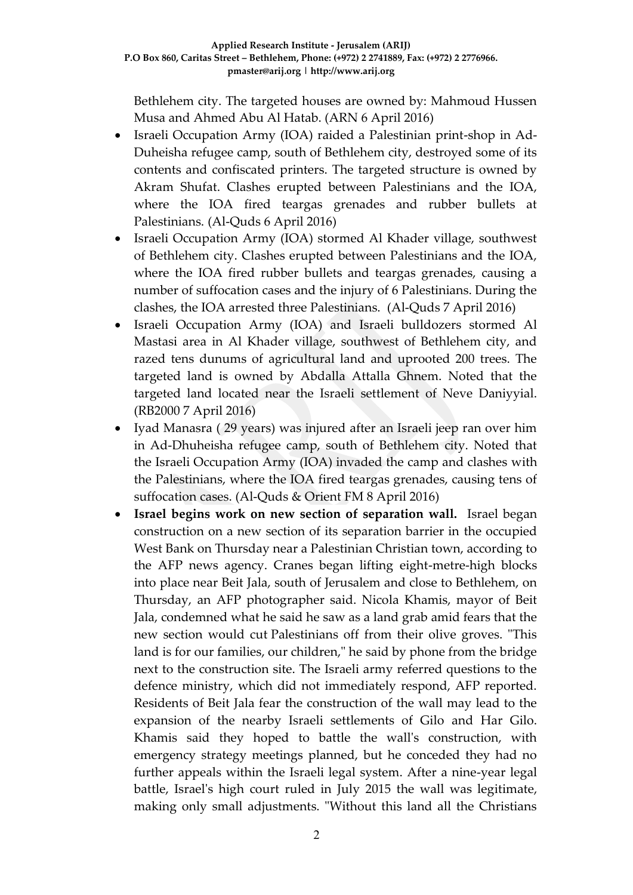Bethlehem city. The targeted houses are owned by: Mahmoud Hussen Musa and Ahmed Abu Al Hatab. (ARN 6 April 2016)

- Israeli Occupation Army (IOA) raided a Palestinian print-shop in Ad-Duheisha refugee camp, south of Bethlehem city, destroyed some of its contents and confiscated printers. The targeted structure is owned by Akram Shufat. Clashes erupted between Palestinians and the IOA, where the IOA fired teargas grenades and rubber bullets at Palestinians. (Al-Quds 6 April 2016)
- Israeli Occupation Army (IOA) stormed Al Khader village, southwest of Bethlehem city. Clashes erupted between Palestinians and the IOA, where the IOA fired rubber bullets and teargas grenades, causing a number of suffocation cases and the injury of 6 Palestinians. During the clashes, the IOA arrested three Palestinians. (Al-Quds 7 April 2016)
- Israeli Occupation Army (IOA) and Israeli bulldozers stormed Al Mastasi area in Al Khader village, southwest of Bethlehem city, and razed tens dunums of agricultural land and uprooted 200 trees. The targeted land is owned by Abdalla Attalla Ghnem. Noted that the targeted land located near the Israeli settlement of Neve Daniyyial. (RB2000 7 April 2016)
- Iyad Manasra ( 29 years) was injured after an Israeli jeep ran over him in Ad-Dhuheisha refugee camp, south of Bethlehem city. Noted that the Israeli Occupation Army (IOA) invaded the camp and clashes with the Palestinians, where the IOA fired teargas grenades, causing tens of suffocation cases. (Al-Quds & Orient FM 8 April 2016)
- **Israel begins work on new section of separation wall.** Israel began construction on a new section of its separation barrier in the occupied West Bank on Thursday near a Palestinian Christian town, according to the AFP news agency. Cranes began lifting eight-metre-high blocks into place near Beit Jala, south of Jerusalem and close to Bethlehem, on Thursday, an AFP photographer said. Nicola Khamis, mayor of Beit Jala, condemned what he said he saw as a land grab amid fears that the new section would cut Palestinians off from their olive groves. "This land is for our families, our children," he said by phone from the bridge next to the construction site. The Israeli army referred questions to the defence ministry, which did not immediately respond, AFP reported. Residents of Beit Jala fear the construction of the wall may lead to the expansion of the nearby Israeli settlements of Gilo and Har Gilo. Khamis said they hoped to battle the wall's construction, with emergency strategy meetings planned, but he conceded they had no further appeals within the Israeli legal system. After a nine-year legal battle, Israel's high court ruled in July 2015 the wall was legitimate, making only small adjustments. "Without this land all the Christians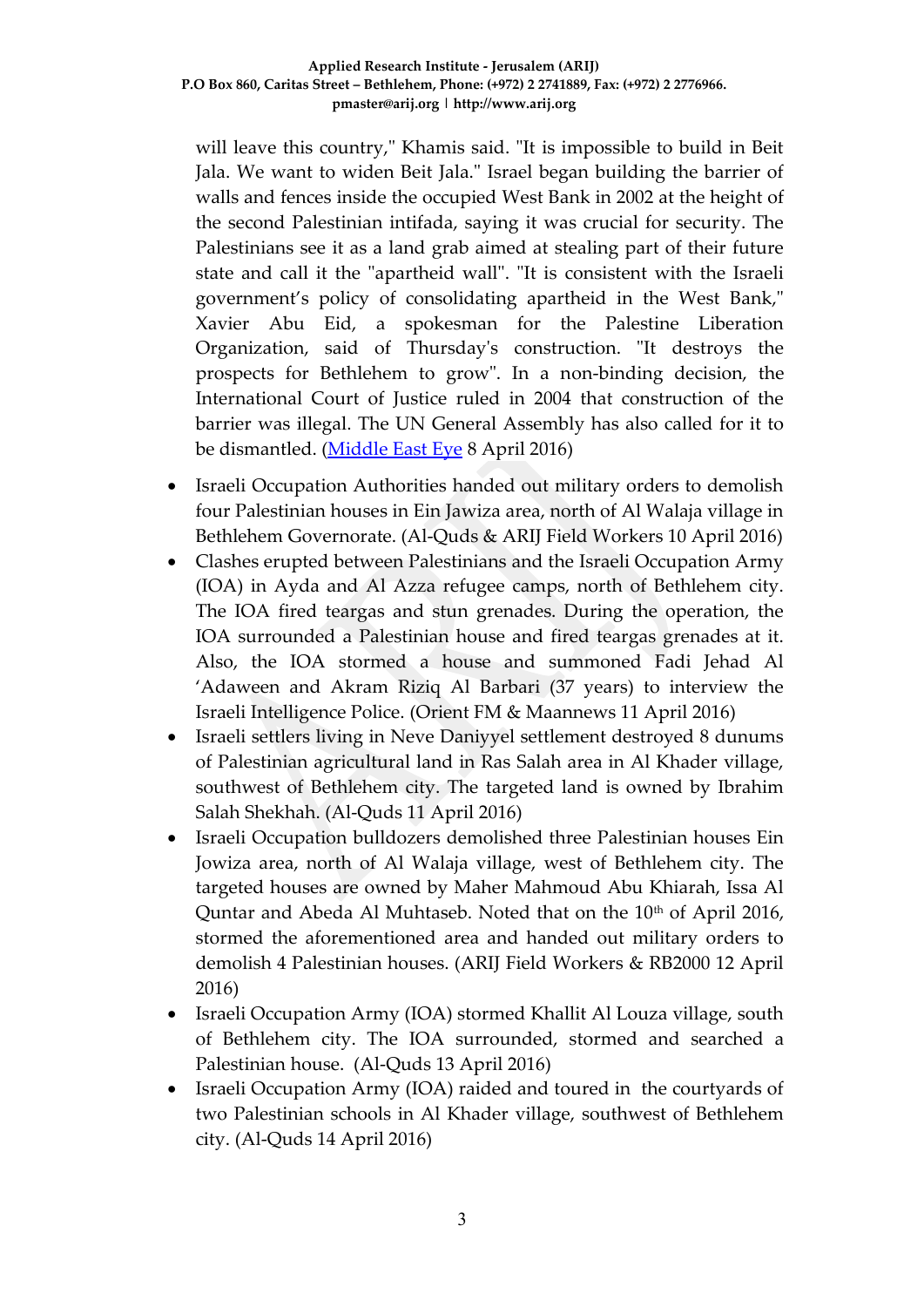will leave this country," Khamis said. "It is impossible to build in Beit Jala. We want to widen Beit Jala." Israel began building the barrier of walls and fences inside the occupied West Bank in 2002 at the height of the second Palestinian intifada, saying it was crucial for security. The Palestinians see it as a land grab aimed at stealing part of their future state and call it the "apartheid wall". "It is consistent with the Israeli government's policy of consolidating apartheid in the West Bank," Xavier Abu Eid, a spokesman for the Palestine Liberation Organization, said of Thursday's construction. "It destroys the prospects for Bethlehem to grow". In a non-binding decision, the International Court of Justice ruled in 2004 that construction of the barrier was illegal. The UN General Assembly has also called for it to be dismantled. ([Middle East Eye]() 8 April 2016)

- Israeli Occupation Authorities handed out military orders to demolish four Palestinian houses in Ein Jawiza area, north of Al Walaja village in Bethlehem Governorate. (Al-Quds & ARIJ Field Workers 10 April 2016)
- Clashes erupted between Palestinians and the Israeli Occupation Army (IOA) in Ayda and Al Azza refugee camps, north of Bethlehem city. The IOA fired teargas and stun grenades. During the operation, the IOA surrounded a Palestinian house and fired teargas grenades at it. Also, the IOA stormed a house and summoned Fadi Jehad Al 'Adaween and Akram Riziq Al Barbari (37 years) to interview the Israeli Intelligence Police. (Orient FM & Maannews 11 April 2016)
- Israeli settlers living in Neve Daniyyel settlement destroyed 8 dunums of Palestinian agricultural land in Ras Salah area in Al Khader village, southwest of Bethlehem city. The targeted land is owned by Ibrahim Salah Shekhah. (Al-Quds 11 April 2016)
- Israeli Occupation bulldozers demolished three Palestinian houses Ein Jowiza area, north of Al Walaja village, west of Bethlehem city. The targeted houses are owned by Maher Mahmoud Abu Khiarah, Issa Al Quntar and Abeda Al Muhtaseb. Noted that on the 10th of April 2016, stormed the aforementioned area and handed out military orders to demolish 4 Palestinian houses. (ARIJ Field Workers & RB2000 12 April 2016)
- Israeli Occupation Army (IOA) stormed Khallit Al Louza village, south of Bethlehem city. The IOA surrounded, stormed and searched a Palestinian house. (Al-Quds 13 April 2016)
- Israeli Occupation Army (IOA) raided and toured in the courtyards of two Palestinian schools in Al Khader village, southwest of Bethlehem city. (Al-Quds 14 April 2016)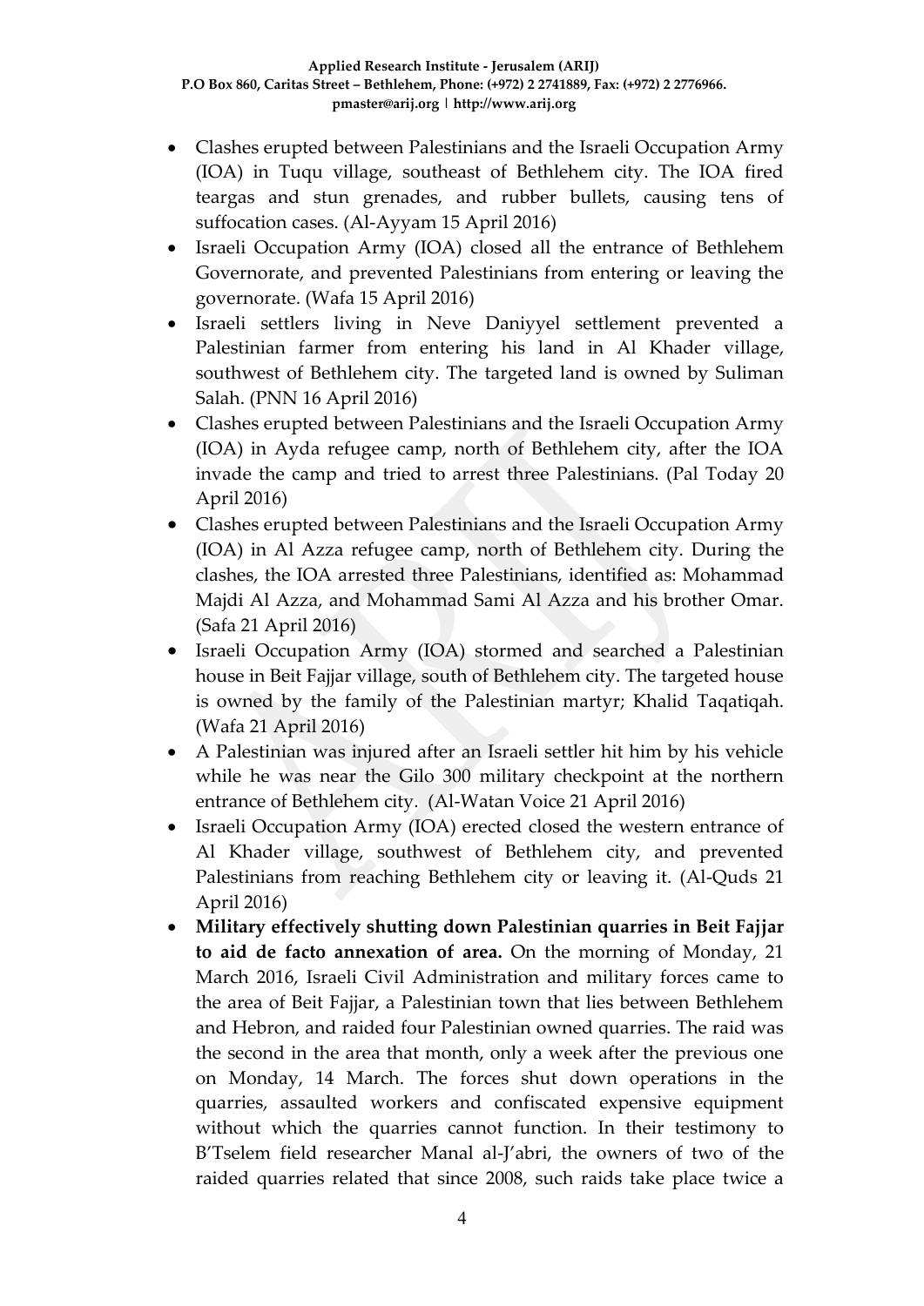- Clashes erupted between Palestinians and the Israeli Occupation Army (IOA) in Tuqu village, southeast of Bethlehem city. The IOA fired teargas and stun grenades, and rubber bullets, causing tens of suffocation cases. (Al-Ayyam 15 April 2016)
- Israeli Occupation Army (IOA) closed all the entrance of Bethlehem Governorate, and prevented Palestinians from entering or leaving the governorate. (Wafa 15 April 2016)
- Israeli settlers living in Neve Daniyyel settlement prevented a Palestinian farmer from entering his land in Al Khader village, southwest of Bethlehem city. The targeted land is owned by Suliman Salah. (PNN 16 April 2016)
- Clashes erupted between Palestinians and the Israeli Occupation Army (IOA) in Ayda refugee camp, north of Bethlehem city, after the IOA invade the camp and tried to arrest three Palestinians. (Pal Today 20 April 2016)
- Clashes erupted between Palestinians and the Israeli Occupation Army (IOA) in Al Azza refugee camp, north of Bethlehem city. During the clashes, the IOA arrested three Palestinians, identified as: Mohammad Majdi Al Azza, and Mohammad Sami Al Azza and his brother Omar. (Safa 21 April 2016)
- Israeli Occupation Army (IOA) stormed and searched a Palestinian house in Beit Fajjar village, south of Bethlehem city. The targeted house is owned by the family of the Palestinian martyr; Khalid Taqatiqah. (Wafa 21 April 2016)
- A Palestinian was injured after an Israeli settler hit him by his vehicle while he was near the Gilo 300 military checkpoint at the northern entrance of Bethlehem city. (Al-Watan Voice 21 April 2016)
- Israeli Occupation Army (IOA) erected closed the western entrance of Al Khader village, southwest of Bethlehem city, and prevented Palestinians from reaching Bethlehem city or leaving it. (Al-Quds 21 April 2016)
- **Military effectively shutting down Palestinian quarries in Beit Fajjar to aid de facto annexation of area.** On the morning of Monday, 21 March 2016, Israeli Civil Administration and military forces came to the area of Beit Fajjar, a Palestinian town that lies between Bethlehem and Hebron, and raided four Palestinian owned quarries. The raid was the second in the area that month, only a week after the previous one on Monday, 14 March. The forces shut down operations in the quarries, assaulted workers and confiscated expensive equipment without which the quarries cannot function. In their testimony to B'Tselem field researcher Manal al-J'abri, the owners of two of the raided quarries related that since 2008, such raids take place twice a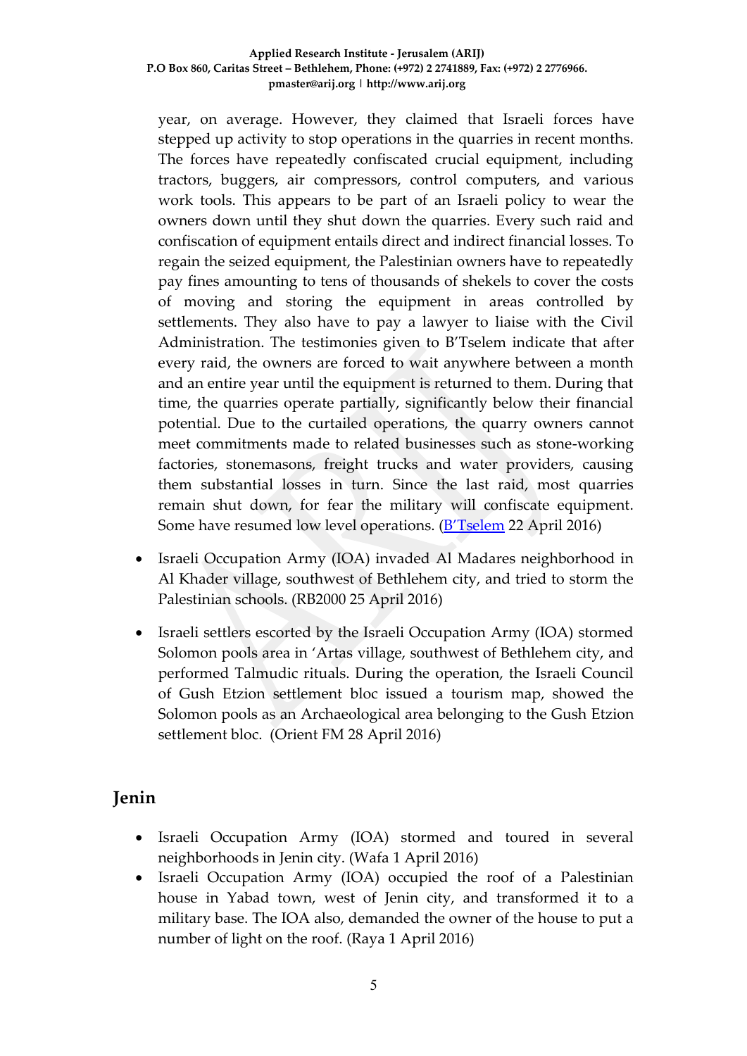year, on average. However, they claimed that Israeli forces have stepped up activity to stop operations in the quarries in recent months. The forces have repeatedly confiscated crucial equipment, including tractors, buggers, air compressors, control computers, and various work tools. This appears to be part of an Israeli policy to wear the owners down until they shut down the quarries. Every such raid and confiscation of equipment entails direct and indirect financial losses. To regain the seized equipment, the Palestinian owners have to repeatedly pay fines amounting to tens of thousands of shekels to cover the costs of moving and storing the equipment in areas controlled by settlements. They also have to pay a lawyer to liaise with the Civil Administration. The testimonies given to B'Tselem indicate that after every raid, the owners are forced to wait anywhere between a month and an entire year until the equipment is returned to them. During that time, the quarries operate partially, significantly below their financial potential. Due to the curtailed operations, the quarry owners cannot meet commitments made to related businesses such as stone-working factories, stonemasons, freight trucks and water providers, causing them substantial losses in turn. Since the last raid, most quarries remain shut down, for fear the military will confiscate equipment. Some have resumed low level operations. (B'Tselem 22 April 2016)

- Israeli Occupation Army (IOA) invaded Al Madares neighborhood in Al Khader village, southwest of Bethlehem city, and tried to storm the Palestinian schools. (RB2000 25 April 2016)
- Israeli settlers escorted by the Israeli Occupation Army (IOA) stormed Solomon pools area in 'Artas village, southwest of Bethlehem city, and performed Talmudic rituals. During the operation, the Israeli Council of Gush Etzion settlement bloc issued a tourism map, showed the Solomon pools as an Archaeological area belonging to the Gush Etzion settlement bloc. (Orient FM 28 April 2016)

## Jenin

- Israeli Occupation Army (IOA) stormed and toured in several neighborhoods in Jenin city. (Wafa 1 April 2016)
- Israeli Occupation Army (IOA) occupied the roof of a Palestinian house in Yabad town, west of Jenin city, and transformed it to a military base. The IOA also, demanded the owner of the house to put a number of light on the roof. (Raya 1 April 2016)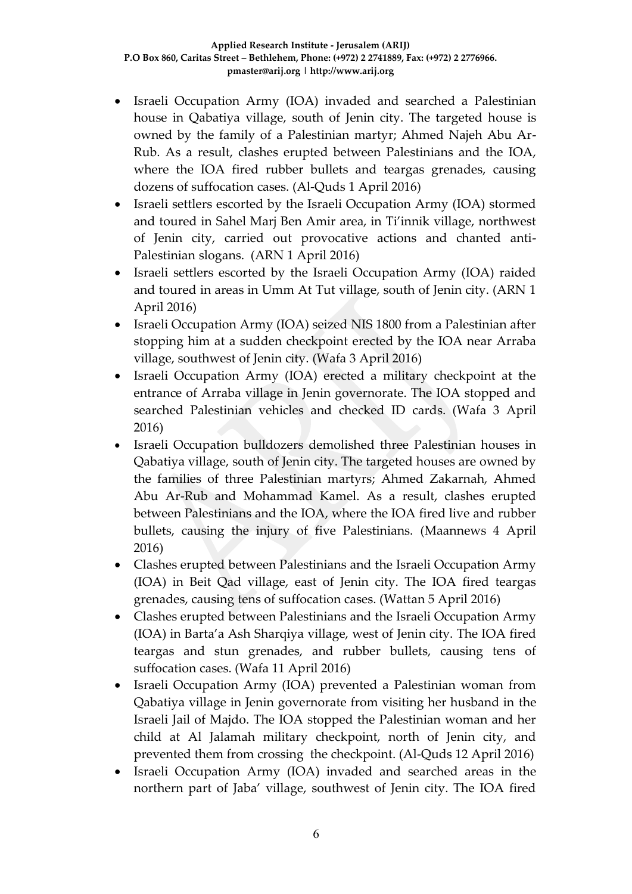- Israeli Occupation Army (IOA) invaded and searched a Palestinian house in Qabatiya village, south of Jenin city. The targeted house is owned by the family of a Palestinian martyr; Ahmed Najeh Abu Ar-Rub. As a result, clashes erupted between Palestinians and the IOA, where the IOA fired rubber bullets and teargas grenades, causing dozens of suffocation cases. (Al-Quds 1 April 2016)
- Israeli settlers escorted by the Israeli Occupation Army (IOA) stormed and toured in Sahel Marj Ben Amir area, in Ti'innik village, northwest of Jenin city, carried out provocative actions and chanted anti-Palestinian slogans. (ARN 1 April 2016)
- Israeli settlers escorted by the Israeli Occupation Army (IOA) raided and toured in areas in Umm At Tut village, south of Jenin city. (ARN 1 April 2016)
- Israeli Occupation Army (IOA) seized NIS 1800 from a Palestinian after stopping him at a sudden checkpoint erected by the IOA near Arraba village, southwest of Jenin city. (Wafa 3 April 2016)
- Israeli Occupation Army (IOA) erected a military checkpoint at the entrance of Arraba village in Jenin governorate. The IOA stopped and searched Palestinian vehicles and checked ID cards. (Wafa 3 April 2016)
- Israeli Occupation bulldozers demolished three Palestinian houses in Qabatiya village, south of Jenin city. The targeted houses are owned by the families of three Palestinian martyrs; Ahmed Zakarnah, Ahmed Abu Ar-Rub and Mohammad Kamel. As a result, clashes erupted between Palestinians and the IOA, where the IOA fired live and rubber bullets, causing the injury of five Palestinians. (Maannews 4 April 2016)
- Clashes erupted between Palestinians and the Israeli Occupation Army (IOA) in Beit Qad village, east of Jenin city. The IOA fired teargas grenades, causing tens of suffocation cases. (Wattan 5 April 2016)
- Clashes erupted between Palestinians and the Israeli Occupation Army (IOA) in Barta'a Ash Sharqiya village, west of Jenin city. The IOA fired teargas and stun grenades, and rubber bullets, causing tens of suffocation cases. (Wafa 11 April 2016)
- Israeli Occupation Army (IOA) prevented a Palestinian woman from Qabatiya village in Jenin governorate from visiting her husband in the Israeli Jail of Majdo. The IOA stopped the Palestinian woman and her child at Al Jalamah military checkpoint, north of Jenin city, and prevented them from crossing the checkpoint. (Al-Quds 12 April 2016)
- Israeli Occupation Army (IOA) invaded and searched areas in the northern part of Jaba' village, southwest of Jenin city. The IOA fired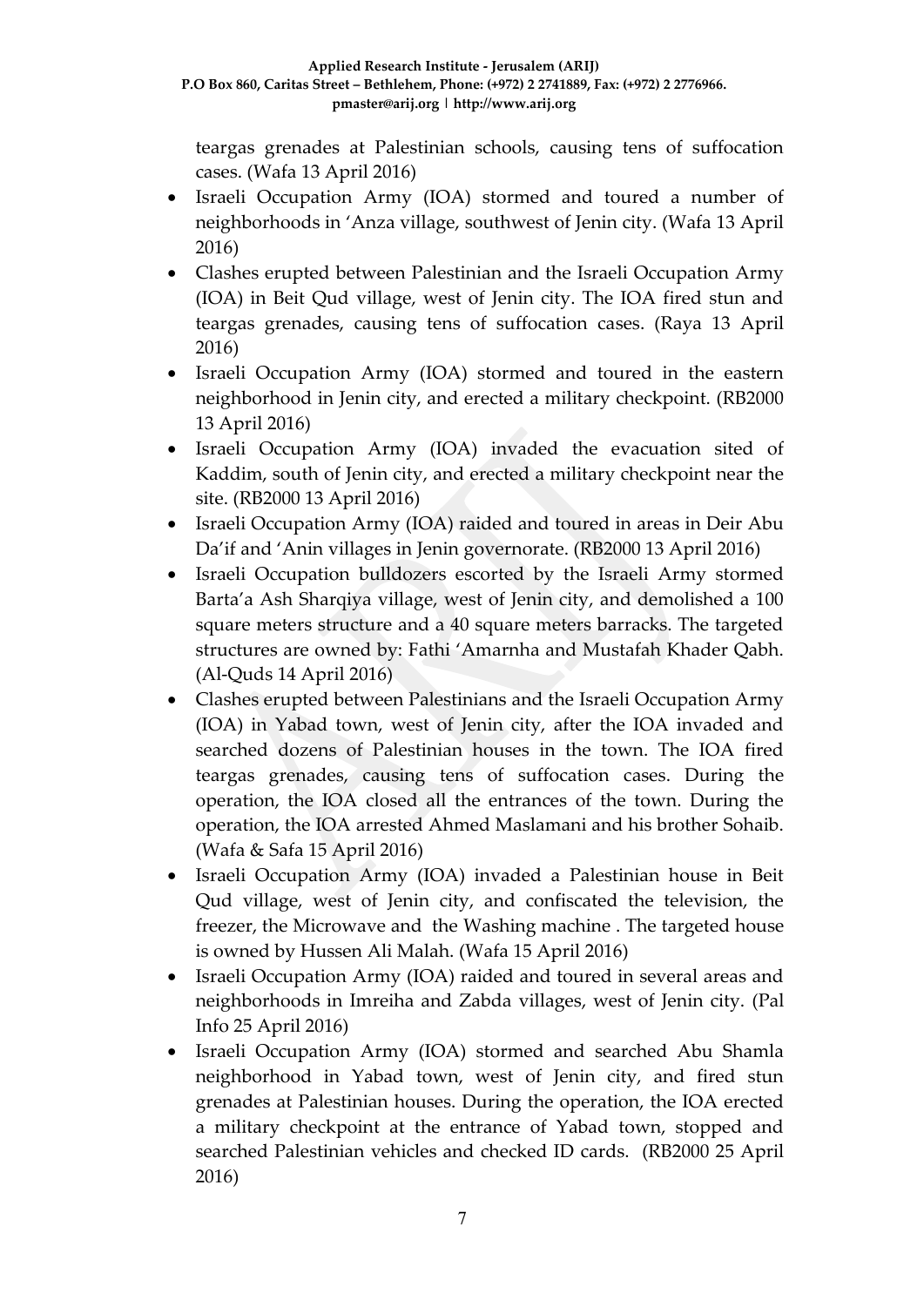teargas grenades at Palestinian schools, causing tens of suffocation cases. (Wafa 13 April 2016)

- Israeli Occupation Army (IOA) stormed and toured a number of neighborhoods in 'Anza village, southwest of Jenin city. (Wafa 13 April 2016)
- Clashes erupted between Palestinian and the Israeli Occupation Army (IOA) in Beit Qud village, west of Jenin city. The IOA fired stun and teargas grenades, causing tens of suffocation cases. (Raya 13 April 2016)
- Israeli Occupation Army (IOA) stormed and toured in the eastern neighborhood in Jenin city, and erected a military checkpoint. (RB2000 13 April 2016)
- Israeli Occupation Army (IOA) invaded the evacuation sited of Kaddim, south of Jenin city, and erected a military checkpoint near the site. (RB2000 13 April 2016)
- Israeli Occupation Army (IOA) raided and toured in areas in Deir Abu Da'if and 'Anin villages in Jenin governorate. (RB2000 13 April 2016)
- Israeli Occupation bulldozers escorted by the Israeli Army stormed Barta'a Ash Sharqiya village, west of Jenin city, and demolished a 100 square meters structure and a 40 square meters barracks. The targeted structures are owned by: Fathi 'Amarnha and Mustafah Khader Qabh. (Al-Quds 14 April 2016)
- Clashes erupted between Palestinians and the Israeli Occupation Army (IOA) in Yabad town, west of Jenin city, after the IOA invaded and searched dozens of Palestinian houses in the town. The IOA fired teargas grenades, causing tens of suffocation cases. During the operation, the IOA closed all the entrances of the town. During the operation, the IOA arrested Ahmed Maslamani and his brother Sohaib. (Wafa & Safa 15 April 2016)
- Israeli Occupation Army (IOA) invaded a Palestinian house in Beit Qud village, west of Jenin city, and confiscated the television, the freezer, the Microwave and the Washing machine . The targeted house is owned by Hussen Ali Malah. (Wafa 15 April 2016)
- Israeli Occupation Army (IOA) raided and toured in several areas and neighborhoods in Imreiha and Zabda villages, west of Jenin city. (Pal Info 25 April 2016)
- Israeli Occupation Army (IOA) stormed and searched Abu Shamla neighborhood in Yabad town, west of Jenin city, and fired stun grenades at Palestinian houses. During the operation, the IOA erected a military checkpoint at the entrance of Yabad town, stopped and searched Palestinian vehicles and checked ID cards. (RB2000 25 April 2016)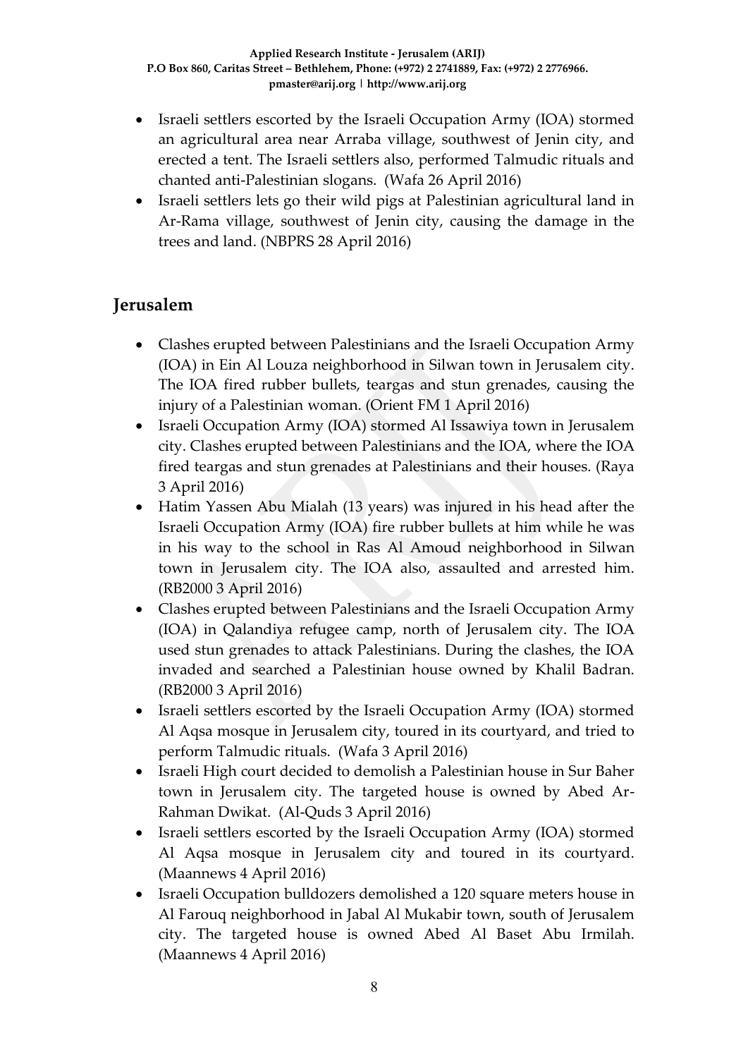- Israeli settlers escorted by the Israeli Occupation Army (IOA) stormed an agricultural area near Arraba village, southwest of Jenin city, and erected a tent. The Israeli settlers also, performed Talmudic rituals and chanted anti-Palestinian slogans. (Wafa 26 April 2016)
- Israeli settlers lets go their wild pigs at Palestinian agricultural land in Ar-Rama village, southwest of Jenin city, causing the damage in the trees and land. (NBPRS 28 April 2016)

## Jerusalem

- Clashes erupted between Palestinians and the Israeli Occupation Army (IOA) in Ein Al Louza neighborhood in Silwan town in Jerusalem city. The IOA fired rubber bullets, teargas and stun grenades, causing the injury of a Palestinian woman. (Orient FM 1 April 2016)
- Israeli Occupation Army (IOA) stormed Al Issawiya town in Jerusalem city. Clashes erupted between Palestinians and the IOA, where the IOA fired teargas and stun grenades at Palestinians and their houses. (Raya 3 April 2016)
- Hatim Yassen Abu Mialah (13 years) was injured in his head after the Israeli Occupation Army (IOA) fire rubber bullets at him while he was in his way to the school in Ras Al Amoud neighborhood in Silwan town in Jerusalem city. The IOA also, assaulted and arrested him. (RB2000 3 April 2016)
- Clashes erupted between Palestinians and the Israeli Occupation Army (IOA) in Qalandiya refugee camp, north of Jerusalem city. The IOA used stun grenades to attack Palestinians. During the clashes, the IOA invaded and searched a Palestinian house owned by Khalil Badran. (RB2000 3 April 2016)
- Israeli settlers escorted by the Israeli Occupation Army (IOA) stormed Al Aqsa mosque in Jerusalem city, toured in its courtyard, and tried to perform Talmudic rituals. (Wafa 3 April 2016)
- Israeli High court decided to demolish a Palestinian house in Sur Baher town in Jerusalem city. The targeted house is owned by Abed Ar-Rahman Dwikat. (Al-Quds 3 April 2016)
- Israeli settlers escorted by the Israeli Occupation Army (IOA) stormed Al Aqsa mosque in Jerusalem city and toured in its courtyard. (Maannews 4 April 2016)
- Israeli Occupation bulldozers demolished a 120 square meters house in Al Farouq neighborhood in Jabal Al Mukabir town, south of Jerusalem city. The targeted house is owned Abed Al Baset Abu Irmilah. (Maannews 4 April 2016)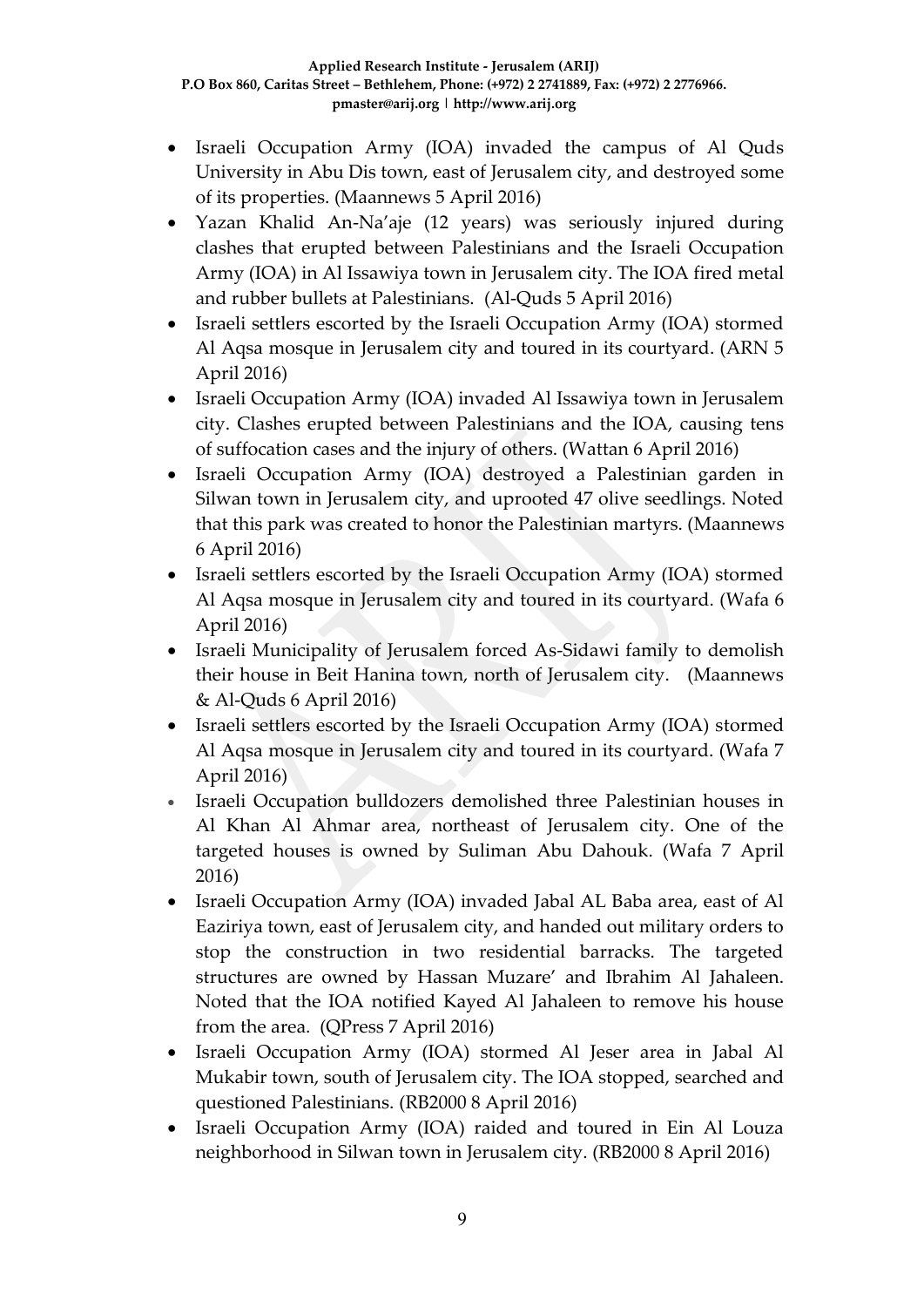- Israeli Occupation Army (IOA) invaded the campus of Al Quds University in Abu Dis town, east of Jerusalem city, and destroyed some of its properties. (Maannews 5 April 2016)
- Yazan Khalid An-Na'aje (12 years) was seriously injured during clashes that erupted between Palestinians and the Israeli Occupation Army (IOA) in Al Issawiya town in Jerusalem city. The IOA fired metal and rubber bullets at Palestinians. (Al-Quds 5 April 2016)
- Israeli settlers escorted by the Israeli Occupation Army (IOA) stormed Al Aqsa mosque in Jerusalem city and toured in its courtyard. (ARN 5 April 2016)
- Israeli Occupation Army (IOA) invaded Al Issawiya town in Jerusalem city. Clashes erupted between Palestinians and the IOA, causing tens of suffocation cases and the injury of others. (Wattan 6 April 2016)
- Israeli Occupation Army (IOA) destroyed a Palestinian garden in Silwan town in Jerusalem city, and uprooted 47 olive seedlings. Noted that this park was created to honor the Palestinian martyrs. (Maannews 6 April 2016)
- Israeli settlers escorted by the Israeli Occupation Army (IOA) stormed Al Aqsa mosque in Jerusalem city and toured in its courtyard. (Wafa 6 April 2016)
- Israeli Municipality of Jerusalem forced As-Sidawi family to demolish their house in Beit Hanina town, north of Jerusalem city. (Maannews & Al-Quds 6 April 2016)
- Israeli settlers escorted by the Israeli Occupation Army (IOA) stormed Al Aqsa mosque in Jerusalem city and toured in its courtyard. (Wafa 7 April 2016)
- Israeli Occupation bulldozers demolished three Palestinian houses in Al Khan Al Ahmar area, northeast of Jerusalem city. One of the targeted houses is owned by Suliman Abu Dahouk. (Wafa 7 April 2016)
- Israeli Occupation Army (IOA) invaded Jabal AL Baba area, east of Al Eaziriya town, east of Jerusalem city, and handed out military orders to stop the construction in two residential barracks. The targeted structures are owned by Hassan Muzare' and Ibrahim Al Jahaleen. Noted that the IOA notified Kayed Al Jahaleen to remove his house from the area. (QPress 7 April 2016)
- Israeli Occupation Army (IOA) stormed Al Jeser area in Jabal Al Mukabir town, south of Jerusalem city. The IOA stopped, searched and questioned Palestinians. (RB2000 8 April 2016)
- Israeli Occupation Army (IOA) raided and toured in Ein Al Louza neighborhood in Silwan town in Jerusalem city. (RB2000 8 April 2016)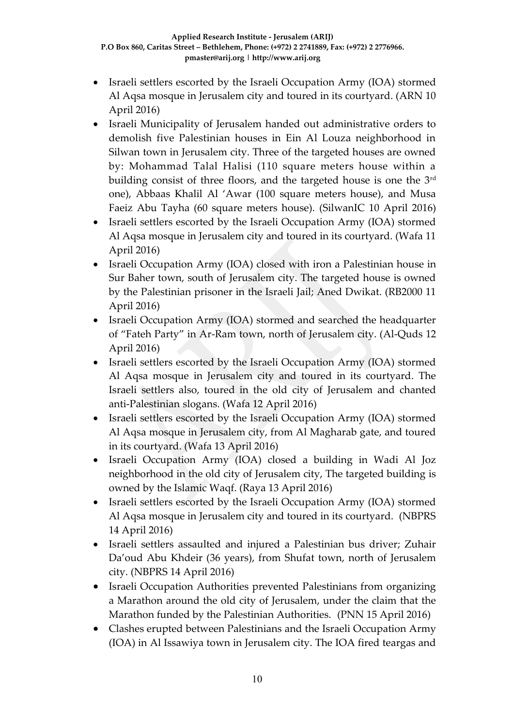- Israeli settlers escorted by the Israeli Occupation Army (IOA) stormed Al Aqsa mosque in Jerusalem city and toured in its courtyard. (ARN 10 April 2016)
- Israeli Municipality of Jerusalem handed out administrative orders to demolish five Palestinian houses in Ein Al Louza neighborhood in Silwan town in Jerusalem city. Three of the targeted houses are owned by: Mohammad Talal Halisi (110 square meters house within a building consist of three floors, and the targeted house is one the 3rd one), Abbaas Khalil Al 'Awar (100 square meters house), and Musa Faeiz Abu Tayha (60 square meters house). (SilwanIC 10 April 2016)
- Israeli settlers escorted by the Israeli Occupation Army (IOA) stormed Al Aqsa mosque in Jerusalem city and toured in its courtyard. (Wafa 11 April 2016)
- Israeli Occupation Army (IOA) closed with iron a Palestinian house in Sur Baher town, south of Jerusalem city. The targeted house is owned by the Palestinian prisoner in the Israeli Jail; Aned Dwikat. (RB2000 11 April 2016)
- Israeli Occupation Army (IOA) stormed and searched the headquarter of "Fateh Party" in Ar-Ram town, north of Jerusalem city. (Al-Quds 12 April 2016)
- Israeli settlers escorted by the Israeli Occupation Army (IOA) stormed Al Aqsa mosque in Jerusalem city and toured in its courtyard. The Israeli settlers also, toured in the old city of Jerusalem and chanted anti-Palestinian slogans. (Wafa 12 April 2016)
- Israeli settlers escorted by the Israeli Occupation Army (IOA) stormed Al Aqsa mosque in Jerusalem city, from Al Magharab gate, and toured in its courtyard. (Wafa 13 April 2016)
- Israeli Occupation Army (IOA) closed a building in Wadi Al Joz neighborhood in the old city of Jerusalem city, The targeted building is owned by the Islamic Waqf. (Raya 13 April 2016)
- Israeli settlers escorted by the Israeli Occupation Army (IOA) stormed Al Aqsa mosque in Jerusalem city and toured in its courtyard. (NBPRS 14 April 2016)
- Israeli settlers assaulted and injured a Palestinian bus driver; Zuhair Da'oud Abu Khdeir (36 years), from Shufat town, north of Jerusalem city. (NBPRS 14 April 2016)
- Israeli Occupation Authorities prevented Palestinians from organizing a Marathon around the old city of Jerusalem, under the claim that the Marathon funded by the Palestinian Authorities. (PNN 15 April 2016)
- Clashes erupted between Palestinians and the Israeli Occupation Army (IOA) in Al Issawiya town in Jerusalem city. The IOA fired teargas and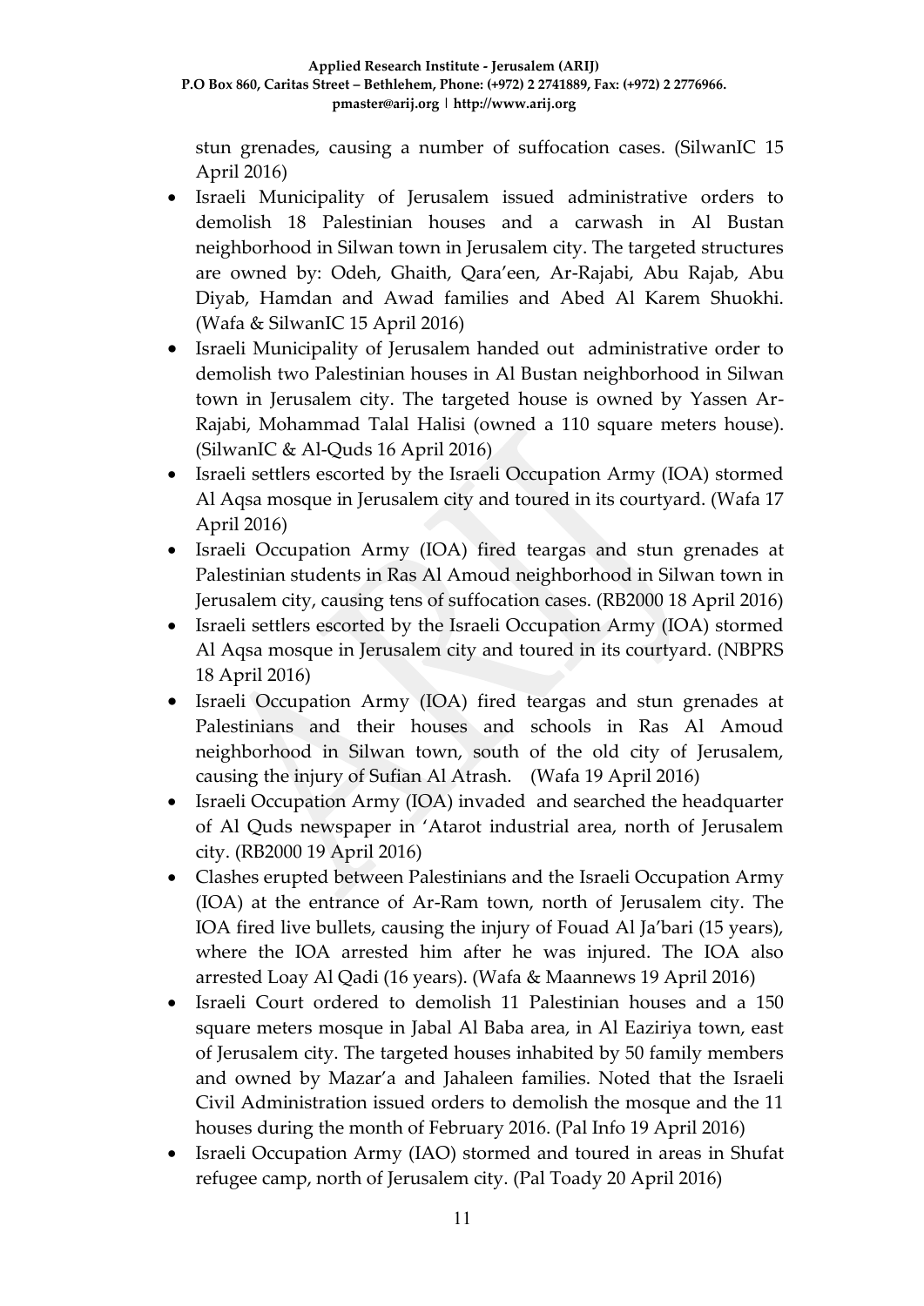stun grenades, causing a number of suffocation cases. (SilwanIC 15 April 2016)

- Israeli Municipality of Jerusalem issued administrative orders to demolish 18 Palestinian houses and a carwash in Al Bustan neighborhood in Silwan town in Jerusalem city. The targeted structures are owned by: Odeh, Ghaith, Qara'een, Ar-Rajabi, Abu Rajab, Abu Diyab, Hamdan and Awad families and Abed Al Karem Shuokhi. (Wafa & SilwanIC 15 April 2016)
- Israeli Municipality of Jerusalem handed out administrative order to demolish two Palestinian houses in Al Bustan neighborhood in Silwan town in Jerusalem city. The targeted house is owned by Yassen Ar-Rajabi, Mohammad Talal Halisi (owned a 110 square meters house). (SilwanIC & Al-Quds 16 April 2016)
- Israeli settlers escorted by the Israeli Occupation Army (IOA) stormed Al Aqsa mosque in Jerusalem city and toured in its courtyard. (Wafa 17 April 2016)
- Israeli Occupation Army (IOA) fired teargas and stun grenades at Palestinian students in Ras Al Amoud neighborhood in Silwan town in Jerusalem city, causing tens of suffocation cases. (RB2000 18 April 2016)
- Israeli settlers escorted by the Israeli Occupation Army (IOA) stormed Al Aqsa mosque in Jerusalem city and toured in its courtyard. (NBPRS 18 April 2016)
- Israeli Occupation Army (IOA) fired teargas and stun grenades at Palestinians and their houses and schools in Ras Al Amoud neighborhood in Silwan town, south of the old city of Jerusalem, causing the injury of Sufian Al Atrash. (Wafa 19 April 2016)
- Israeli Occupation Army (IOA) invaded and searched the headquarter of Al Quds newspaper in 'Atarot industrial area, north of Jerusalem city. (RB2000 19 April 2016)
- Clashes erupted between Palestinians and the Israeli Occupation Army (IOA) at the entrance of Ar-Ram town, north of Jerusalem city. The IOA fired live bullets, causing the injury of Fouad Al Ja'bari (15 years), where the IOA arrested him after he was injured. The IOA also arrested Loay Al Qadi (16 years). (Wafa & Maannews 19 April 2016)
- Israeli Court ordered to demolish 11 Palestinian houses and a 150 square meters mosque in Jabal Al Baba area, in Al Eaziriya town, east of Jerusalem city. The targeted houses inhabited by 50 family members and owned by Mazar'a and Jahaleen families. Noted that the Israeli Civil Administration issued orders to demolish the mosque and the 11 houses during the month of February 2016. (Pal Info 19 April 2016)
- Israeli Occupation Army (IAO) stormed and toured in areas in Shufat refugee camp, north of Jerusalem city. (Pal Toady 20 April 2016)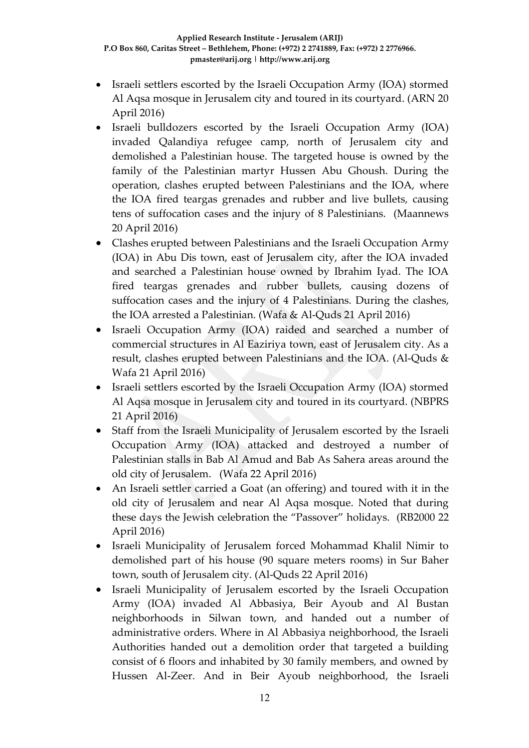- Israeli settlers escorted by the Israeli Occupation Army (IOA) stormed Al Aqsa mosque in Jerusalem city and toured in its courtyard. (ARN 20 April 2016)
- Israeli bulldozers escorted by the Israeli Occupation Army (IOA) invaded Qalandiya refugee camp, north of Jerusalem city and demolished a Palestinian house. The targeted house is owned by the family of the Palestinian martyr Hussen Abu Ghoush. During the operation, clashes erupted between Palestinians and the IOA, where the IOA fired teargas grenades and rubber and live bullets, causing tens of suffocation cases and the injury of 8 Palestinians. (Maannews 20 April 2016)
- Clashes erupted between Palestinians and the Israeli Occupation Army (IOA) in Abu Dis town, east of Jerusalem city, after the IOA invaded and searched a Palestinian house owned by Ibrahim Iyad. The IOA fired teargas grenades and rubber bullets, causing dozens of suffocation cases and the injury of 4 Palestinians. During the clashes, the IOA arrested a Palestinian. (Wafa & Al-Quds 21 April 2016)
- Israeli Occupation Army (IOA) raided and searched a number of commercial structures in Al Eaziriya town, east of Jerusalem city. As a result, clashes erupted between Palestinians and the IOA. (Al-Quds & Wafa 21 April 2016)
- Israeli settlers escorted by the Israeli Occupation Army (IOA) stormed Al Aqsa mosque in Jerusalem city and toured in its courtyard. (NBPRS 21 April 2016)
- Staff from the Israeli Municipality of Jerusalem escorted by the Israeli Occupation Army (IOA) attacked and destroyed a number of Palestinian stalls in Bab Al Amud and Bab As Sahera areas around the old city of Jerusalem. (Wafa 22 April 2016)
- An Israeli settler carried a Goat (an offering) and toured with it in the old city of Jerusalem and near Al Aqsa mosque. Noted that during these days the Jewish celebration the "Passover" holidays. (RB2000 22 April 2016)
- Israeli Municipality of Jerusalem forced Mohammad Khalil Nimir to demolished part of his house (90 square meters rooms) in Sur Baher town, south of Jerusalem city. (Al-Quds 22 April 2016)
- Israeli Municipality of Jerusalem escorted by the Israeli Occupation Army (IOA) invaded Al Abbasiya, Beir Ayoub and Al Bustan neighborhoods in Silwan town, and handed out a number of administrative orders. Where in Al Abbasiya neighborhood, the Israeli Authorities handed out a demolition order that targeted a building consist of 6 floors and inhabited by 30 family members, and owned by Hussen Al-Zeer. And in Beir Ayoub neighborhood, the Israeli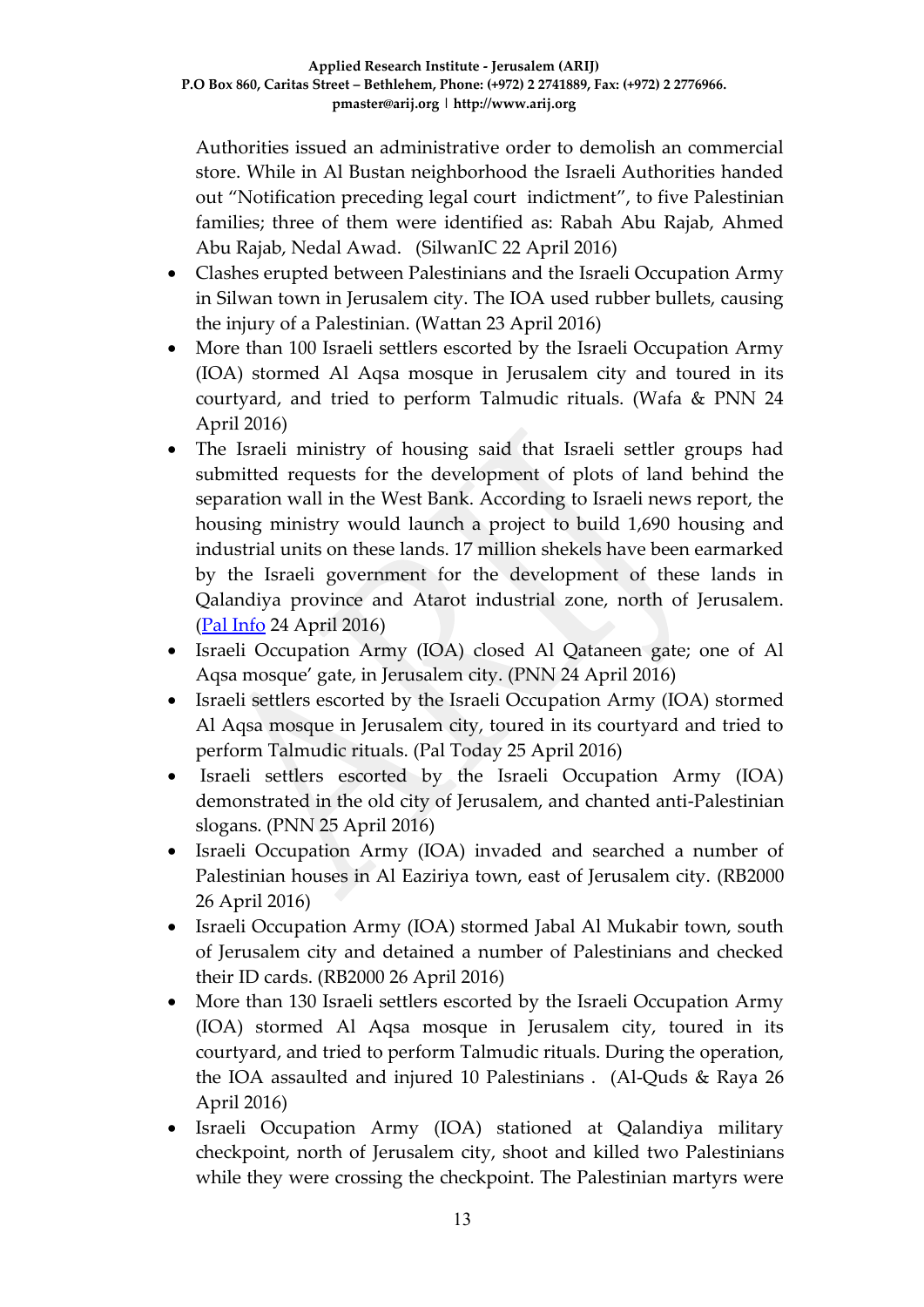Authorities issued an administrative order to demolish an commercial store. While in Al Bustan neighborhood the Israeli Authorities handed out "Notification preceding legal court indictment", to five Palestinian families; three of them were identified as: Rabah Abu Rajab, Ahmed Abu Rajab, Nedal Awad. (SilwanIC 22 April 2016)

- Clashes erupted between Palestinians and the Israeli Occupation Army in Silwan town in Jerusalem city. The IOA used rubber bullets, causing the injury of a Palestinian. (Wattan 23 April 2016)
- More than 100 Israeli settlers escorted by the Israeli Occupation Army (IOA) stormed Al Aqsa mosque in Jerusalem city and toured in its courtyard, and tried to perform Talmudic rituals. (Wafa & PNN 24 April 2016)
- The Israeli ministry of housing said that Israeli settler groups had submitted requests for the development of plots of land behind the separation wall in the West Bank. According to Israeli news report, the housing ministry would launch a project to build 1,690 housing and industrial units on these lands. 17 million shekels have been earmarked by the Israeli government for the development of these lands in Qalandiya province and Atarot industrial zone, north of Jerusalem. (Pal Info 24 April 2016)
- Israeli Occupation Army (IOA) closed Al Qataneen gate; one of Al Aqsa mosque' gate, in Jerusalem city. (PNN 24 April 2016)
- Israeli settlers escorted by the Israeli Occupation Army (IOA) stormed Al Aqsa mosque in Jerusalem city, toured in its courtyard and tried to perform Talmudic rituals. (Pal Today 25 April 2016)
- Israeli settlers escorted by the Israeli Occupation Army (IOA) demonstrated in the old city of Jerusalem, and chanted anti-Palestinian slogans. (PNN 25 April 2016)
- Israeli Occupation Army (IOA) invaded and searched a number of Palestinian houses in Al Eaziriya town, east of Jerusalem city. (RB2000 26 April 2016)
- Israeli Occupation Army (IOA) stormed Jabal Al Mukabir town, south of Jerusalem city and detained a number of Palestinians and checked their ID cards. (RB2000 26 April 2016)
- More than 130 Israeli settlers escorted by the Israeli Occupation Army (IOA) stormed Al Aqsa mosque in Jerusalem city, toured in its courtyard, and tried to perform Talmudic rituals. During the operation, the IOA assaulted and injured 10 Palestinians . (Al-Quds & Raya 26 April 2016)
- Israeli Occupation Army (IOA) stationed at Qalandiya military checkpoint, north of Jerusalem city, shoot and killed two Palestinians while they were crossing the checkpoint. The Palestinian martyrs were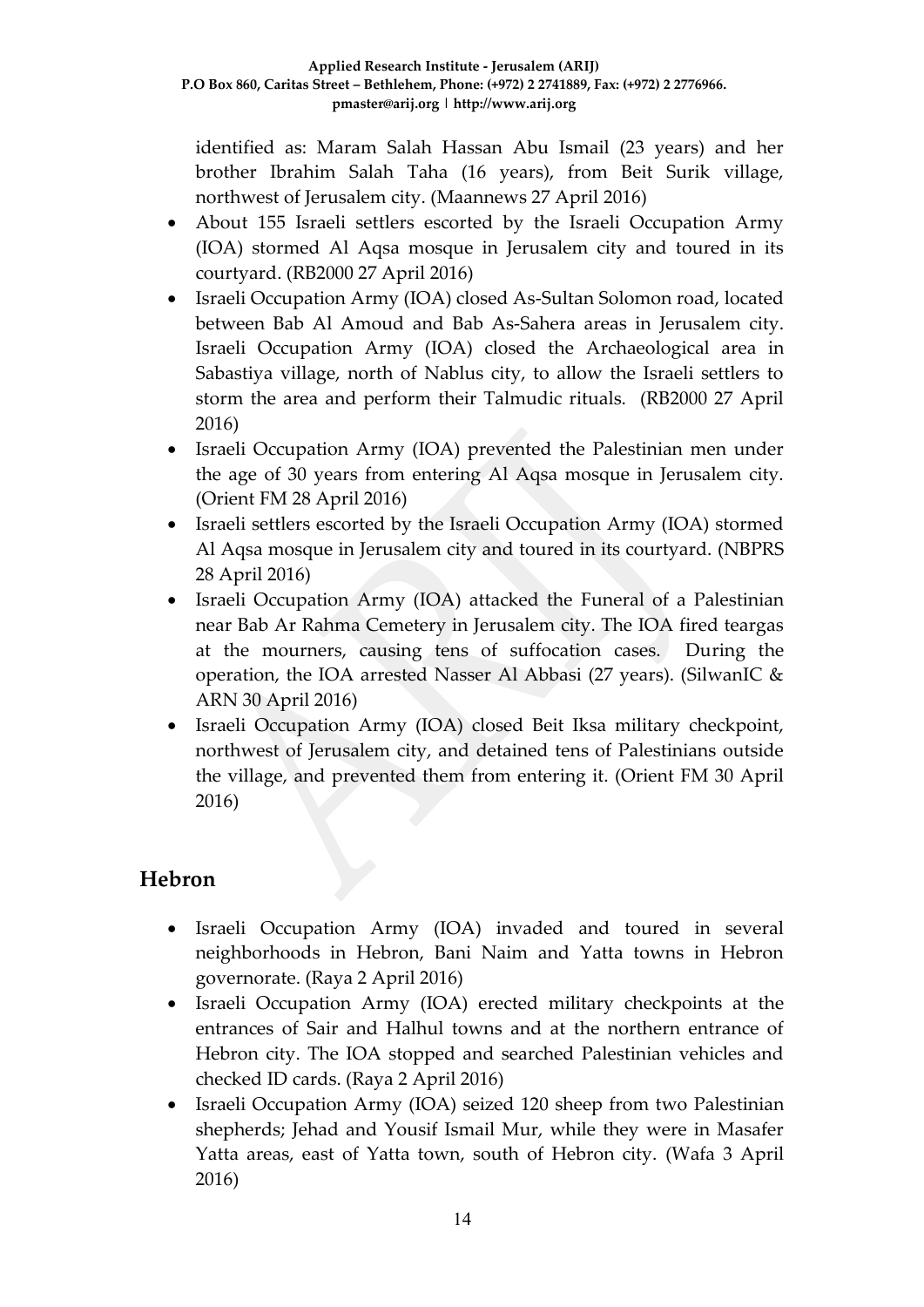identified as: Maram Salah Hassan Abu Ismail (23 years) and her brother Ibrahim Salah Taha (16 years), from Beit Surik village, northwest of Jerusalem city. (Maannews 27 April 2016)

- About 155 Israeli settlers escorted by the Israeli Occupation Army (IOA) stormed Al Aqsa mosque in Jerusalem city and toured in its courtyard. (RB2000 27 April 2016)
- Israeli Occupation Army (IOA) closed As-Sultan Solomon road, located between Bab Al Amoud and Bab As-Sahera areas in Jerusalem city. Israeli Occupation Army (IOA) closed the Archaeological area in Sabastiya village, north of Nablus city, to allow the Israeli settlers to storm the area and perform their Talmudic rituals. (RB2000 27 April 2016)
- Israeli Occupation Army (IOA) prevented the Palestinian men under the age of 30 years from entering Al Aqsa mosque in Jerusalem city. (Orient FM 28 April 2016)
- Israeli settlers escorted by the Israeli Occupation Army (IOA) stormed Al Aqsa mosque in Jerusalem city and toured in its courtyard. (NBPRS 28 April 2016)
- Israeli Occupation Army (IOA) attacked the Funeral of a Palestinian near Bab Ar Rahma Cemetery in Jerusalem city. The IOA fired teargas at the mourners, causing tens of suffocation cases. During the operation, the IOA arrested Nasser Al Abbasi (27 years). (SilwanIC & ARN 30 April 2016)
- Israeli Occupation Army (IOA) closed Beit Iksa military checkpoint, northwest of Jerusalem city, and detained tens of Palestinians outside the village, and prevented them from entering it. (Orient FM 30 April 2016)

## Hebron

- Israeli Occupation Army (IOA) invaded and toured in several neighborhoods in Hebron, Bani Naim and Yatta towns in Hebron governorate. (Raya 2 April 2016)
- Israeli Occupation Army (IOA) erected military checkpoints at the entrances of Sair and Halhul towns and at the northern entrance of Hebron city. The IOA stopped and searched Palestinian vehicles and checked ID cards. (Raya 2 April 2016)
- Israeli Occupation Army (IOA) seized 120 sheep from two Palestinian shepherds; Jehad and Yousif Ismail Mur, while they were in Masafer Yatta areas, east of Yatta town, south of Hebron city. (Wafa 3 April 2016)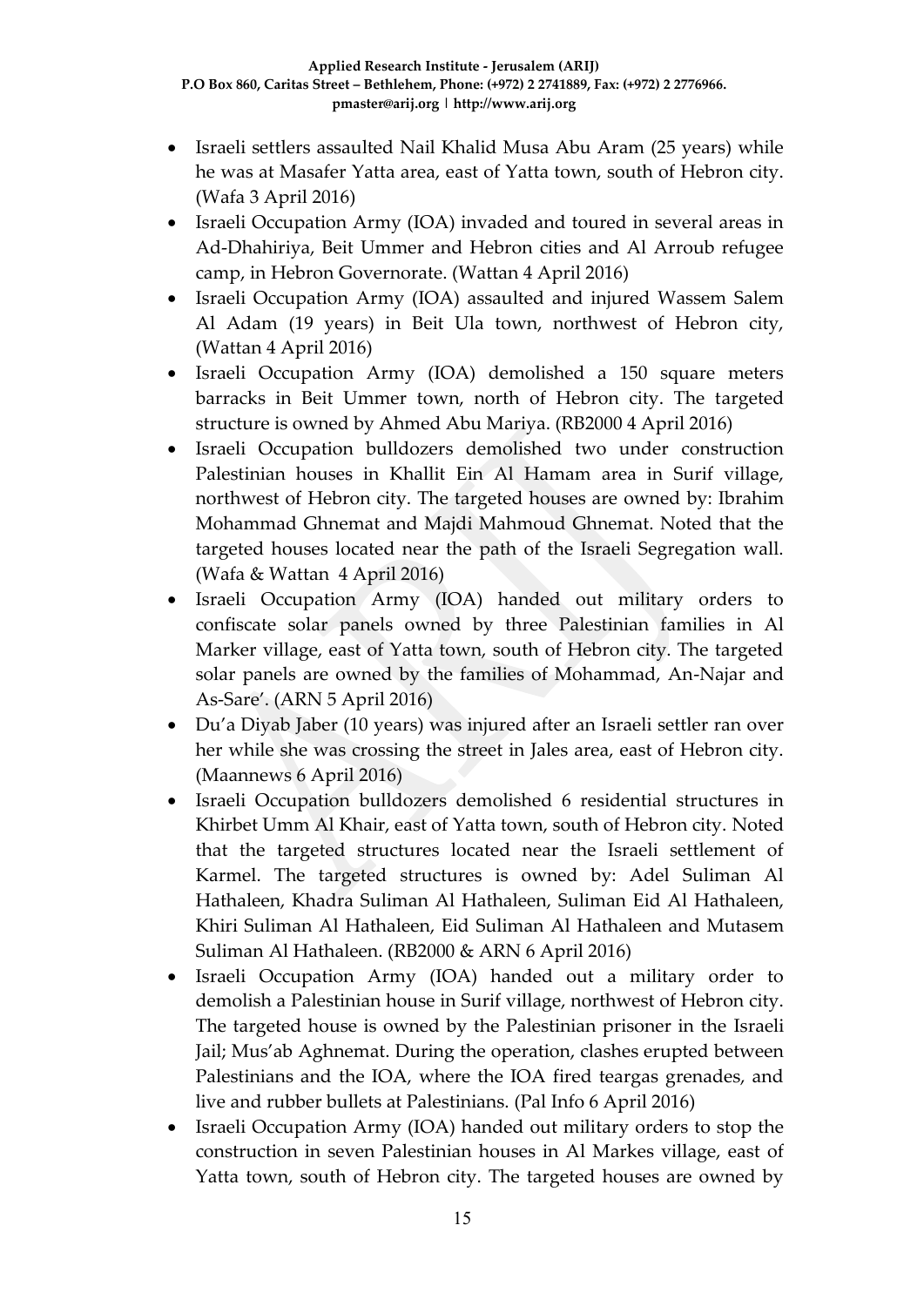- Israeli settlers assaulted Nail Khalid Musa Abu Aram (25 years) while he was at Masafer Yatta area, east of Yatta town, south of Hebron city. (Wafa 3 April 2016)
- Israeli Occupation Army (IOA) invaded and toured in several areas in Ad-Dhahiriya, Beit Ummer and Hebron cities and Al Arroub refugee camp, in Hebron Governorate. (Wattan 4 April 2016)
- Israeli Occupation Army (IOA) assaulted and injured Wassem Salem Al Adam (19 years) in Beit Ula town, northwest of Hebron city, (Wattan 4 April 2016)
- Israeli Occupation Army (IOA) demolished a 150 square meters barracks in Beit Ummer town, north of Hebron city. The targeted structure is owned by Ahmed Abu Mariya. (RB2000 4 April 2016)
- Israeli Occupation bulldozers demolished two under construction Palestinian houses in Khallit Ein Al Hamam area in Surif village, northwest of Hebron city. The targeted houses are owned by: Ibrahim Mohammad Ghnemat and Majdi Mahmoud Ghnemat. Noted that the targeted houses located near the path of the Israeli Segregation wall. (Wafa & Wattan 4 April 2016)
- Israeli Occupation Army (IOA) handed out military orders to confiscate solar panels owned by three Palestinian families in Al Marker village, east of Yatta town, south of Hebron city. The targeted solar panels are owned by the families of Mohammad, An-Najar and As-Sare'. (ARN 5 April 2016)
- Du'a Diyab Jaber (10 years) was injured after an Israeli settler ran over her while she was crossing the street in Jales area, east of Hebron city. (Maannews 6 April 2016)
- Israeli Occupation bulldozers demolished 6 residential structures in Khirbet Umm Al Khair, east of Yatta town, south of Hebron city. Noted that the targeted structures located near the Israeli settlement of Karmel. The targeted structures is owned by: Adel Suliman Al Hathaleen, Khadra Suliman Al Hathaleen, Suliman Eid Al Hathaleen, Khiri Suliman Al Hathaleen, Eid Suliman Al Hathaleen and Mutasem Suliman Al Hathaleen. (RB2000 & ARN 6 April 2016)
- Israeli Occupation Army (IOA) handed out a military order to demolish a Palestinian house in Surif village, northwest of Hebron city. The targeted house is owned by the Palestinian prisoner in the Israeli Jail; Mus'ab Aghnemat. During the operation, clashes erupted between Palestinians and the IOA, where the IOA fired teargas grenades, and live and rubber bullets at Palestinians. (Pal Info 6 April 2016)
- Israeli Occupation Army (IOA) handed out military orders to stop the construction in seven Palestinian houses in Al Markes village, east of Yatta town, south of Hebron city. The targeted houses are owned by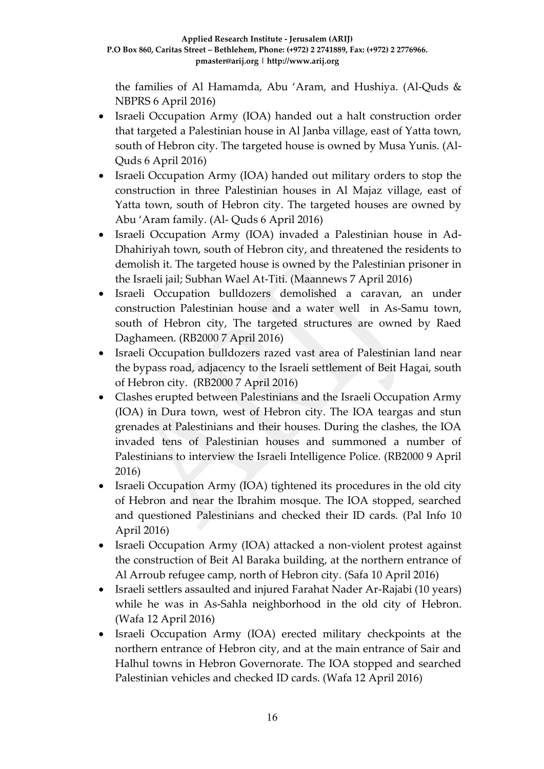the families of Al Hamamda, Abu 'Aram, and Hushiya. (Al-Quds & NBPRS 6 April 2016)

- Israeli Occupation Army (IOA) handed out a halt construction order that targeted a Palestinian house in Al Janba village, east of Yatta town, south of Hebron city. The targeted house is owned by Musa Yunis. (Al-Quds 6 April 2016)
- Israeli Occupation Army (IOA) handed out military orders to stop the construction in three Palestinian houses in Al Majaz village, east of Yatta town, south of Hebron city. The targeted houses are owned by Abu 'Aram family. (Al- Quds 6 April 2016)
- Israeli Occupation Army (IOA) invaded a Palestinian house in Ad-Dhahiriyah town, south of Hebron city, and threatened the residents to demolish it. The targeted house is owned by the Palestinian prisoner in the Israeli jail; Subhan Wael At-Titi. (Maannews 7 April 2016)
- Israeli Occupation bulldozers demolished a caravan, an under construction Palestinian house and a water well in As-Samu town, south of Hebron city, The targeted structures are owned by Raed Daghameen. (RB2000 7 April 2016)
- Israeli Occupation bulldozers razed vast area of Palestinian land near the bypass road, adjacency to the Israeli settlement of Beit Hagai, south of Hebron city. (RB2000 7 April 2016)
- Clashes erupted between Palestinians and the Israeli Occupation Army (IOA) in Dura town, west of Hebron city. The IOA teargas and stun grenades at Palestinians and their houses. During the clashes, the IOA invaded tens of Palestinian houses and summoned a number of Palestinians to interview the Israeli Intelligence Police. (RB2000 9 April 2016)
- Israeli Occupation Army (IOA) tightened its procedures in the old city of Hebron and near the Ibrahim mosque. The IOA stopped, searched and questioned Palestinians and checked their ID cards. (Pal Info 10 April 2016)
- Israeli Occupation Army (IOA) attacked a non-violent protest against the construction of Beit Al Baraka building, at the northern entrance of Al Arroub refugee camp, north of Hebron city. (Safa 10 April 2016)
- Israeli settlers assaulted and injured Farahat Nader Ar-Rajabi (10 years) while he was in As-Sahla neighborhood in the old city of Hebron. (Wafa 12 April 2016)
- Israeli Occupation Army (IOA) erected military checkpoints at the northern entrance of Hebron city, and at the main entrance of Sair and Halhul towns in Hebron Governorate. The IOA stopped and searched Palestinian vehicles and checked ID cards. (Wafa 12 April 2016)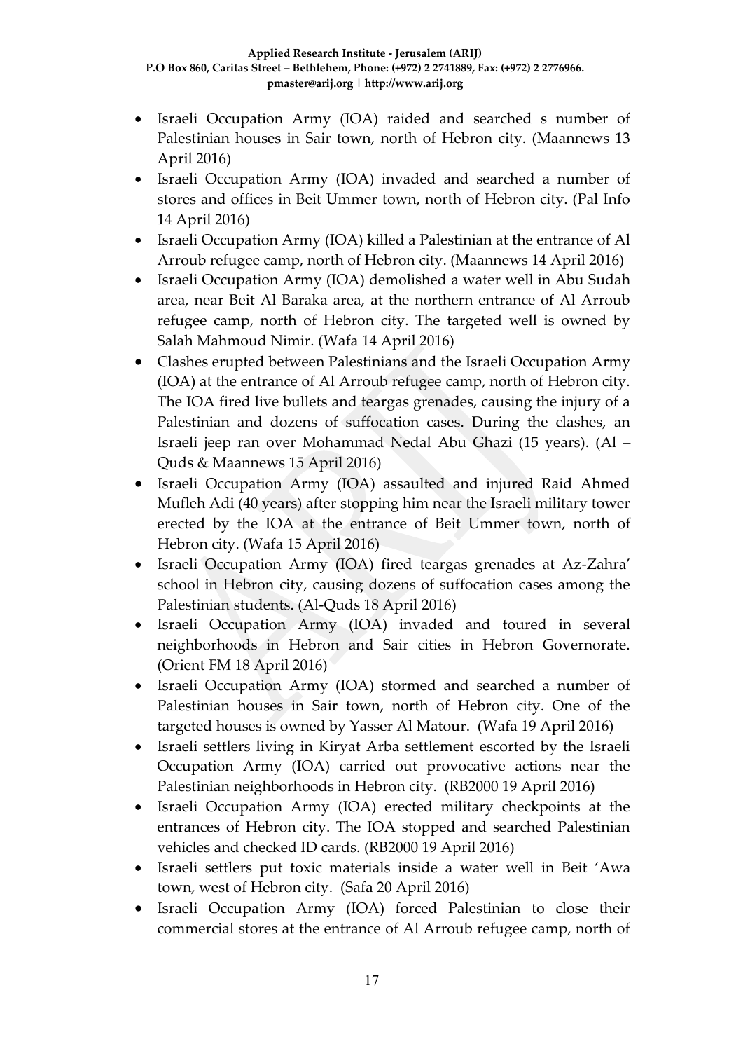- Israeli Occupation Army (IOA) raided and searched s number of Palestinian houses in Sair town, north of Hebron city. (Maannews 13 April 2016)
- Israeli Occupation Army (IOA) invaded and searched a number of stores and offices in Beit Ummer town, north of Hebron city. (Pal Info 14 April 2016)
- Israeli Occupation Army (IOA) killed a Palestinian at the entrance of Al Arroub refugee camp, north of Hebron city. (Maannews 14 April 2016)
- Israeli Occupation Army (IOA) demolished a water well in Abu Sudah area, near Beit Al Baraka area, at the northern entrance of Al Arroub refugee camp, north of Hebron city. The targeted well is owned by Salah Mahmoud Nimir. (Wafa 14 April 2016)
- Clashes erupted between Palestinians and the Israeli Occupation Army (IOA) at the entrance of Al Arroub refugee camp, north of Hebron city. The IOA fired live bullets and teargas grenades, causing the injury of a Palestinian and dozens of suffocation cases. During the clashes, an Israeli jeep ran over Mohammad Nedal Abu Ghazi (15 years). (Al – Quds & Maannews 15 April 2016)
- Israeli Occupation Army (IOA) assaulted and injured Raid Ahmed Mufleh Adi (40 years) after stopping him near the Israeli military tower erected by the IOA at the entrance of Beit Ummer town, north of Hebron city. (Wafa 15 April 2016)
- Israeli Occupation Army (IOA) fired teargas grenades at Az-Zahra' school in Hebron city, causing dozens of suffocation cases among the Palestinian students. (Al-Quds 18 April 2016)
- Israeli Occupation Army (IOA) invaded and toured in several neighborhoods in Hebron and Sair cities in Hebron Governorate. (Orient FM 18 April 2016)
- Israeli Occupation Army (IOA) stormed and searched a number of Palestinian houses in Sair town, north of Hebron city. One of the targeted houses is owned by Yasser Al Matour. (Wafa 19 April 2016)
- Israeli settlers living in Kiryat Arba settlement escorted by the Israeli Occupation Army (IOA) carried out provocative actions near the Palestinian neighborhoods in Hebron city. (RB2000 19 April 2016)
- Israeli Occupation Army (IOA) erected military checkpoints at the entrances of Hebron city. The IOA stopped and searched Palestinian vehicles and checked ID cards. (RB2000 19 April 2016)
- Israeli settlers put toxic materials inside a water well in Beit 'Awa town, west of Hebron city. (Safa 20 April 2016)
- Israeli Occupation Army (IOA) forced Palestinian to close their commercial stores at the entrance of Al Arroub refugee camp, north of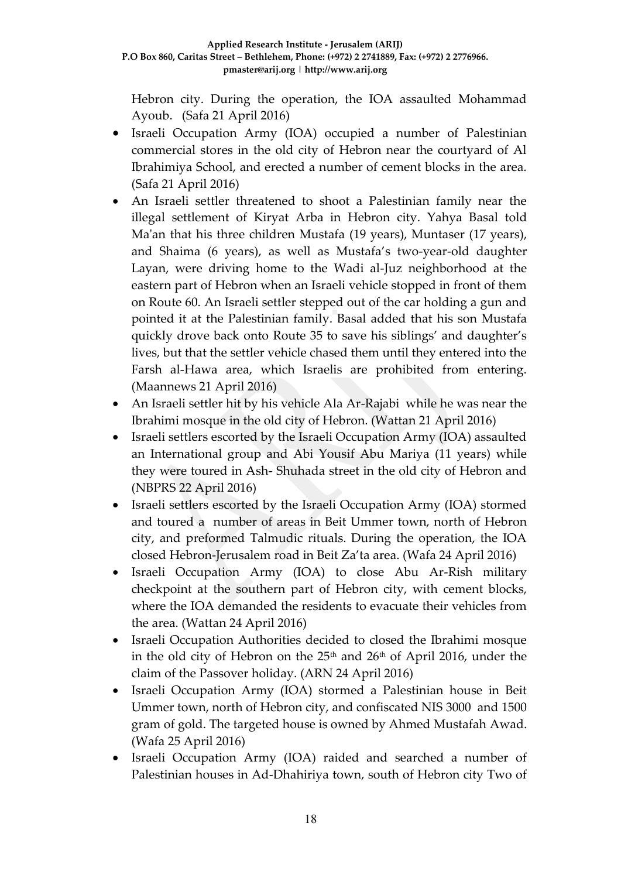Hebron city. During the operation, the IOA assaulted Mohammad Ayoub. (Safa 21 April 2016)

- Israeli Occupation Army (IOA) occupied a number of Palestinian commercial stores in the old city of Hebron near the courtyard of Al Ibrahimiya School, and erected a number of cement blocks in the area. (Safa 21 April 2016)
- An Israeli settler threatened to shoot a Palestinian family near the illegal settlement of Kiryat Arba in Hebron city. Yahya Basal told Ma'an that his three children Mustafa (19 years), Muntaser (17 years), and Shaima (6 years), as well as Mustafa's two-year-old daughter Layan, were driving home to the Wadi al-Juz neighborhood at the eastern part of Hebron when an Israeli vehicle stopped in front of them on Route 60. An Israeli settler stepped out of the car holding a gun and pointed it at the Palestinian family. Basal added that his son Mustafa quickly drove back onto Route 35 to save his siblings' and daughter's lives, but that the settler vehicle chased them until they entered into the Farsh al-Hawa area, which Israelis are prohibited from entering. (Maannews 21 April 2016)
- An Israeli settler hit by his vehicle Ala Ar-Rajabi while he was near the Ibrahimi mosque in the old city of Hebron. (Wattan 21 April 2016)
- Israeli settlers escorted by the Israeli Occupation Army (IOA) assaulted an International group and Abi Yousif Abu Mariya (11 years) while they were toured in Ash- Shuhada street in the old city of Hebron and (NBPRS 22 April 2016)
- Israeli settlers escorted by the Israeli Occupation Army (IOA) stormed and toured a number of areas in Beit Ummer town, north of Hebron city, and preformed Talmudic rituals. During the operation, the IOA closed Hebron-Jerusalem road in Beit Za'ta area. (Wafa 24 April 2016)
- Israeli Occupation Army (IOA) to close Abu Ar-Rish military checkpoint at the southern part of Hebron city, with cement blocks, where the IOA demanded the residents to evacuate their vehicles from the area. (Wattan 24 April 2016)
- Israeli Occupation Authorities decided to closed the Ibrahimi mosque in the old city of Hebron on the 25th and 26th of April 2016, under the claim of the Passover holiday. (ARN 24 April 2016)
- Israeli Occupation Army (IOA) stormed a Palestinian house in Beit Ummer town, north of Hebron city, and confiscated NIS 3000 and 1500 gram of gold. The targeted house is owned by Ahmed Mustafah Awad. (Wafa 25 April 2016)
- Israeli Occupation Army (IOA) raided and searched a number of Palestinian houses in Ad-Dhahiriya town, south of Hebron city Two of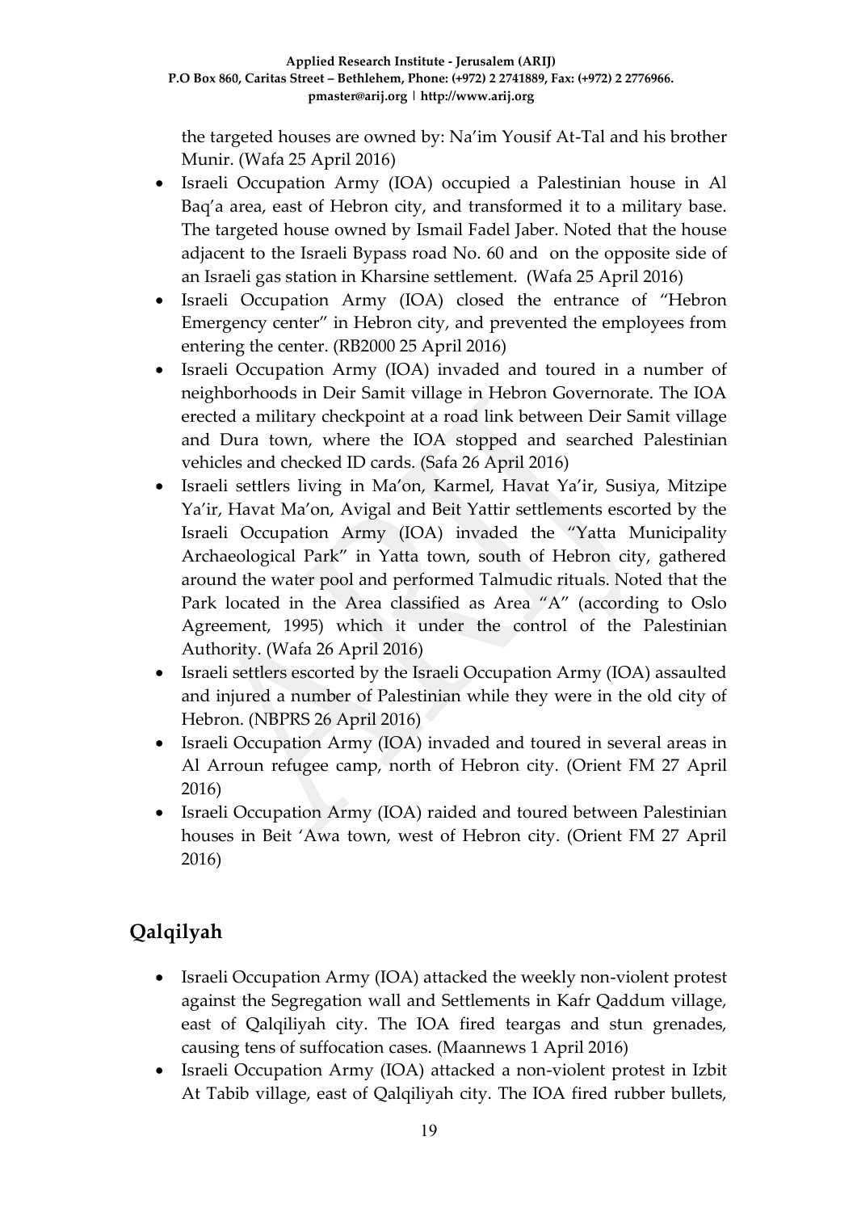the targeted houses are owned by: Na'im Yousif At-Tal and his brother Munir. (Wafa 25 April 2016)

- Israeli Occupation Army (IOA) occupied a Palestinian house in Al Baq'a area, east of Hebron city, and transformed it to a military base. The targeted house owned by Ismail Fadel Jaber. Noted that the house adjacent to the Israeli Bypass road No. 60 and on the opposite side of an Israeli gas station in Kharsine settlement. (Wafa 25 April 2016)
- Israeli Occupation Army (IOA) closed the entrance of "Hebron Emergency center" in Hebron city, and prevented the employees from entering the center. (RB2000 25 April 2016)
- Israeli Occupation Army (IOA) invaded and toured in a number of neighborhoods in Deir Samit village in Hebron Governorate. The IOA erected a military checkpoint at a road link between Deir Samit village and Dura town, where the IOA stopped and searched Palestinian vehicles and checked ID cards. (Safa 26 April 2016)
- Israeli settlers living in Ma'on, Karmel, Havat Ya'ir, Susiya, Mitzipe Ya'ir, Havat Ma'on, Avigal and Beit Yattir settlements escorted by the Israeli Occupation Army (IOA) invaded the "Yatta Municipality Archaeological Park" in Yatta town, south of Hebron city, gathered around the water pool and performed Talmudic rituals. Noted that the Park located in the Area classified as Area "A" (according to Oslo Agreement, 1995) which it under the control of the Palestinian Authority. (Wafa 26 April 2016)
- Israeli settlers escorted by the Israeli Occupation Army (IOA) assaulted and injured a number of Palestinian while they were in the old city of Hebron. (NBPRS 26 April 2016)
- Israeli Occupation Army (IOA) invaded and toured in several areas in Al Arroun refugee camp, north of Hebron city. (Orient FM 27 April 2016)
- Israeli Occupation Army (IOA) raided and toured between Palestinian houses in Beit 'Awa town, west of Hebron city. (Orient FM 27 April 2016)

## Qalqilyah

- Israeli Occupation Army (IOA) attacked the weekly non-violent protest against the Segregation wall and Settlements in Kafr Qaddum village, east of Qalqiliyah city. The IOA fired teargas and stun grenades, causing tens of suffocation cases. (Maannews 1 April 2016)
- Israeli Occupation Army (IOA) attacked a non-violent protest in Izbit At Tabib village, east of Qalqiliyah city. The IOA fired rubber bullets,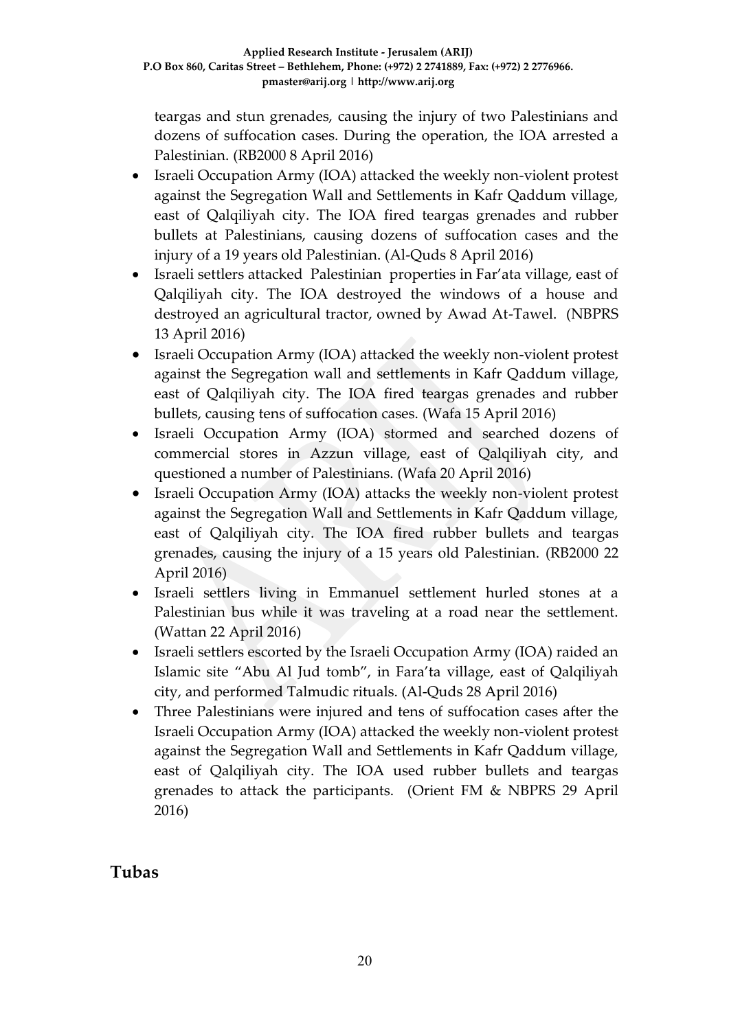teargas and stun grenades, causing the injury of two Palestinians and dozens of suffocation cases. During the operation, the IOA arrested a Palestinian. (RB2000 8 April 2016)

- Israeli Occupation Army (IOA) attacked the weekly non-violent protest against the Segregation Wall and Settlements in Kafr Qaddum village, east of Qalqiliyah city. The IOA fired teargas grenades and rubber bullets at Palestinians, causing dozens of suffocation cases and the injury of a 19 years old Palestinian. (Al-Quds 8 April 2016)
- Israeli settlers attacked Palestinian properties in Far'ata village, east of Qalqiliyah city. The IOA destroyed the windows of a house and destroyed an agricultural tractor, owned by Awad At-Tawel. (NBPRS 13 April 2016)
- Israeli Occupation Army (IOA) attacked the weekly non-violent protest against the Segregation wall and settlements in Kafr Qaddum village, east of Qalqiliyah city. The IOA fired teargas grenades and rubber bullets, causing tens of suffocation cases. (Wafa 15 April 2016)
- Israeli Occupation Army (IOA) stormed and searched dozens of commercial stores in Azzun village, east of Qalqiliyah city, and questioned a number of Palestinians. (Wafa 20 April 2016)
- Israeli Occupation Army (IOA) attacks the weekly non-violent protest against the Segregation Wall and Settlements in Kafr Qaddum village, east of Qalqiliyah city. The IOA fired rubber bullets and teargas grenades, causing the injury of a 15 years old Palestinian. (RB2000 22 April 2016)
- Israeli settlers living in Emmanuel settlement hurled stones at a Palestinian bus while it was traveling at a road near the settlement. (Wattan 22 April 2016)
- Israeli settlers escorted by the Israeli Occupation Army (IOA) raided an Islamic site "Abu Al Jud tomb", in Fara'ta village, east of Qalqiliyah city, and performed Talmudic rituals. (Al-Quds 28 April 2016)
- Three Palestinians were injured and tens of suffocation cases after the Israeli Occupation Army (IOA) attacked the weekly non-violent protest against the Segregation Wall and Settlements in Kafr Qaddum village, east of Qalqiliyah city. The IOA used rubber bullets and teargas grenades to attack the participants. (Orient FM & NBPRS 29 April 2016)

## Tubas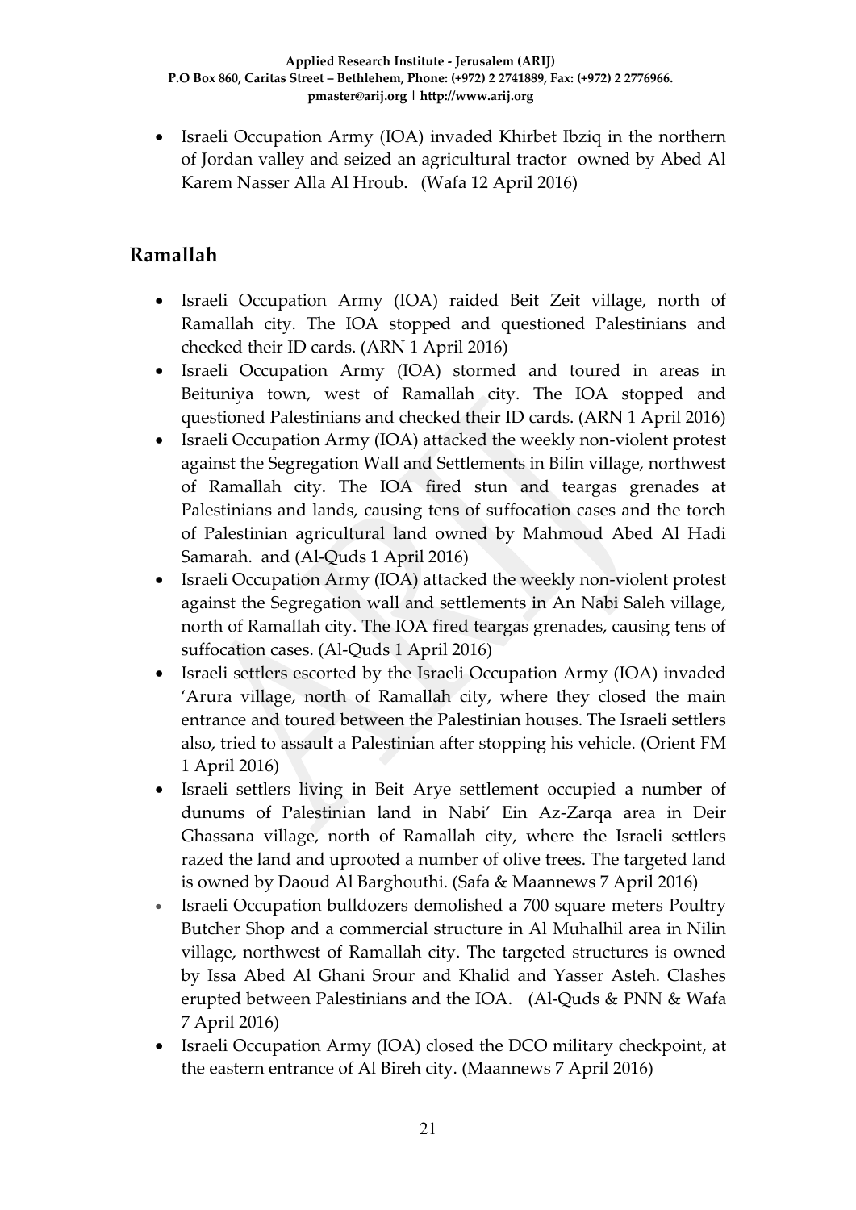- Israeli Occupation Army (IOA) invaded Khirbet Ibziq in the northern of Jordan valley and seized an agricultural tractor owned by Abed Al Karem Nasser Alla Al Hroub. (Wafa 12 April 2016)

## Ramallah

- Israeli Occupation Army (IOA) raided Beit Zeit village, north of Ramallah city. The IOA stopped and questioned Palestinians and checked their ID cards. (ARN 1 April 2016)
- Israeli Occupation Army (IOA) stormed and toured in areas in Beituniya town, west of Ramallah city. The IOA stopped and questioned Palestinians and checked their ID cards. (ARN 1 April 2016)
- Israeli Occupation Army (IOA) attacked the weekly non-violent protest against the Segregation Wall and Settlements in Bilin village, northwest of Ramallah city. The IOA fired stun and teargas grenades at Palestinians and lands, causing tens of suffocation cases and the torch of Palestinian agricultural land owned by Mahmoud Abed Al Hadi Samarah. and (Al-Quds 1 April 2016)
- Israeli Occupation Army (IOA) attacked the weekly non-violent protest against the Segregation wall and settlements in An Nabi Saleh village, north of Ramallah city. The IOA fired teargas grenades, causing tens of suffocation cases. (Al-Quds 1 April 2016)
- Israeli settlers escorted by the Israeli Occupation Army (IOA) invaded 'Arura village, north of Ramallah city, where they closed the main entrance and toured between the Palestinian houses. The Israeli settlers also, tried to assault a Palestinian after stopping his vehicle. (Orient FM 1 April 2016)
- Israeli settlers living in Beit Arye settlement occupied a number of dunums of Palestinian land in Nabi' Ein Az-Zarqa area in Deir Ghassana village, north of Ramallah city, where the Israeli settlers razed the land and uprooted a number of olive trees. The targeted land is owned by Daoud Al Barghouthi. (Safa & Maannews 7 April 2016)
- Israeli Occupation bulldozers demolished a 700 square meters Poultry Butcher Shop and a commercial structure in Al Muhalhil area in Nilin village, northwest of Ramallah city. The targeted structures is owned by Issa Abed Al Ghani Srour and Khalid and Yasser Asteh. Clashes erupted between Palestinians and the IOA. (Al-Quds & PNN & Wafa 7 April 2016)
- Israeli Occupation Army (IOA) closed the DCO military checkpoint, at the eastern entrance of Al Bireh city. (Maannews 7 April 2016)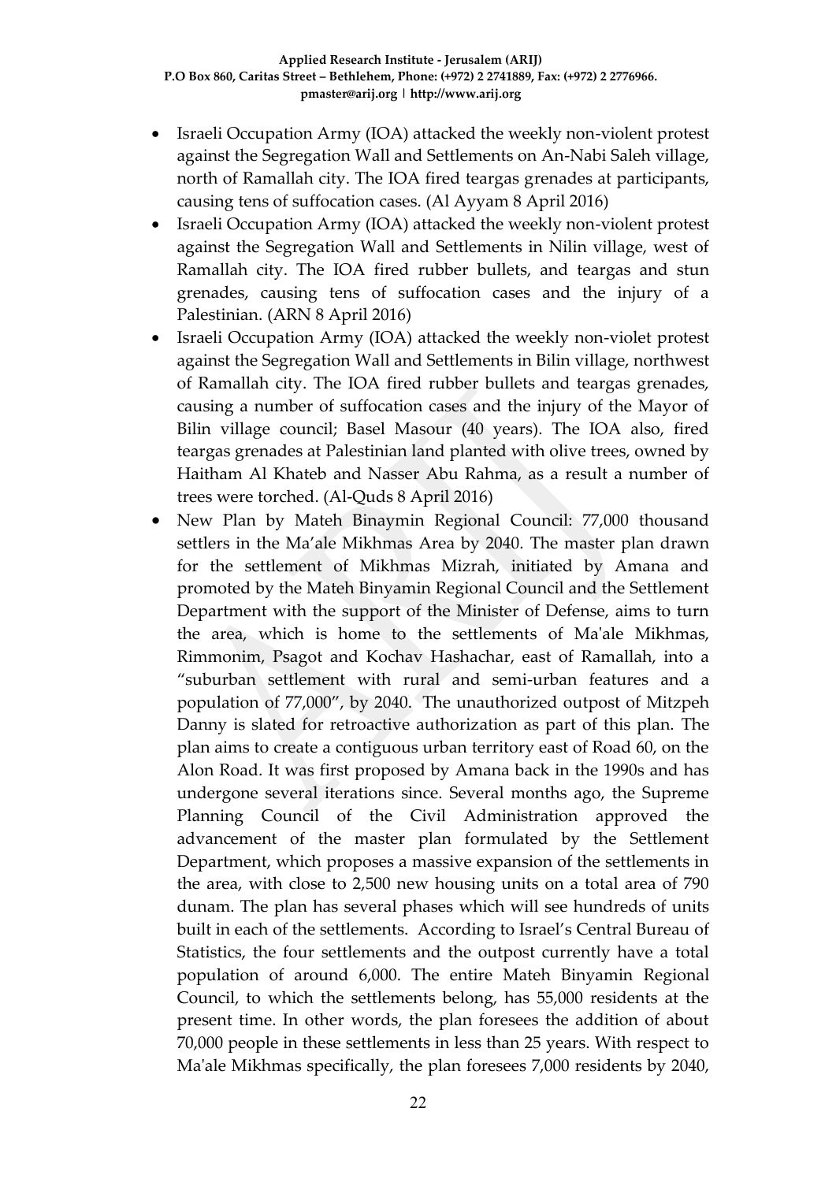- Israeli Occupation Army (IOA) attacked the weekly non-violent protest against the Segregation Wall and Settlements on An-Nabi Saleh village, north of Ramallah city. The IOA fired teargas grenades at participants, causing tens of suffocation cases. (Al Ayyam 8 April 2016)
- Israeli Occupation Army (IOA) attacked the weekly non-violent protest against the Segregation Wall and Settlements in Nilin village, west of Ramallah city. The IOA fired rubber bullets, and teargas and stun grenades, causing tens of suffocation cases and the injury of a Palestinian. (ARN 8 April 2016)
- Israeli Occupation Army (IOA) attacked the weekly non-violet protest against the Segregation Wall and Settlements in Bilin village, northwest of Ramallah city. The IOA fired rubber bullets and teargas grenades, causing a number of suffocation cases and the injury of the Mayor of Bilin village council; Basel Masour (40 years). The IOA also, fired teargas grenades at Palestinian land planted with olive trees, owned by Haitham Al Khateb and Nasser Abu Rahma, as a result a number of trees were torched. (Al-Quds 8 April 2016)
- New Plan by Mateh Binaymin Regional Council: 77,000 thousand settlers in the Ma'ale Mikhmas Area by 2040. The master plan drawn for the settlement of Mikhmas Mizrah, initiated by Amana and promoted by the Mateh Binyamin Regional Council and the Settlement Department with the support of the Minister of Defense, aims to turn the area, which is home to the settlements of Ma'ale Mikhmas, Rimmonim, Psagot and Kochav Hashachar, east of Ramallah, into a "suburban settlement with rural and semi-urban features and a population of 77,000", by 2040. The unauthorized outpost of Mitzpeh Danny is slated for retroactive authorization as part of this plan. The plan aims to create a contiguous urban territory east of Road 60, on the Alon Road. It was first proposed by Amana back in the 1990s and has undergone several iterations since. Several months ago, the Supreme Planning Council of the Civil Administration approved the advancement of the master plan formulated by the Settlement Department, which proposes a massive expansion of the settlements in the area, with close to 2,500 new housing units on a total area of 790 dunam. The plan has several phases which will see hundreds of units built in each of the settlements. According to Israel's Central Bureau of Statistics, the four settlements and the outpost currently have a total population of around 6,000. The entire Mateh Binyamin Regional Council, to which the settlements belong, has 55,000 residents at the present time. In other words, the plan foresees the addition of about 70,000 people in these settlements in less than 25 years. With respect to Ma'ale Mikhmas specifically, the plan foresees 7,000 residents by 2040,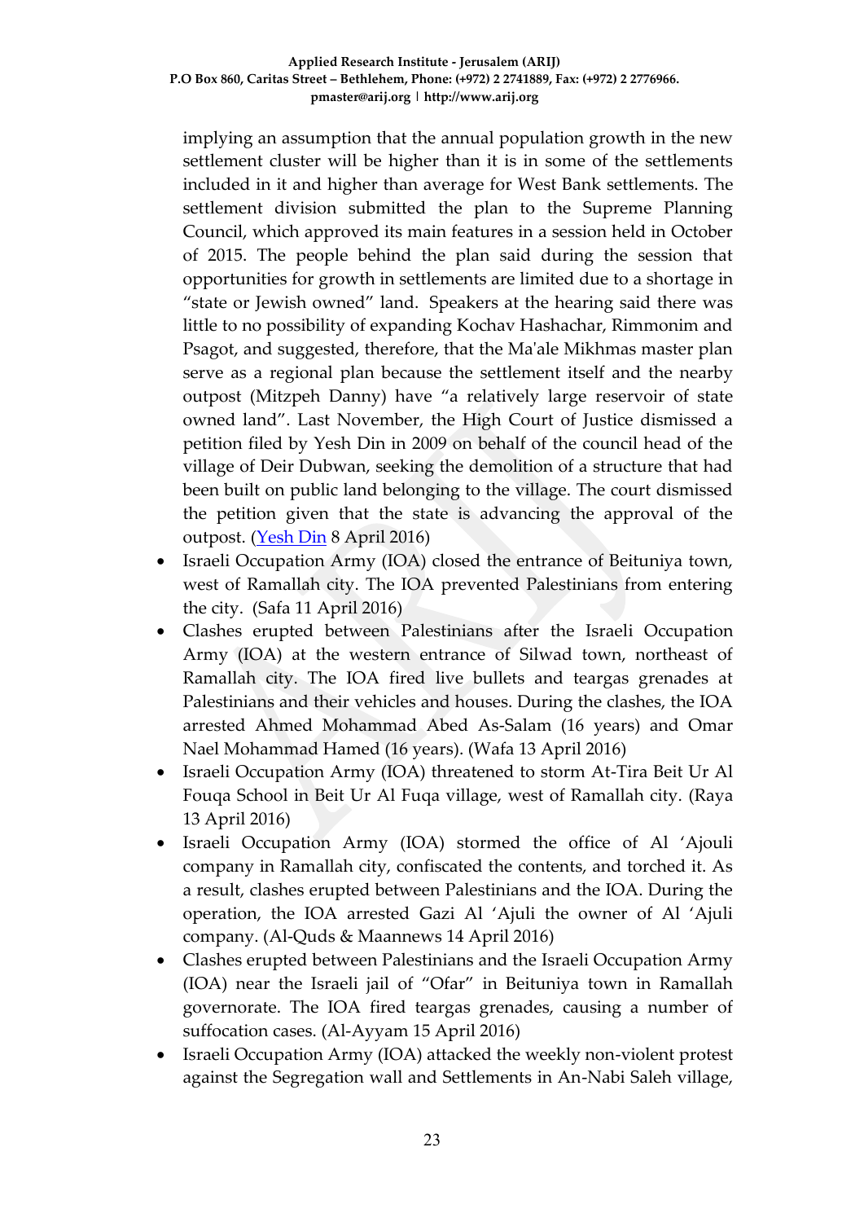implying an assumption that the annual population growth in the new settlement cluster will be higher than it is in some of the settlements included in it and higher than average for West Bank settlements. The settlement division submitted the plan to the Supreme Planning Council, which approved its main features in a session held in October of 2015. The people behind the plan said during the session that opportunities for growth in settlements are limited due to a shortage in "state or Jewish owned" land. Speakers at the hearing said there was little to no possibility of expanding Kochav Hashachar, Rimmonim and Psagot, and suggested, therefore, that the Ma'ale Mikhmas master plan serve as a regional plan because the settlement itself and the nearby outpost (Mitzpeh Danny) have "a relatively large reservoir of state owned land". Last November, the High Court of Justice dismissed a petition filed by Yesh Din in 2009 on behalf of the council head of the village of Deir Dubwan, seeking the demolition of a structure that had been built on public land belonging to the village. The court dismissed the petition given that the state is advancing the approval of the outpost. (Yesh Din 8 April 2016)

- Israeli Occupation Army (IOA) closed the entrance of Beituniya town, west of Ramallah city. The IOA prevented Palestinians from entering the city. (Safa 11 April 2016)
- Clashes erupted between Palestinians after the Israeli Occupation Army (IOA) at the western entrance of Silwad town, northeast of Ramallah city. The IOA fired live bullets and teargas grenades at Palestinians and their vehicles and houses. During the clashes, the IOA arrested Ahmed Mohammad Abed As-Salam (16 years) and Omar Nael Mohammad Hamed (16 years). (Wafa 13 April 2016)
- Israeli Occupation Army (IOA) threatened to storm At-Tira Beit Ur Al Fouqa School in Beit Ur Al Fuqa village, west of Ramallah city. (Raya 13 April 2016)
- Israeli Occupation Army (IOA) stormed the office of Al 'Ajouli company in Ramallah city, confiscated the contents, and torched it. As a result, clashes erupted between Palestinians and the IOA. During the operation, the IOA arrested Gazi Al 'Ajuli the owner of Al 'Ajuli company. (Al-Quds & Maannews 14 April 2016)
- Clashes erupted between Palestinians and the Israeli Occupation Army (IOA) near the Israeli jail of "Ofar" in Beituniya town in Ramallah governorate. The IOA fired teargas grenades, causing a number of suffocation cases. (Al-Ayyam 15 April 2016)
- Israeli Occupation Army (IOA) attacked the weekly non-violent protest against the Segregation wall and Settlements in An-Nabi Saleh village,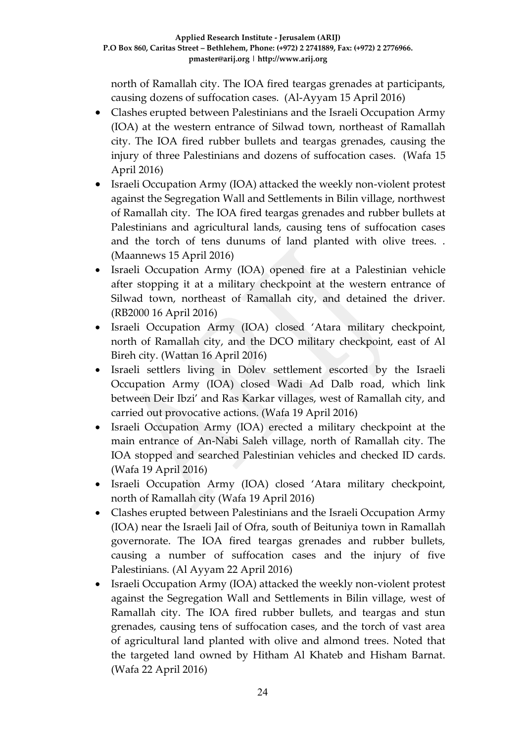north of Ramallah city. The IOA fired teargas grenades at participants, causing dozens of suffocation cases. (Al-Ayyam 15 April 2016)

- Clashes erupted between Palestinians and the Israeli Occupation Army (IOA) at the western entrance of Silwad town, northeast of Ramallah city. The IOA fired rubber bullets and teargas grenades, causing the injury of three Palestinians and dozens of suffocation cases. (Wafa 15 April 2016)
- Israeli Occupation Army (IOA) attacked the weekly non-violent protest against the Segregation Wall and Settlements in Bilin village, northwest of Ramallah city. The IOA fired teargas grenades and rubber bullets at Palestinians and agricultural lands, causing tens of suffocation cases and the torch of tens dunums of land planted with olive trees. . (Maannews 15 April 2016)
- Israeli Occupation Army (IOA) opened fire at a Palestinian vehicle after stopping it at a military checkpoint at the western entrance of Silwad town, northeast of Ramallah city, and detained the driver. (RB2000 16 April 2016)
- Israeli Occupation Army (IOA) closed 'Atara military checkpoint, north of Ramallah city, and the DCO military checkpoint, east of Al Bireh city. (Wattan 16 April 2016)
- Israeli settlers living in Dolev settlement escorted by the Israeli Occupation Army (IOA) closed Wadi Ad Dalb road, which link between Deir Ibzi' and Ras Karkar villages, west of Ramallah city, and carried out provocative actions. (Wafa 19 April 2016)
- Israeli Occupation Army (IOA) erected a military checkpoint at the main entrance of An-Nabi Saleh village, north of Ramallah city. The IOA stopped and searched Palestinian vehicles and checked ID cards. (Wafa 19 April 2016)
- Israeli Occupation Army (IOA) closed 'Atara military checkpoint, north of Ramallah city (Wafa 19 April 2016)
- Clashes erupted between Palestinians and the Israeli Occupation Army (IOA) near the Israeli Jail of Ofra, south of Beituniya town in Ramallah governorate. The IOA fired teargas grenades and rubber bullets, causing a number of suffocation cases and the injury of five Palestinians. (Al Ayyam 22 April 2016)
- Israeli Occupation Army (IOA) attacked the weekly non-violent protest against the Segregation Wall and Settlements in Bilin village, west of Ramallah city. The IOA fired rubber bullets, and teargas and stun grenades, causing tens of suffocation cases, and the torch of vast area of agricultural land planted with olive and almond trees. Noted that the targeted land owned by Hitham Al Khateb and Hisham Barnat. (Wafa 22 April 2016)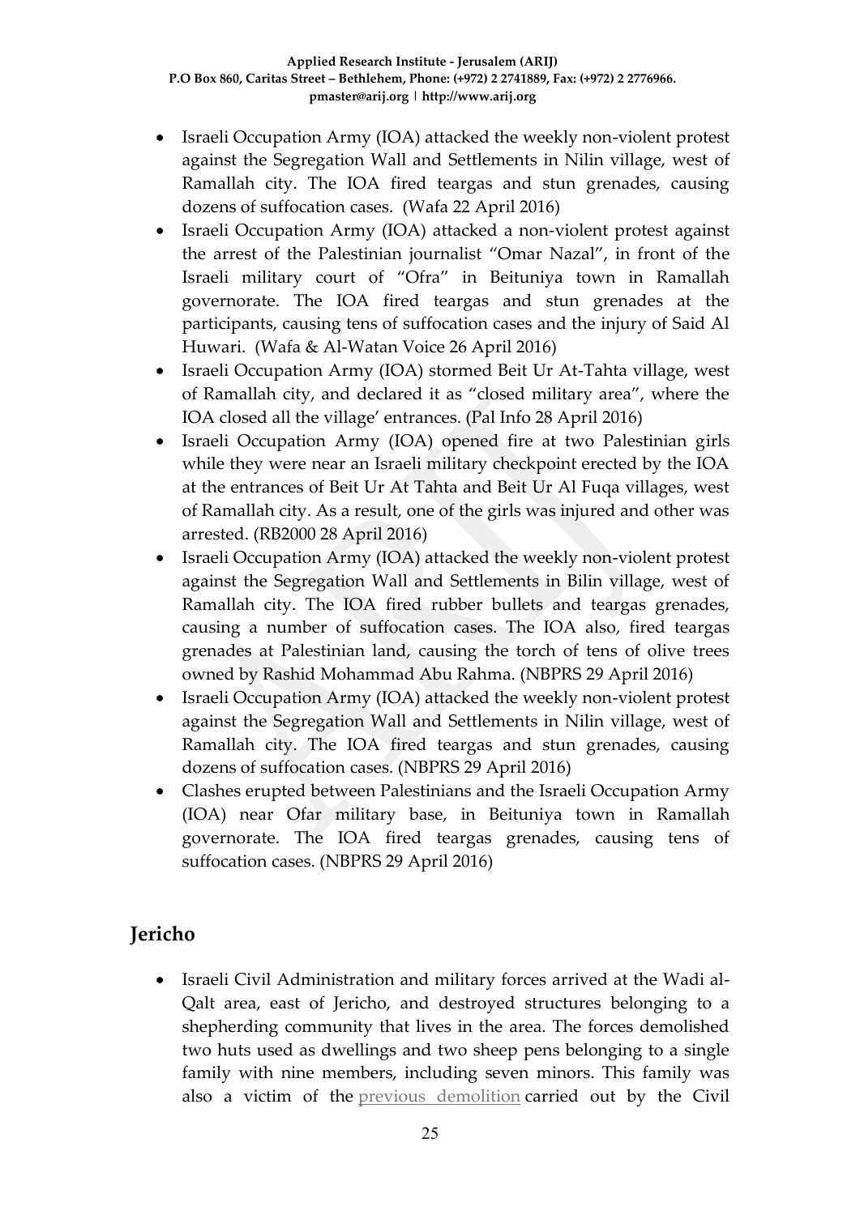- Israeli Occupation Army (IOA) attacked the weekly non-violent protest against the Segregation Wall and Settlements in Nilin village, west of Ramallah city. The IOA fired teargas and stun grenades, causing dozens of suffocation cases. (Wafa 22 April 2016)
- Israeli Occupation Army (IOA) attacked a non-violent protest against the arrest of the Palestinian journalist "Omar Nazal", in front of the Israeli military court of "Ofra" in Beituniya town in Ramallah governorate. The IOA fired teargas and stun grenades at the participants, causing tens of suffocation cases and the injury of Said Al Huwari. (Wafa & Al-Watan Voice 26 April 2016)
- Israeli Occupation Army (IOA) stormed Beit Ur At-Tahta village, west of Ramallah city, and declared it as "closed military area", where the IOA closed all the village' entrances. (Pal Info 28 April 2016)
- Israeli Occupation Army (IOA) opened fire at two Palestinian girls while they were near an Israeli military checkpoint erected by the IOA at the entrances of Beit Ur At Tahta and Beit Ur Al Fuqa villages, west of Ramallah city. As a result, one of the girls was injured and other was arrested. (RB2000 28 April 2016)
- Israeli Occupation Army (IOA) attacked the weekly non-violent protest against the Segregation Wall and Settlements in Bilin village, west of Ramallah city. The IOA fired rubber bullets and teargas grenades, causing a number of suffocation cases. The IOA also, fired teargas grenades at Palestinian land, causing the torch of tens of olive trees owned by Rashid Mohammad Abu Rahma. (NBPRS 29 April 2016)
- Israeli Occupation Army (IOA) attacked the weekly non-violent protest against the Segregation Wall and Settlements in Nilin village, west of Ramallah city. The IOA fired teargas and stun grenades, causing dozens of suffocation cases. (NBPRS 29 April 2016)
- Clashes erupted between Palestinians and the Israeli Occupation Army (IOA) near Ofar military base, in Beituniya town in Ramallah governorate. The IOA fired teargas grenades, causing tens of suffocation cases. (NBPRS 29 April 2016)

## Jericho

- Israeli Civil Administration and military forces arrived at the Wadi al-Qalt area, east of Jericho, and destroyed structures belonging to a shepherding community that lives in the area. The forces demolished two huts used as dwellings and two sheep pens belonging to a single family with nine members, including seven minors. This family was also a victim of the previous demolition carried out by the Civil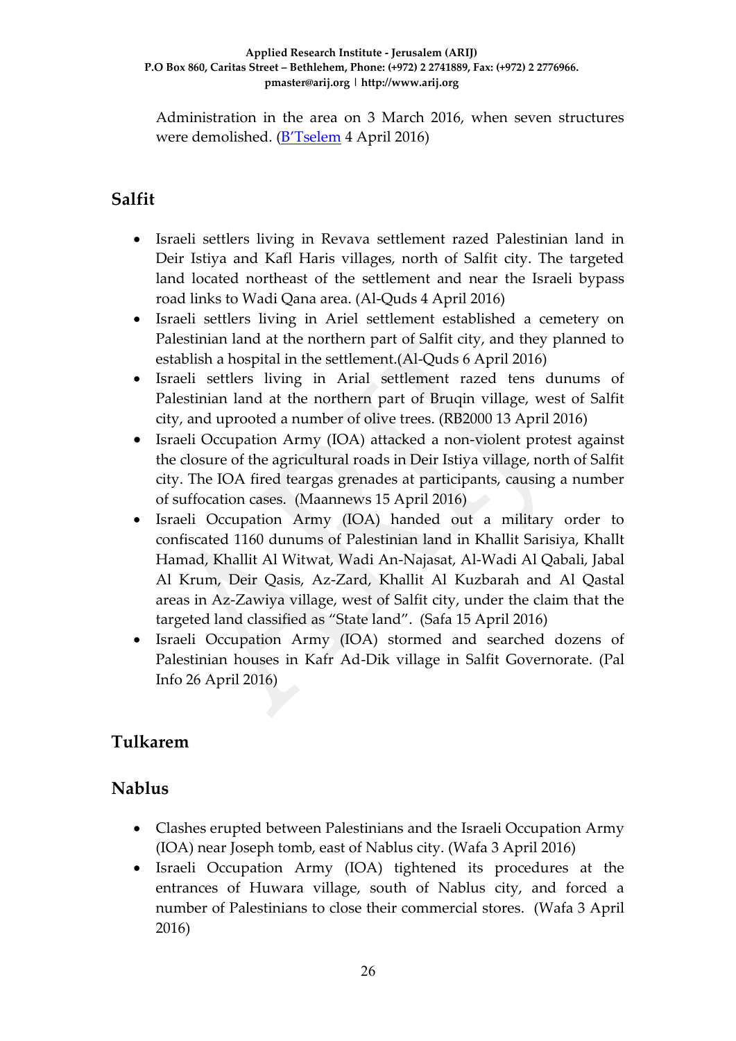Administration in the area on 3 March 2016, when seven structures were demolished. (B'Tselem 4 April 2016)

## Salfit

- Israeli settlers living in Revava settlement razed Palestinian land in Deir Istiya and Kafl Haris villages, north of Salfit city. The targeted land located northeast of the settlement and near the Israeli bypass road links to Wadi Qana area. (Al-Quds 4 April 2016)
- Israeli settlers living in Ariel settlement established a cemetery on Palestinian land at the northern part of Salfit city, and they planned to establish a hospital in the settlement.(Al-Quds 6 April 2016)
- Israeli settlers living in Arial settlement razed tens dunums of Palestinian land at the northern part of Bruqin village, west of Salfit city, and uprooted a number of olive trees. (RB2000 13 April 2016)
- Israeli Occupation Army (IOA) attacked a non-violent protest against the closure of the agricultural roads in Deir Istiya village, north of Salfit city. The IOA fired teargas grenades at participants, causing a number of suffocation cases. (Maannews 15 April 2016)
- Israeli Occupation Army (IOA) handed out a military order to confiscated 1160 dunums of Palestinian land in Khallit Sarisiya, Khallt Hamad, Khallit Al Witwat, Wadi An-Najasat, Al-Wadi Al Qabali, Jabal Al Krum, Deir Qasis, Az-Zard, Khallit Al Kuzbarah and Al Qastal areas in Az-Zawiya village, west of Salfit city, under the claim that the targeted land classified as "State land". (Safa 15 April 2016)
- Israeli Occupation Army (IOA) stormed and searched dozens of Palestinian houses in Kafr Ad-Dik village in Salfit Governorate. (Pal Info 26 April 2016)

## Tulkarem

## Nablus

- Clashes erupted between Palestinians and the Israeli Occupation Army (IOA) near Joseph tomb, east of Nablus city. (Wafa 3 April 2016)
- Israeli Occupation Army (IOA) tightened its procedures at the entrances of Huwara village, south of Nablus city, and forced a number of Palestinians to close their commercial stores. (Wafa 3 April 2016)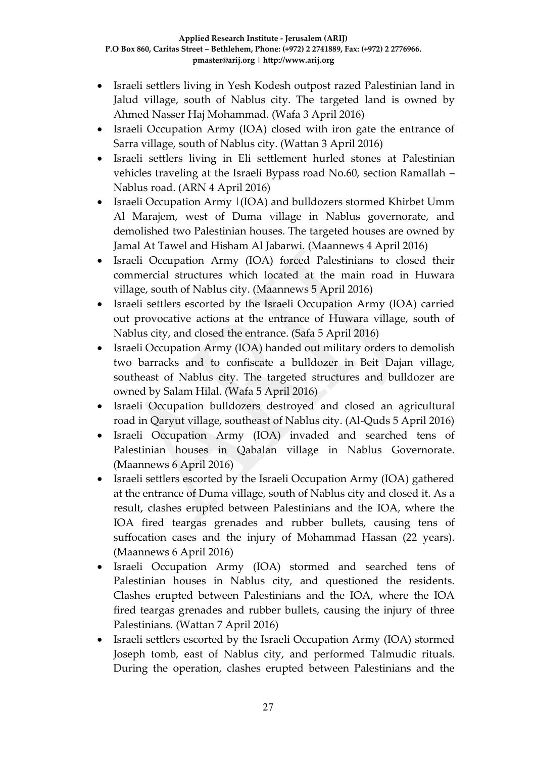- Israeli settlers living in Yesh Kodesh outpost razed Palestinian land in Jalud village, south of Nablus city. The targeted land is owned by Ahmed Nasser Haj Mohammad. (Wafa 3 April 2016)
- Israeli Occupation Army (IOA) closed with iron gate the entrance of Sarra village, south of Nablus city. (Wattan 3 April 2016)
- Israeli settlers living in Eli settlement hurled stones at Palestinian vehicles traveling at the Israeli Bypass road No.60, section Ramallah – Nablus road. (ARN 4 April 2016)
- Israeli Occupation Army |(IOA) and bulldozers stormed Khirbet Umm Al Marajem, west of Duma village in Nablus governorate, and demolished two Palestinian houses. The targeted houses are owned by Jamal At Tawel and Hisham Al Jabarwi. (Maannews 4 April 2016)
- Israeli Occupation Army (IOA) forced Palestinians to closed their commercial structures which located at the main road in Huwara village, south of Nablus city. (Maannews 5 April 2016)
- Israeli settlers escorted by the Israeli Occupation Army (IOA) carried out provocative actions at the entrance of Huwara village, south of Nablus city, and closed the entrance. (Safa 5 April 2016)
- Israeli Occupation Army (IOA) handed out military orders to demolish two barracks and to confiscate a bulldozer in Beit Dajan village, southeast of Nablus city. The targeted structures and bulldozer are owned by Salam Hilal. (Wafa 5 April 2016)
- Israeli Occupation bulldozers destroyed and closed an agricultural road in Qaryut village, southeast of Nablus city. (Al-Quds 5 April 2016)
- Israeli Occupation Army (IOA) invaded and searched tens of Palestinian houses in Qabalan village in Nablus Governorate. (Maannews 6 April 2016)
- Israeli settlers escorted by the Israeli Occupation Army (IOA) gathered at the entrance of Duma village, south of Nablus city and closed it. As a result, clashes erupted between Palestinians and the IOA, where the IOA fired teargas grenades and rubber bullets, causing tens of suffocation cases and the injury of Mohammad Hassan (22 years). (Maannews 6 April 2016)
- Israeli Occupation Army (IOA) stormed and searched tens of Palestinian houses in Nablus city, and questioned the residents. Clashes erupted between Palestinians and the IOA, where the IOA fired teargas grenades and rubber bullets, causing the injury of three Palestinians. (Wattan 7 April 2016)
- Israeli settlers escorted by the Israeli Occupation Army (IOA) stormed Joseph tomb, east of Nablus city, and performed Talmudic rituals. During the operation, clashes erupted between Palestinians and the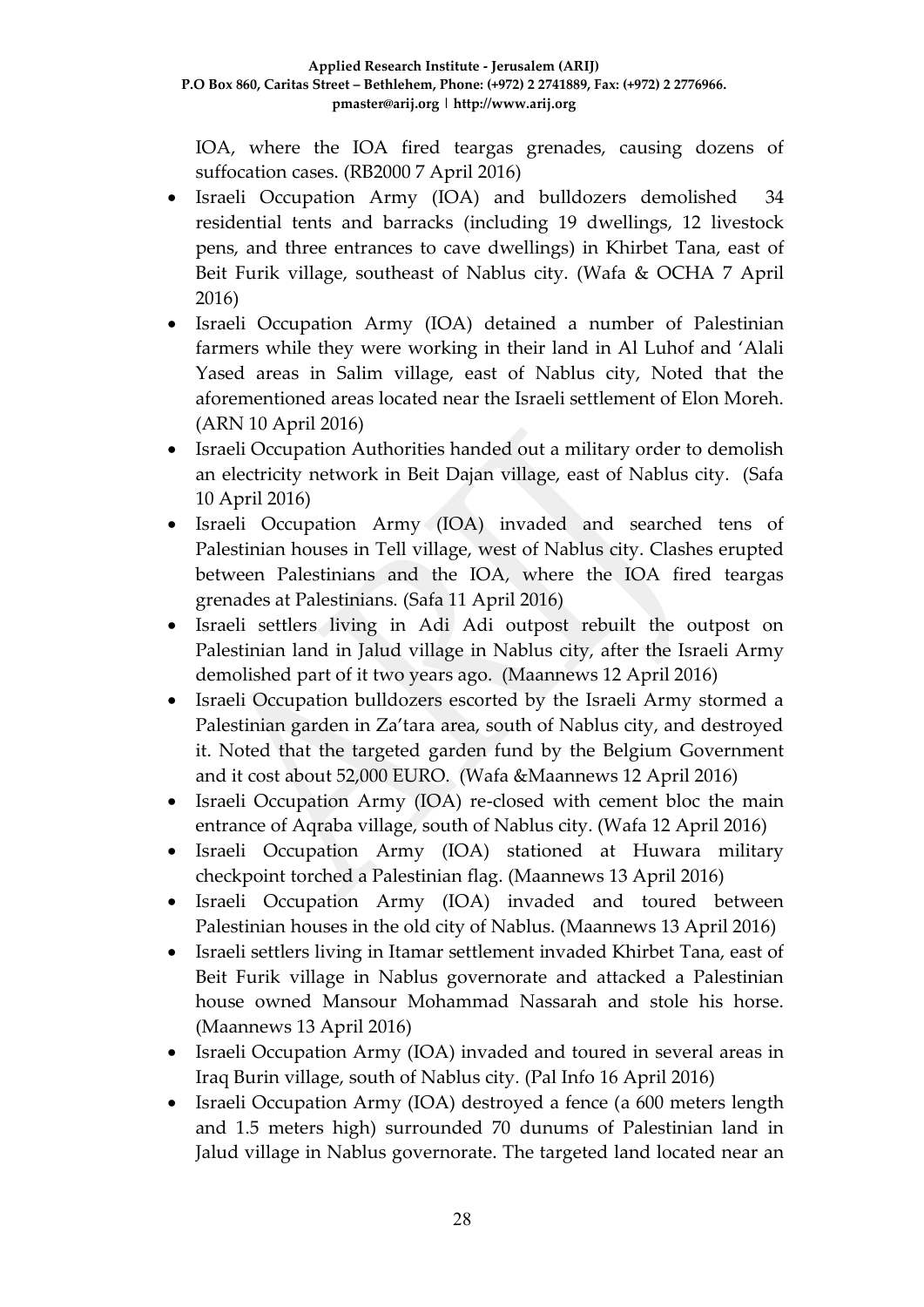IOA, where the IOA fired teargas grenades, causing dozens of suffocation cases. (RB2000 7 April 2016)

- Israeli Occupation Army (IOA) and bulldozers demolished 34 residential tents and barracks (including 19 dwellings, 12 livestock pens, and three entrances to cave dwellings) in Khirbet Tana, east of Beit Furik village, southeast of Nablus city. (Wafa & OCHA 7 April 2016)
- Israeli Occupation Army (IOA) detained a number of Palestinian farmers while they were working in their land in Al Luhof and 'Alali Yased areas in Salim village, east of Nablus city, Noted that the aforementioned areas located near the Israeli settlement of Elon Moreh. (ARN 10 April 2016)
- Israeli Occupation Authorities handed out a military order to demolish an electricity network in Beit Dajan village, east of Nablus city. (Safa 10 April 2016)
- Israeli Occupation Army (IOA) invaded and searched tens of Palestinian houses in Tell village, west of Nablus city. Clashes erupted between Palestinians and the IOA, where the IOA fired teargas grenades at Palestinians. (Safa 11 April 2016)
- Israeli settlers living in Adi Adi outpost rebuilt the outpost on Palestinian land in Jalud village in Nablus city, after the Israeli Army demolished part of it two years ago. (Maannews 12 April 2016)
- Israeli Occupation bulldozers escorted by the Israeli Army stormed a Palestinian garden in Za'tara area, south of Nablus city, and destroyed it. Noted that the targeted garden fund by the Belgium Government and it cost about 52,000 EURO. (Wafa &Maannews 12 April 2016)
- Israeli Occupation Army (IOA) re-closed with cement bloc the main entrance of Aqraba village, south of Nablus city. (Wafa 12 April 2016)
- Israeli Occupation Army (IOA) stationed at Huwara military checkpoint torched a Palestinian flag. (Maannews 13 April 2016)
- Israeli Occupation Army (IOA) invaded and toured between Palestinian houses in the old city of Nablus. (Maannews 13 April 2016)
- Israeli settlers living in Itamar settlement invaded Khirbet Tana, east of Beit Furik village in Nablus governorate and attacked a Palestinian house owned Mansour Mohammad Nassarah and stole his horse. (Maannews 13 April 2016)
- Israeli Occupation Army (IOA) invaded and toured in several areas in Iraq Burin village, south of Nablus city. (Pal Info 16 April 2016)
- Israeli Occupation Army (IOA) destroyed a fence (a 600 meters length and 1.5 meters high) surrounded 70 dunums of Palestinian land in Jalud village in Nablus governorate. The targeted land located near an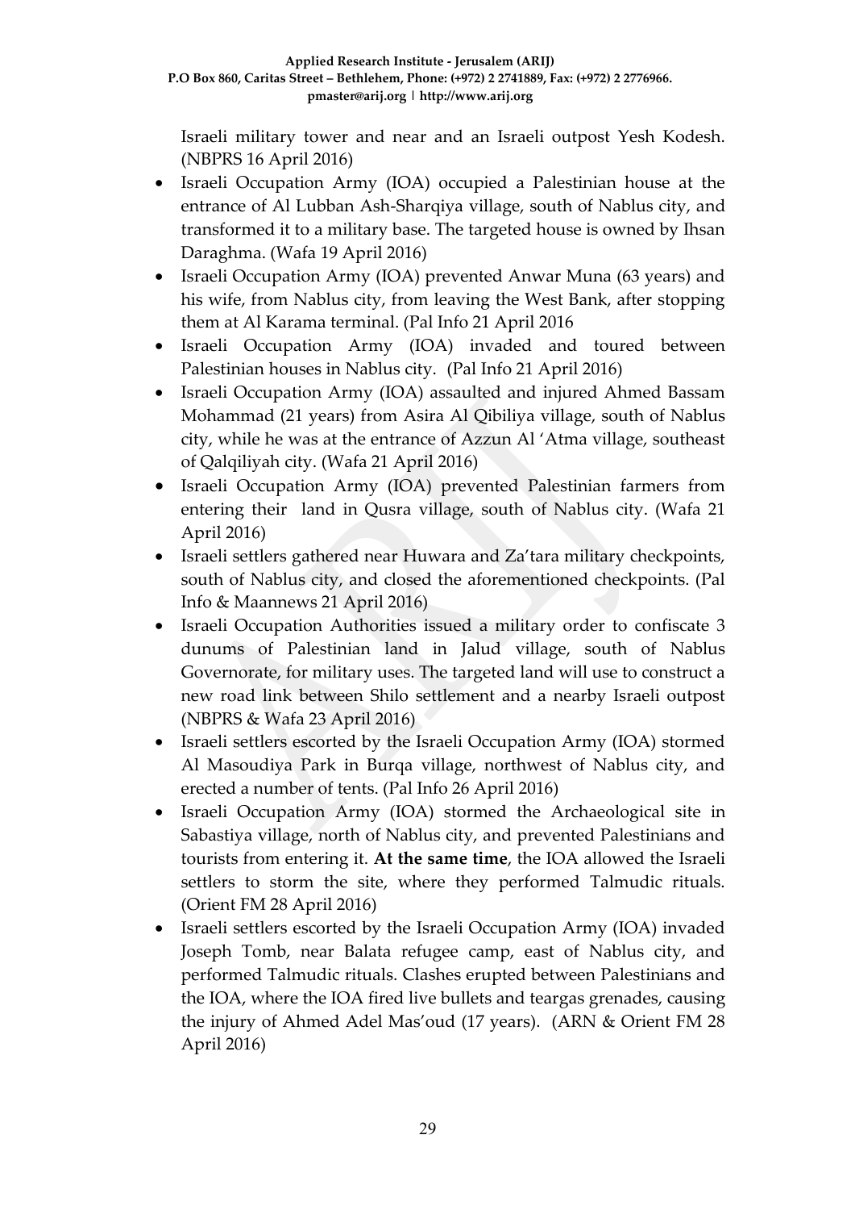Israeli military tower and near and an Israeli outpost Yesh Kodesh. (NBPRS 16 April 2016)

- Israeli Occupation Army (IOA) occupied a Palestinian house at the entrance of Al Lubban Ash-Sharqiya village, south of Nablus city, and transformed it to a military base. The targeted house is owned by Ihsan Daraghma. (Wafa 19 April 2016)
- Israeli Occupation Army (IOA) prevented Anwar Muna (63 years) and his wife, from Nablus city, from leaving the West Bank, after stopping them at Al Karama terminal. (Pal Info 21 April 2016
- Israeli Occupation Army (IOA) invaded and toured between Palestinian houses in Nablus city. (Pal Info 21 April 2016)
- Israeli Occupation Army (IOA) assaulted and injured Ahmed Bassam Mohammad (21 years) from Asira Al Qibiliya village, south of Nablus city, while he was at the entrance of Azzun Al 'Atma village, southeast of Qalqiliyah city. (Wafa 21 April 2016)
- Israeli Occupation Army (IOA) prevented Palestinian farmers from entering their land in Qusra village, south of Nablus city. (Wafa 21 April 2016)
- Israeli settlers gathered near Huwara and Za'tara military checkpoints, south of Nablus city, and closed the aforementioned checkpoints. (Pal Info & Maannews 21 April 2016)
- Israeli Occupation Authorities issued a military order to confiscate 3 dunums of Palestinian land in Jalud village, south of Nablus Governorate, for military uses. The targeted land will use to construct a new road link between Shilo settlement and a nearby Israeli outpost (NBPRS & Wafa 23 April 2016)
- Israeli settlers escorted by the Israeli Occupation Army (IOA) stormed Al Masoudiya Park in Burqa village, northwest of Nablus city, and erected a number of tents. (Pal Info 26 April 2016)
- Israeli Occupation Army (IOA) stormed the Archaeological site in Sabastiya village, north of Nablus city, and prevented Palestinians and tourists from entering it. **At the same time**, the IOA allowed the Israeli settlers to storm the site, where they performed Talmudic rituals. (Orient FM 28 April 2016)
- Israeli settlers escorted by the Israeli Occupation Army (IOA) invaded Joseph Tomb, near Balata refugee camp, east of Nablus city, and performed Talmudic rituals. Clashes erupted between Palestinians and the IOA, where the IOA fired live bullets and teargas grenades, causing the injury of Ahmed Adel Mas'oud (17 years). (ARN & Orient FM 28 April 2016)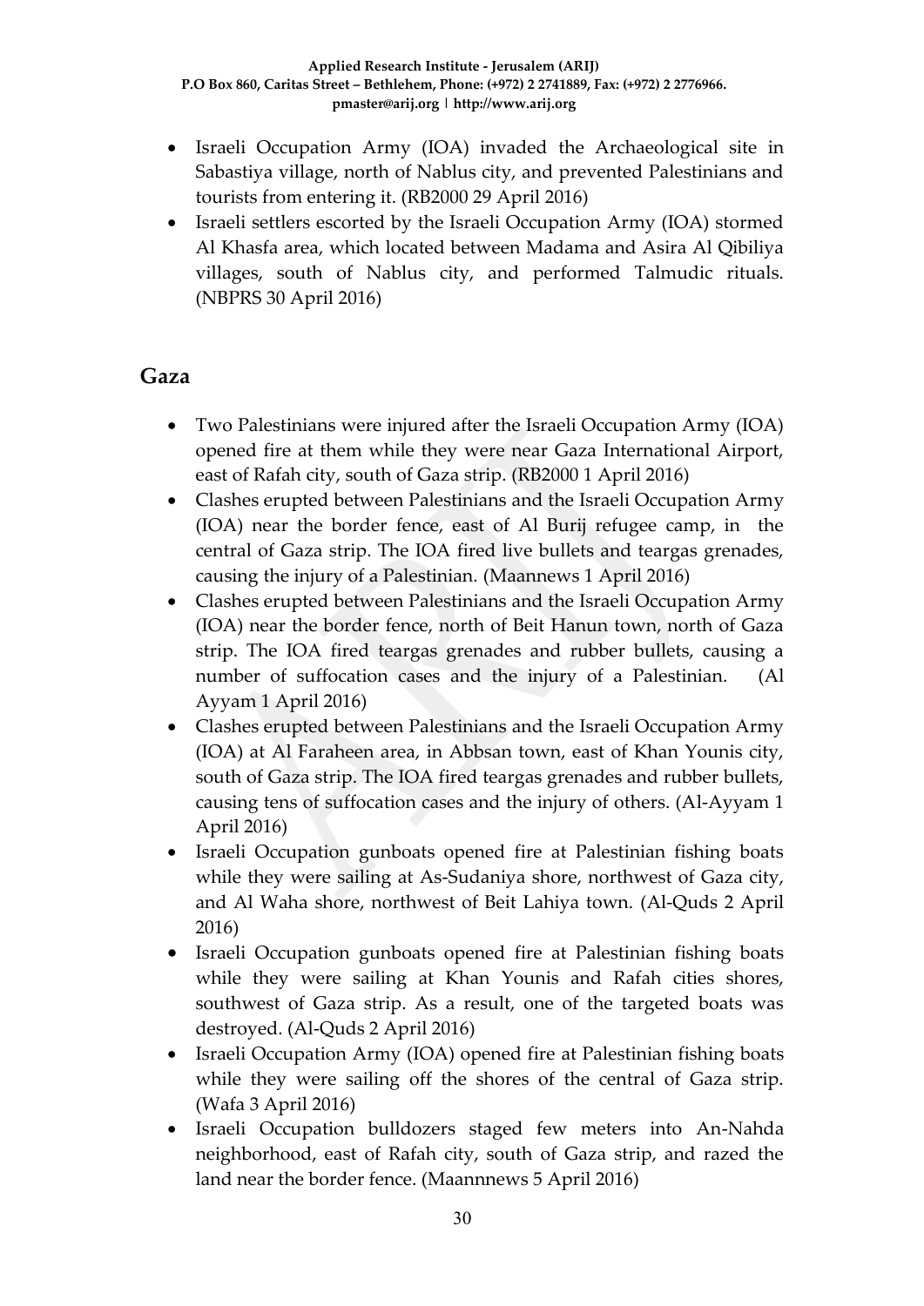- Israeli Occupation Army (IOA) invaded the Archaeological site in Sabastiya village, north of Nablus city, and prevented Palestinians and tourists from entering it. (RB2000 29 April 2016)
- Israeli settlers escorted by the Israeli Occupation Army (IOA) stormed Al Khasfa area, which located between Madama and Asira Al Qibiliya villages, south of Nablus city, and performed Talmudic rituals. (NBPRS 30 April 2016)

## Gaza

- Two Palestinians were injured after the Israeli Occupation Army (IOA) opened fire at them while they were near Gaza International Airport, east of Rafah city, south of Gaza strip. (RB2000 1 April 2016)
- Clashes erupted between Palestinians and the Israeli Occupation Army (IOA) near the border fence, east of Al Burij refugee camp, in the central of Gaza strip. The IOA fired live bullets and teargas grenades, causing the injury of a Palestinian. (Maannews 1 April 2016)
- Clashes erupted between Palestinians and the Israeli Occupation Army (IOA) near the border fence, north of Beit Hanun town, north of Gaza strip. The IOA fired teargas grenades and rubber bullets, causing a number of suffocation cases and the injury of a Palestinian. (Al Ayyam 1 April 2016)
- Clashes erupted between Palestinians and the Israeli Occupation Army (IOA) at Al Faraheen area, in Abbsan town, east of Khan Younis city, south of Gaza strip. The IOA fired teargas grenades and rubber bullets, causing tens of suffocation cases and the injury of others. (Al-Ayyam 1 April 2016)
- Israeli Occupation gunboats opened fire at Palestinian fishing boats while they were sailing at As-Sudaniya shore, northwest of Gaza city, and Al Waha shore, northwest of Beit Lahiya town. (Al-Quds 2 April 2016)
- Israeli Occupation gunboats opened fire at Palestinian fishing boats while they were sailing at Khan Younis and Rafah cities shores, southwest of Gaza strip. As a result, one of the targeted boats was destroyed. (Al-Quds 2 April 2016)
- Israeli Occupation Army (IOA) opened fire at Palestinian fishing boats while they were sailing off the shores of the central of Gaza strip. (Wafa 3 April 2016)
- Israeli Occupation bulldozers staged few meters into An-Nahda neighborhood, east of Rafah city, south of Gaza strip, and razed the land near the border fence. (Maannnews 5 April 2016)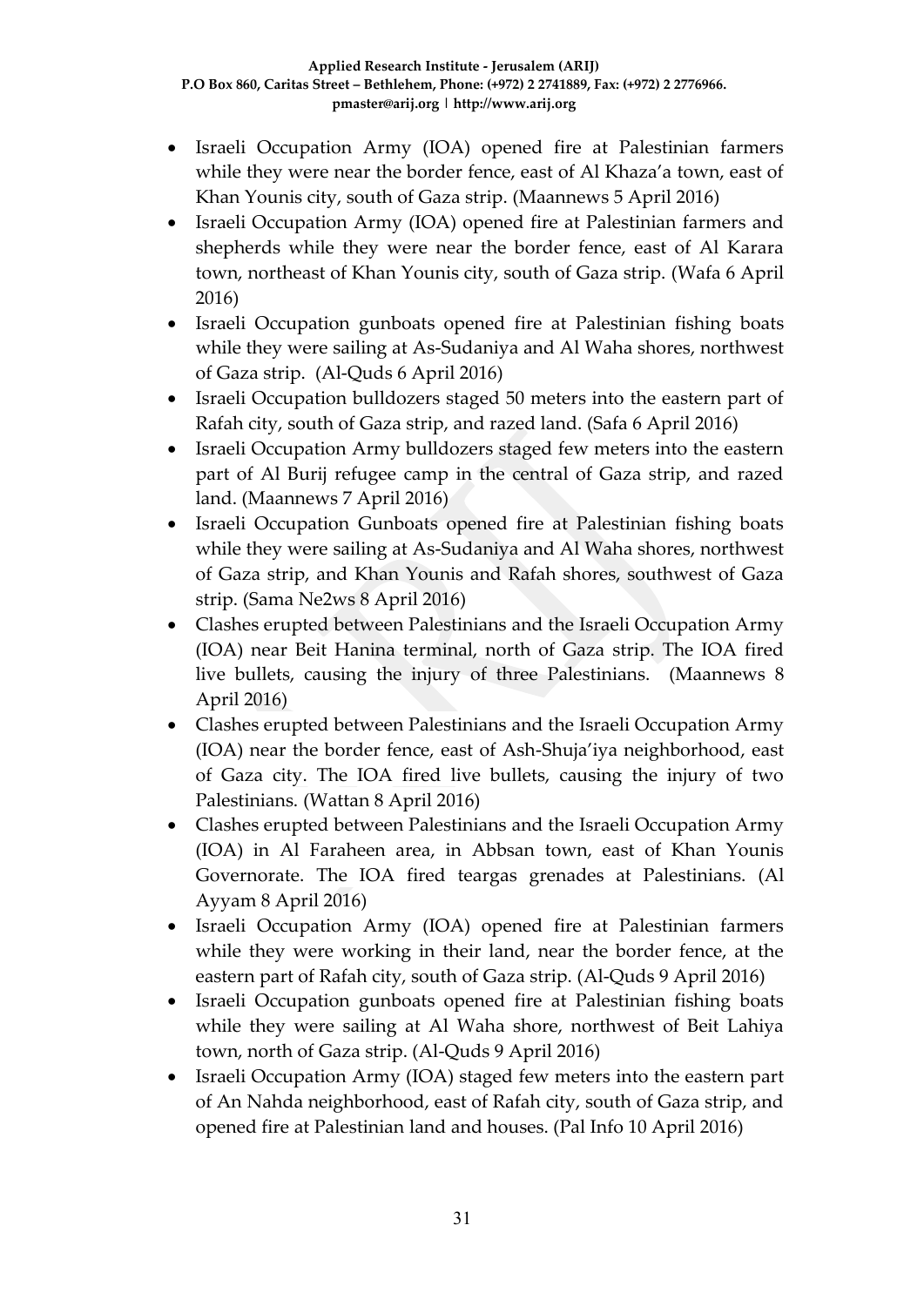- Israeli Occupation Army (IOA) opened fire at Palestinian farmers while they were near the border fence, east of Al Khaza'a town, east of Khan Younis city, south of Gaza strip. (Maannews 5 April 2016)
- Israeli Occupation Army (IOA) opened fire at Palestinian farmers and shepherds while they were near the border fence, east of Al Karara town, northeast of Khan Younis city, south of Gaza strip. (Wafa 6 April 2016)
- Israeli Occupation gunboats opened fire at Palestinian fishing boats while they were sailing at As-Sudaniya and Al Waha shores, northwest of Gaza strip. (Al-Quds 6 April 2016)
- Israeli Occupation bulldozers staged 50 meters into the eastern part of Rafah city, south of Gaza strip, and razed land. (Safa 6 April 2016)
- Israeli Occupation Army bulldozers staged few meters into the eastern part of Al Burij refugee camp in the central of Gaza strip, and razed land. (Maannews 7 April 2016)
- Israeli Occupation Gunboats opened fire at Palestinian fishing boats while they were sailing at As-Sudaniya and Al Waha shores, northwest of Gaza strip, and Khan Younis and Rafah shores, southwest of Gaza strip. (Sama Ne2ws 8 April 2016)
- Clashes erupted between Palestinians and the Israeli Occupation Army (IOA) near Beit Hanina terminal, north of Gaza strip. The IOA fired live bullets, causing the injury of three Palestinians. (Maannews 8 April 2016)
- Clashes erupted between Palestinians and the Israeli Occupation Army (IOA) near the border fence, east of Ash-Shuja'iya neighborhood, east of Gaza city. The IOA fired live bullets, causing the injury of two Palestinians. (Wattan 8 April 2016)
- Clashes erupted between Palestinians and the Israeli Occupation Army (IOA) in Al Faraheen area, in Abbsan town, east of Khan Younis Governorate. The IOA fired teargas grenades at Palestinians. (Al Ayyam 8 April 2016)
- Israeli Occupation Army (IOA) opened fire at Palestinian farmers while they were working in their land, near the border fence, at the eastern part of Rafah city, south of Gaza strip. (Al-Quds 9 April 2016)
- Israeli Occupation gunboats opened fire at Palestinian fishing boats while they were sailing at Al Waha shore, northwest of Beit Lahiya town, north of Gaza strip. (Al-Quds 9 April 2016)
- Israeli Occupation Army (IOA) staged few meters into the eastern part of An Nahda neighborhood, east of Rafah city, south of Gaza strip, and opened fire at Palestinian land and houses. (Pal Info 10 April 2016)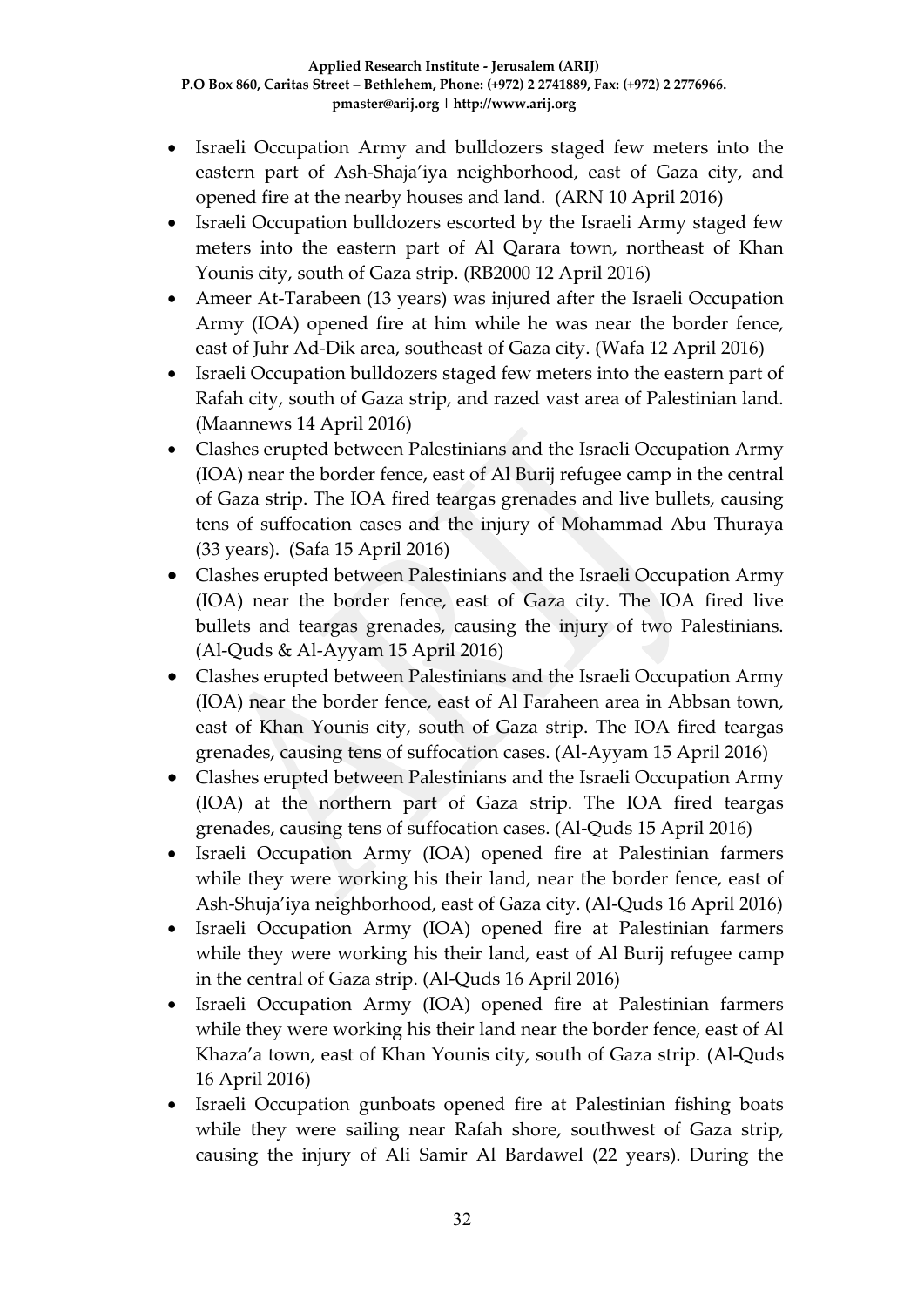- Israeli Occupation Army and bulldozers staged few meters into the eastern part of Ash-Shaja'iya neighborhood, east of Gaza city, and opened fire at the nearby houses and land. (ARN 10 April 2016)
- Israeli Occupation bulldozers escorted by the Israeli Army staged few meters into the eastern part of Al Qarara town, northeast of Khan Younis city, south of Gaza strip. (RB2000 12 April 2016)
- Ameer At-Tarabeen (13 years) was injured after the Israeli Occupation Army (IOA) opened fire at him while he was near the border fence, east of Juhr Ad-Dik area, southeast of Gaza city. (Wafa 12 April 2016)
- Israeli Occupation bulldozers staged few meters into the eastern part of Rafah city, south of Gaza strip, and razed vast area of Palestinian land. (Maannews 14 April 2016)
- Clashes erupted between Palestinians and the Israeli Occupation Army (IOA) near the border fence, east of Al Burij refugee camp in the central of Gaza strip. The IOA fired teargas grenades and live bullets, causing tens of suffocation cases and the injury of Mohammad Abu Thuraya (33 years). (Safa 15 April 2016)
- Clashes erupted between Palestinians and the Israeli Occupation Army (IOA) near the border fence, east of Gaza city. The IOA fired live bullets and teargas grenades, causing the injury of two Palestinians. (Al-Quds & Al-Ayyam 15 April 2016)
- Clashes erupted between Palestinians and the Israeli Occupation Army (IOA) near the border fence, east of Al Faraheen area in Abbsan town, east of Khan Younis city, south of Gaza strip. The IOA fired teargas grenades, causing tens of suffocation cases. (Al-Ayyam 15 April 2016)
- Clashes erupted between Palestinians and the Israeli Occupation Army (IOA) at the northern part of Gaza strip. The IOA fired teargas grenades, causing tens of suffocation cases. (Al-Quds 15 April 2016)
- Israeli Occupation Army (IOA) opened fire at Palestinian farmers while they were working his their land, near the border fence, east of Ash-Shuja'iya neighborhood, east of Gaza city. (Al-Quds 16 April 2016)
- Israeli Occupation Army (IOA) opened fire at Palestinian farmers while they were working his their land, east of Al Burij refugee camp in the central of Gaza strip. (Al-Quds 16 April 2016)
- Israeli Occupation Army (IOA) opened fire at Palestinian farmers while they were working his their land near the border fence, east of Al Khaza'a town, east of Khan Younis city, south of Gaza strip. (Al-Quds 16 April 2016)
- Israeli Occupation gunboats opened fire at Palestinian fishing boats while they were sailing near Rafah shore, southwest of Gaza strip, causing the injury of Ali Samir Al Bardawel (22 years). During the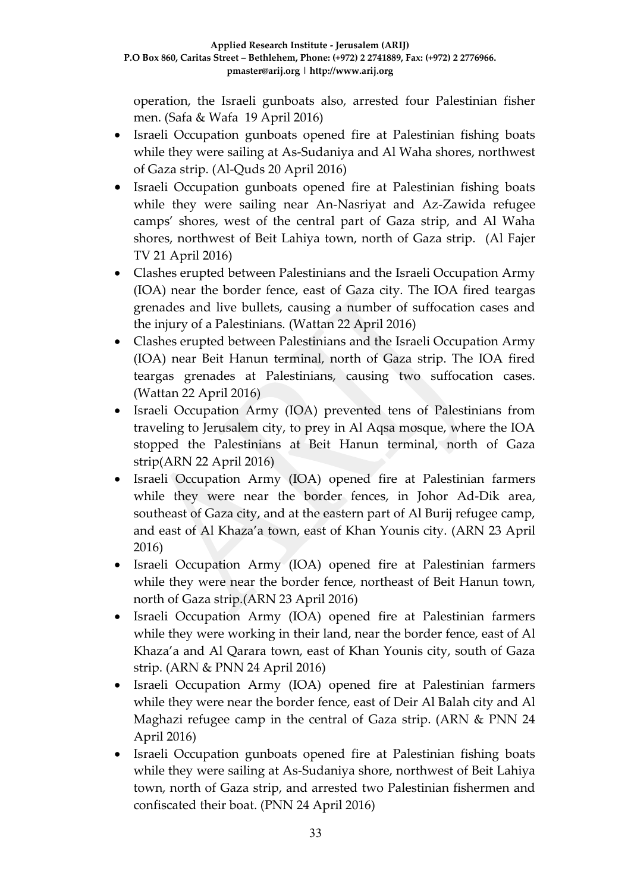operation, the Israeli gunboats also, arrested four Palestinian fisher men. (Safa & Wafa 19 April 2016)

- Israeli Occupation gunboats opened fire at Palestinian fishing boats while they were sailing at As-Sudaniya and Al Waha shores, northwest of Gaza strip. (Al-Quds 20 April 2016)
- Israeli Occupation gunboats opened fire at Palestinian fishing boats while they were sailing near An-Nasriyat and Az-Zawida refugee camps' shores, west of the central part of Gaza strip, and Al Waha shores, northwest of Beit Lahiya town, north of Gaza strip. (Al Fajer TV 21 April 2016)
- Clashes erupted between Palestinians and the Israeli Occupation Army (IOA) near the border fence, east of Gaza city. The IOA fired teargas grenades and live bullets, causing a number of suffocation cases and the injury of a Palestinians. (Wattan 22 April 2016)
- Clashes erupted between Palestinians and the Israeli Occupation Army (IOA) near Beit Hanun terminal, north of Gaza strip. The IOA fired teargas grenades at Palestinians, causing two suffocation cases. (Wattan 22 April 2016)
- Israeli Occupation Army (IOA) prevented tens of Palestinians from traveling to Jerusalem city, to prey in Al Aqsa mosque, where the IOA stopped the Palestinians at Beit Hanun terminal, north of Gaza strip(ARN 22 April 2016)
- Israeli Occupation Army (IOA) opened fire at Palestinian farmers while they were near the border fences, in Johor Ad-Dik area, southeast of Gaza city, and at the eastern part of Al Burij refugee camp, and east of Al Khaza'a town, east of Khan Younis city. (ARN 23 April 2016)
- Israeli Occupation Army (IOA) opened fire at Palestinian farmers while they were near the border fence, northeast of Beit Hanun town, north of Gaza strip.(ARN 23 April 2016)
- Israeli Occupation Army (IOA) opened fire at Palestinian farmers while they were working in their land, near the border fence, east of Al Khaza'a and Al Qarara town, east of Khan Younis city, south of Gaza strip. (ARN & PNN 24 April 2016)
- Israeli Occupation Army (IOA) opened fire at Palestinian farmers while they were near the border fence, east of Deir Al Balah city and Al Maghazi refugee camp in the central of Gaza strip. (ARN & PNN 24 April 2016)
- Israeli Occupation gunboats opened fire at Palestinian fishing boats while they were sailing at As-Sudaniya shore, northwest of Beit Lahiya town, north of Gaza strip, and arrested two Palestinian fishermen and confiscated their boat. (PNN 24 April 2016)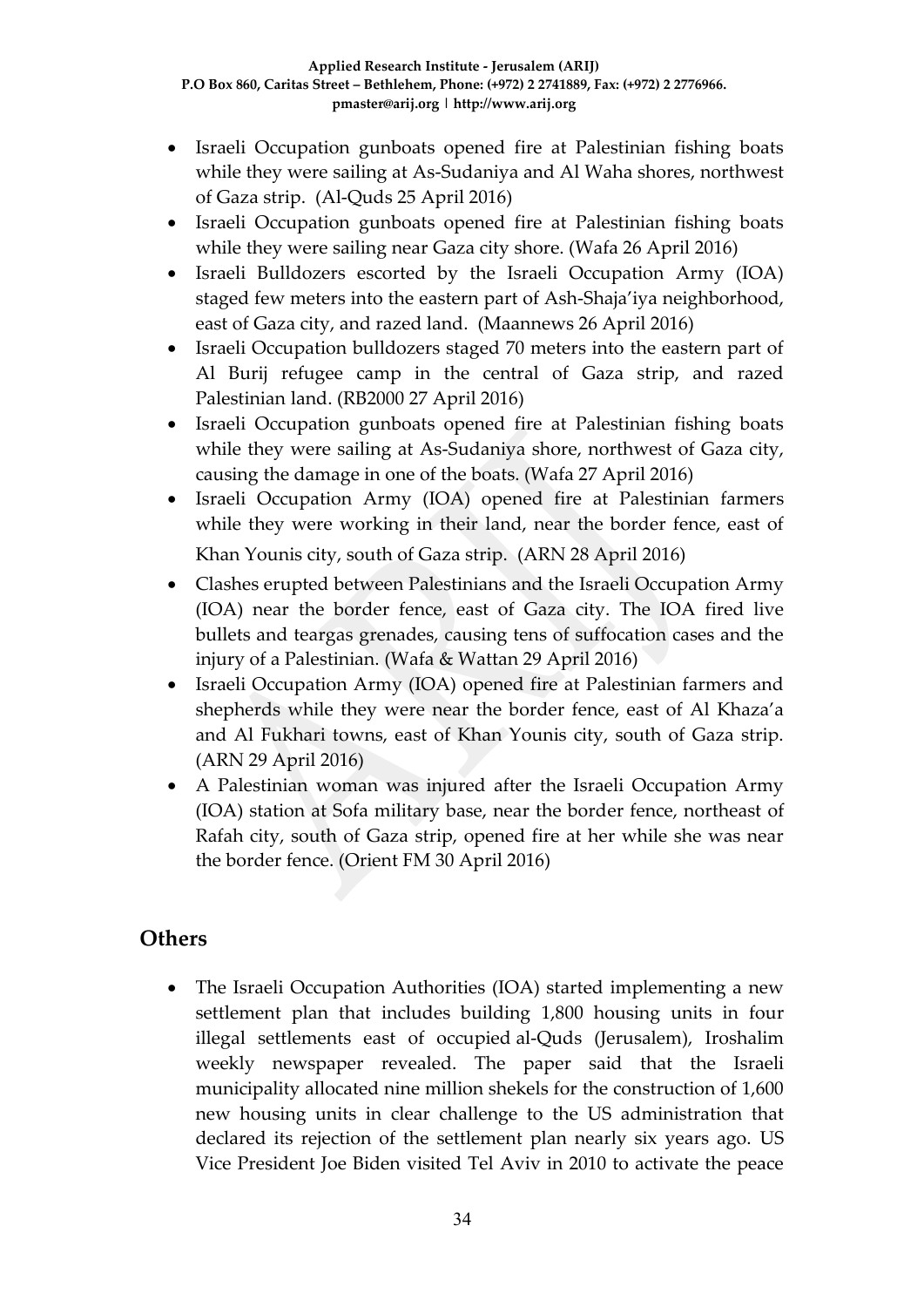- Israeli Occupation gunboats opened fire at Palestinian fishing boats while they were sailing at As-Sudaniya and Al Waha shores, northwest of Gaza strip. (Al-Quds 25 April 2016)
- Israeli Occupation gunboats opened fire at Palestinian fishing boats while they were sailing near Gaza city shore. (Wafa 26 April 2016)
- Israeli Bulldozers escorted by the Israeli Occupation Army (IOA) staged few meters into the eastern part of Ash-Shaja'iya neighborhood, east of Gaza city, and razed land. (Maannews 26 April 2016)
- Israeli Occupation bulldozers staged 70 meters into the eastern part of Al Burij refugee camp in the central of Gaza strip, and razed Palestinian land. (RB2000 27 April 2016)
- Israeli Occupation gunboats opened fire at Palestinian fishing boats while they were sailing at As-Sudaniya shore, northwest of Gaza city, causing the damage in one of the boats. (Wafa 27 April 2016)
- Israeli Occupation Army (IOA) opened fire at Palestinian farmers while they were working in their land, near the border fence, east of Khan Younis city, south of Gaza strip. (ARN 28 April 2016)
- Clashes erupted between Palestinians and the Israeli Occupation Army (IOA) near the border fence, east of Gaza city. The IOA fired live bullets and teargas grenades, causing tens of suffocation cases and the injury of a Palestinian. (Wafa & Wattan 29 April 2016)
- Israeli Occupation Army (IOA) opened fire at Palestinian farmers and shepherds while they were near the border fence, east of Al Khaza'a and Al Fukhari towns, east of Khan Younis city, south of Gaza strip. (ARN 29 April 2016)
- A Palestinian woman was injured after the Israeli Occupation Army (IOA) station at Sofa military base, near the border fence, northeast of Rafah city, south of Gaza strip, opened fire at her while she was near the border fence. (Orient FM 30 April 2016)

## Others

- The Israeli Occupation Authorities (IOA) started implementing a new settlement plan that includes building 1,800 housing units in four illegal settlements east of occupied al-Quds (Jerusalem), Iroshalim weekly newspaper revealed. The paper said that the Israeli municipality allocated nine million shekels for the construction of 1,600 new housing units in clear challenge to the US administration that declared its rejection of the settlement plan nearly six years ago. US Vice President Joe Biden visited Tel Aviv in 2010 to activate the peace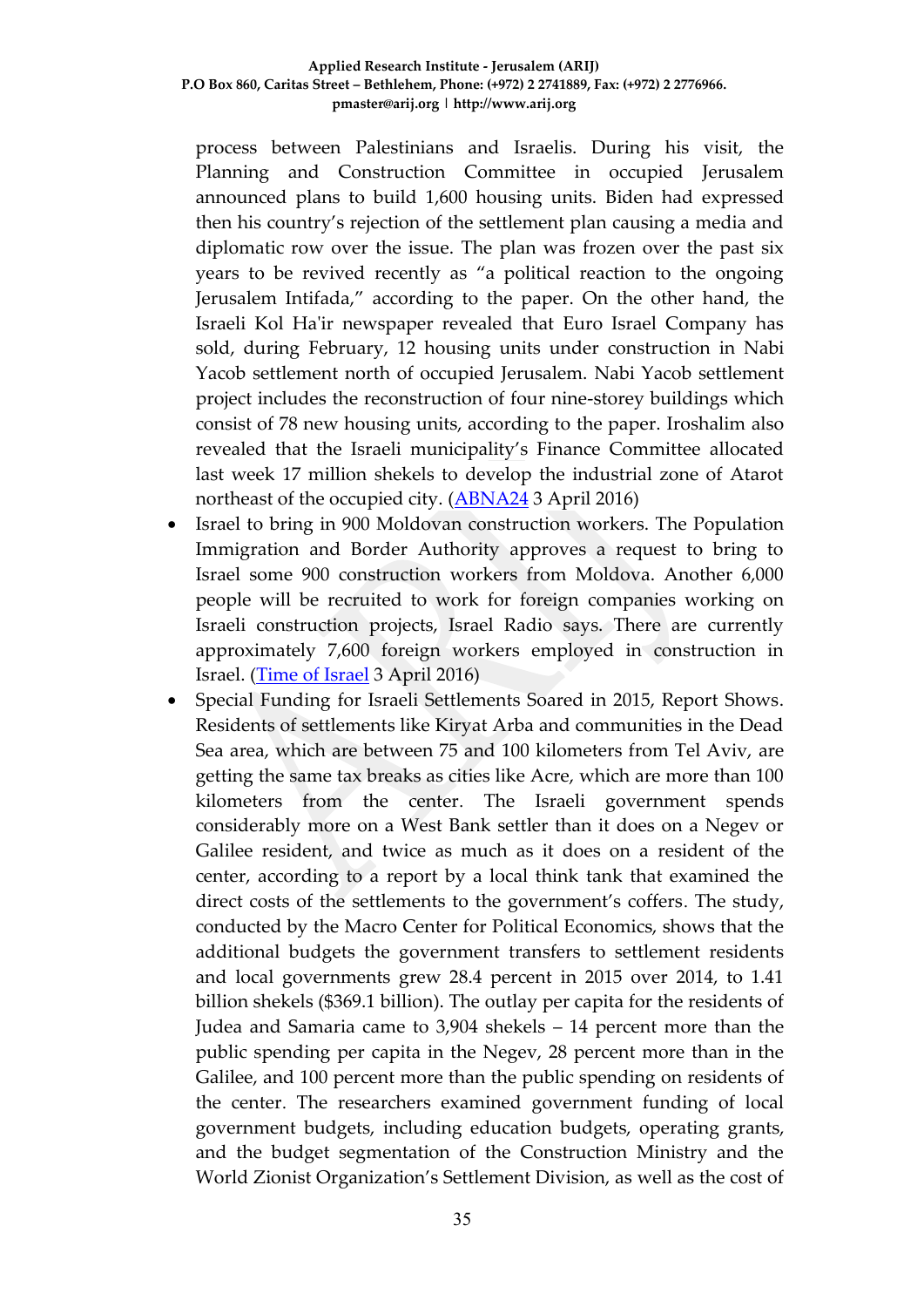process between Palestinians and Israelis. During his visit, the Planning and Construction Committee in occupied Jerusalem announced plans to build 1,600 housing units. Biden had expressed then his country's rejection of the settlement plan causing a media and diplomatic row over the issue. The plan was frozen over the past six years to be revived recently as "a political reaction to the ongoing Jerusalem Intifada," according to the paper. On the other hand, the Israeli Kol Ha'ir newspaper revealed that Euro Israel Company has sold, during February, 12 housing units under construction in Nabi Yacob settlement north of occupied Jerusalem. Nabi Yacob settlement project includes the reconstruction of four nine-storey buildings which consist of 78 new housing units, according to the paper. Iroshalim also revealed that the Israeli municipality's Finance Committee allocated last week 17 million shekels to develop the industrial zone of Atarot northeast of the occupied city. (ABNA24 3 April 2016)

- Israel to bring in 900 Moldovan construction workers. The Population Immigration and Border Authority approves a request to bring to Israel some 900 construction workers from Moldova. Another 6,000 people will be recruited to work for foreign companies working on Israeli construction projects, Israel Radio says. There are currently approximately 7,600 foreign workers employed in construction in Israel. (Time of Israel 3 April 2016)
- Special Funding for Israeli Settlements Soared in 2015, Report Shows. Residents of settlements like Kiryat Arba and communities in the Dead Sea area, which are between 75 and 100 kilometers from Tel Aviv, are getting the same tax breaks as cities like Acre, which are more than 100 kilometers from the center. The Israeli government spends considerably more on a West Bank settler than it does on a Negev or Galilee resident, and twice as much as it does on a resident of the center, according to a report by a local think tank that examined the direct costs of the settlements to the government's coffers. The study, conducted by the Macro Center for Political Economics, shows that the additional budgets the government transfers to settlement residents and local governments grew 28.4 percent in 2015 over 2014, to 1.41 billion shekels ($369.1 billion). The outlay per capita for the residents of Judea and Samaria came to 3,904 shekels – 14 percent more than the public spending per capita in the Negev, 28 percent more than in the Galilee, and 100 percent more than the public spending on residents of the center. The researchers examined government funding of local government budgets, including education budgets, operating grants, and the budget segmentation of the Construction Ministry and the World Zionist Organization's Settlement Division, as well as the cost of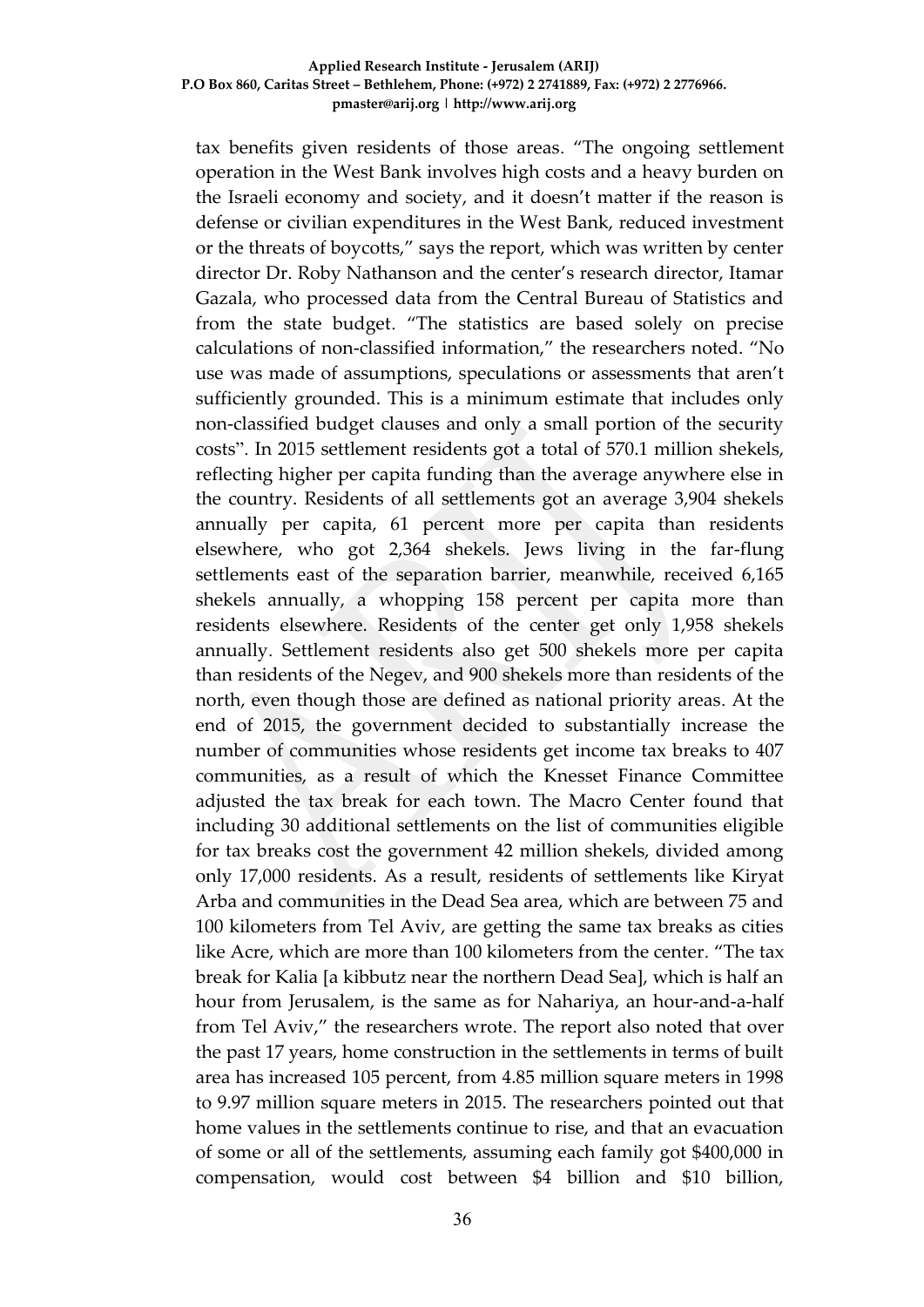tax benefits given residents of those areas. "The ongoing settlement operation in the West Bank involves high costs and a heavy burden on the Israeli economy and society, and it doesn't matter if the reason is defense or civilian expenditures in the West Bank, reduced investment or the threats of boycotts," says the report, which was written by center director Dr. Roby Nathanson and the center's research director, Itamar Gazala, who processed data from the Central Bureau of Statistics and from the state budget. "The statistics are based solely on precise calculations of non-classified information," the researchers noted. "No use was made of assumptions, speculations or assessments that aren't sufficiently grounded. This is a minimum estimate that includes only non-classified budget clauses and only a small portion of the security costs". In 2015 settlement residents got a total of 570.1 million shekels, reflecting higher per capita funding than the average anywhere else in the country. Residents of all settlements got an average 3,904 shekels annually per capita, 61 percent more per capita than residents elsewhere, who got 2,364 shekels. Jews living in the far-flung settlements east of the separation barrier, meanwhile, received 6,165 shekels annually, a whopping 158 percent per capita more than residents elsewhere. Residents of the center get only 1,958 shekels annually. Settlement residents also get 500 shekels more per capita than residents of the Negev, and 900 shekels more than residents of the north, even though those are defined as national priority areas. At the end of 2015, the government decided to substantially increase the number of communities whose residents get income tax breaks to 407 communities, as a result of which the Knesset Finance Committee adjusted the tax break for each town. The Macro Center found that including 30 additional settlements on the list of communities eligible for tax breaks cost the government 42 million shekels, divided among only 17,000 residents. As a result, residents of settlements like Kiryat Arba and communities in the Dead Sea area, which are between 75 and 100 kilometers from Tel Aviv, are getting the same tax breaks as cities like Acre, which are more than 100 kilometers from the center. "The tax break for Kalia [a kibbutz near the northern Dead Sea], which is half an hour from Jerusalem, is the same as for Nahariya, an hour-and-a-half from Tel Aviv," the researchers wrote. The report also noted that over the past 17 years, home construction in the settlements in terms of built area has increased 105 percent, from 4.85 million square meters in 1998 to 9.97 million square meters in 2015. The researchers pointed out that home values in the settlements continue to rise, and that an evacuation of some or all of the settlements, assuming each family got $400,000 in compensation, would cost between $4 billion and $10 billion,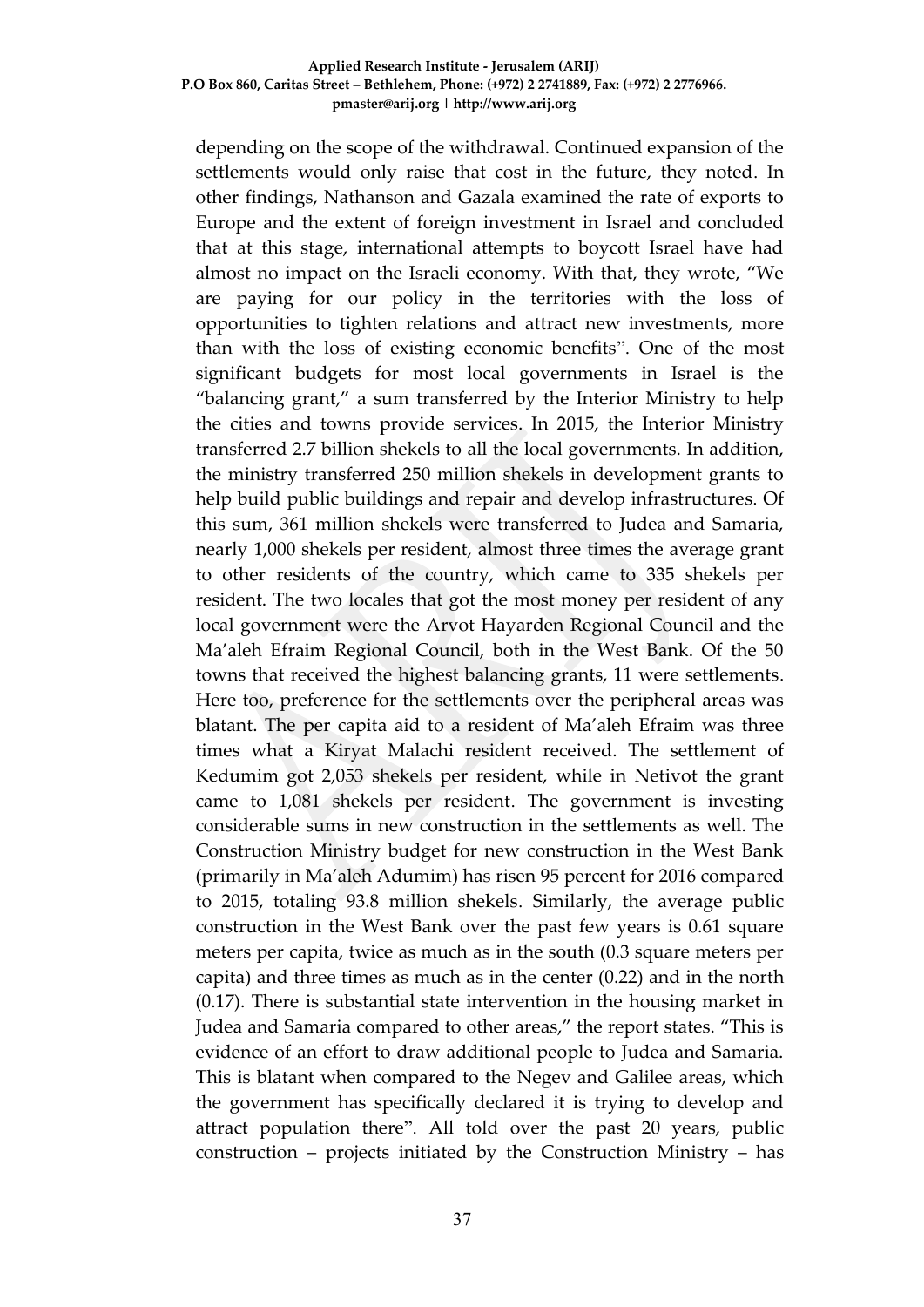depending on the scope of the withdrawal. Continued expansion of the settlements would only raise that cost in the future, they noted. In other findings, Nathanson and Gazala examined the rate of exports to Europe and the extent of foreign investment in Israel and concluded that at this stage, international attempts to boycott Israel have had almost no impact on the Israeli economy. With that, they wrote, "We are paying for our policy in the territories with the loss of opportunities to tighten relations and attract new investments, more than with the loss of existing economic benefits". One of the most significant budgets for most local governments in Israel is the "balancing grant," a sum transferred by the Interior Ministry to help the cities and towns provide services. In 2015, the Interior Ministry transferred 2.7 billion shekels to all the local governments. In addition, the ministry transferred 250 million shekels in development grants to help build public buildings and repair and develop infrastructures. Of this sum, 361 million shekels were transferred to Judea and Samaria, nearly 1,000 shekels per resident, almost three times the average grant to other residents of the country, which came to 335 shekels per resident. The two locales that got the most money per resident of any local government were the Arvot Hayarden Regional Council and the Ma'aleh Efraim Regional Council, both in the West Bank. Of the 50 towns that received the highest balancing grants, 11 were settlements. Here too, preference for the settlements over the peripheral areas was blatant. The per capita aid to a resident of Ma'aleh Efraim was three times what a Kiryat Malachi resident received. The settlement of Kedumim got 2,053 shekels per resident, while in Netivot the grant came to 1,081 shekels per resident. The government is investing considerable sums in new construction in the settlements as well. The Construction Ministry budget for new construction in the West Bank (primarily in Ma'aleh Adumim) has risen 95 percent for 2016 compared to 2015, totaling 93.8 million shekels. Similarly, the average public construction in the West Bank over the past few years is 0.61 square meters per capita, twice as much as in the south (0.3 square meters per capita) and three times as much as in the center (0.22) and in the north (0.17). There is substantial state intervention in the housing market in Judea and Samaria compared to other areas," the report states. "This is evidence of an effort to draw additional people to Judea and Samaria. This is blatant when compared to the Negev and Galilee areas, which the government has specifically declared it is trying to develop and attract population there". All told over the past 20 years, public construction – projects initiated by the Construction Ministry – has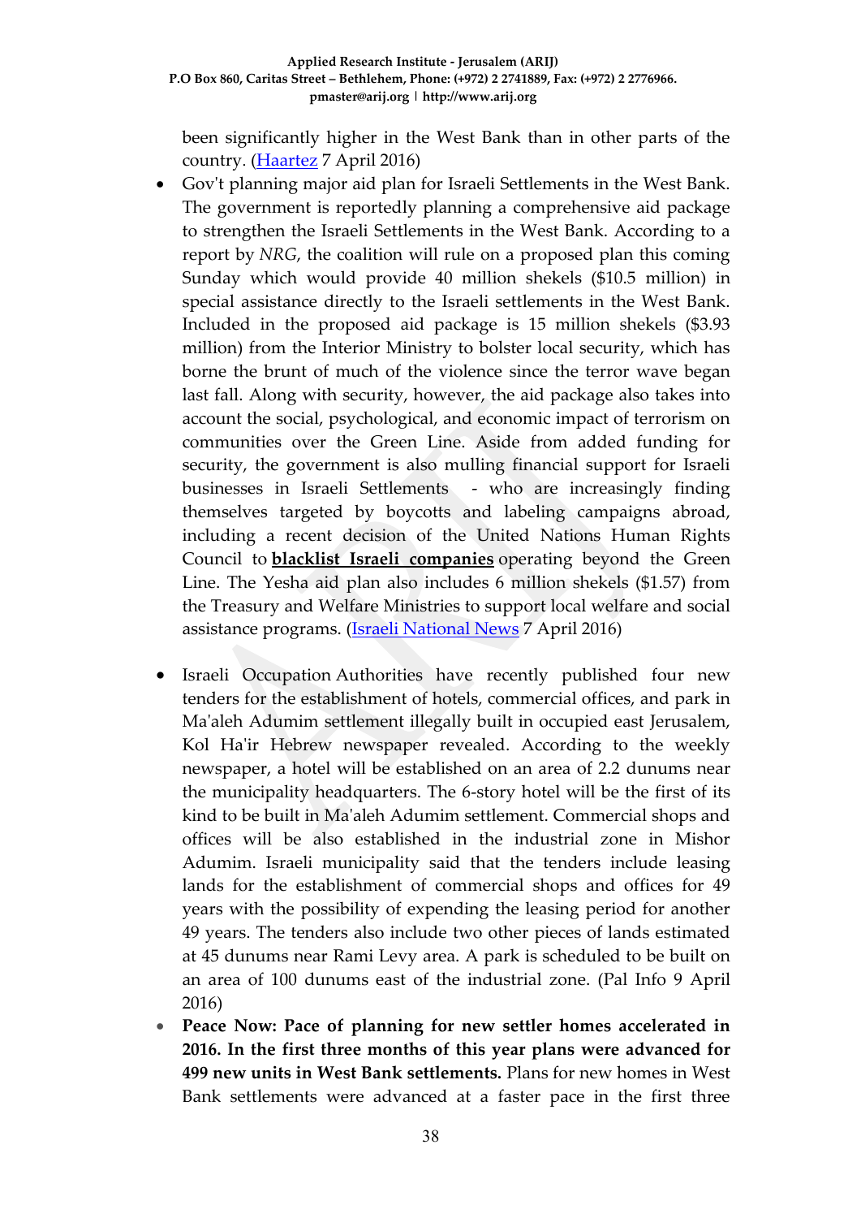been significantly higher in the West Bank than in other parts of the country. (Haartez 7 April 2016)

- Gov't planning major aid plan for Israeli Settlements in the West Bank. The government is reportedly planning a comprehensive aid package to strengthen the Israeli Settlements in the West Bank. According to a report by *NRG*, the coalition will rule on a proposed plan this coming Sunday which would provide 40 million shekels ($10.5 million) in special assistance directly to the Israeli settlements in the West Bank. Included in the proposed aid package is 15 million shekels ($3.93 million) from the Interior Ministry to bolster local security, which has borne the brunt of much of the violence since the terror wave began last fall. Along with security, however, the aid package also takes into account the social, psychological, and economic impact of terrorism on communities over the Green Line. Aside from added funding for security, the government is also mulling financial support for Israeli businesses in Israeli Settlements - who are increasingly finding themselves targeted by boycotts and labeling campaigns abroad, including a recent decision of the United Nations Human Rights Council to **blacklist Israeli companies** operating beyond the Green Line. The Yesha aid plan also includes 6 million shekels ($1.57) from the Treasury and Welfare Ministries to support local welfare and social assistance programs. (Israeli National News 7 April 2016)

- Israeli Occupation Authorities have recently published four new tenders for the establishment of hotels, commercial offices, and park in Ma'aleh Adumim settlement illegally built in occupied east Jerusalem, Kol Ha'ir Hebrew newspaper revealed. According to the weekly newspaper, a hotel will be established on an area of 2.2 dunums near the municipality headquarters. The 6-story hotel will be the first of its kind to be built in Ma'aleh Adumim settlement. Commercial shops and offices will be also established in the industrial zone in Mishor Adumim. Israeli municipality said that the tenders include leasing lands for the establishment of commercial shops and offices for 49 years with the possibility of expending the leasing period for another 49 years. The tenders also include two other pieces of lands estimated at 45 dunums near Rami Levy area. A park is scheduled to be built on an area of 100 dunums east of the industrial zone. (Pal Info 9 April 2016)
- **Peace Now: Pace of planning for new settler homes accelerated in 2016. In the first three months of this year plans were advanced for 499 new units in West Bank settlements.** Plans for new homes in West Bank settlements were advanced at a faster pace in the first three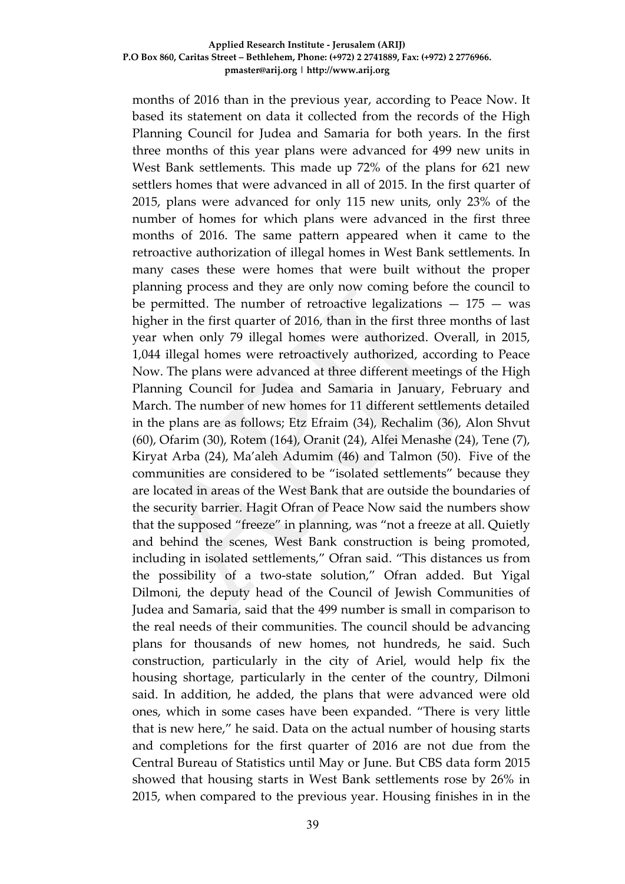months of 2016 than in the previous year, according to Peace Now. It based its statement on data it collected from the records of the High Planning Council for Judea and Samaria for both years. In the first three months of this year plans were advanced for 499 new units in West Bank settlements. This made up 72% of the plans for 621 new settlers homes that were advanced in all of 2015. In the first quarter of 2015, plans were advanced for only 115 new units, only 23% of the number of homes for which plans were advanced in the first three months of 2016. The same pattern appeared when it came to the retroactive authorization of illegal homes in West Bank settlements. In many cases these were homes that were built without the proper planning process and they are only now coming before the council to be permitted. The number of retroactive legalizations — 175 — was higher in the first quarter of 2016, than in the first three months of last year when only 79 illegal homes were authorized. Overall, in 2015, 1,044 illegal homes were retroactively authorized, according to Peace Now. The plans were advanced at three different meetings of the High Planning Council for Judea and Samaria in January, February and March. The number of new homes for 11 different settlements detailed in the plans are as follows; Etz Efraim (34), Rechalim (36), Alon Shvut (60), Ofarim (30), Rotem (164), Oranit (24), Alfei Menashe (24), Tene (7), Kiryat Arba (24), Ma'aleh Adumim (46) and Talmon (50). Five of the communities are considered to be "isolated settlements" because they are located in areas of the West Bank that are outside the boundaries of the security barrier. Hagit Ofran of Peace Now said the numbers show that the supposed "freeze" in planning, was "not a freeze at all. Quietly and behind the scenes, West Bank construction is being promoted, including in isolated settlements," Ofran said. "This distances us from the possibility of a two-state solution," Ofran added. But Yigal Dilmoni, the deputy head of the Council of Jewish Communities of Judea and Samaria, said that the 499 number is small in comparison to the real needs of their communities. The council should be advancing plans for thousands of new homes, not hundreds, he said. Such construction, particularly in the city of Ariel, would help fix the housing shortage, particularly in the center of the country, Dilmoni said. In addition, he added, the plans that were advanced were old ones, which in some cases have been expanded. "There is very little that is new here," he said. Data on the actual number of housing starts and completions for the first quarter of 2016 are not due from the Central Bureau of Statistics until May or June. But CBS data form 2015 showed that housing starts in West Bank settlements rose by 26% in 2015, when compared to the previous year. Housing finishes in in the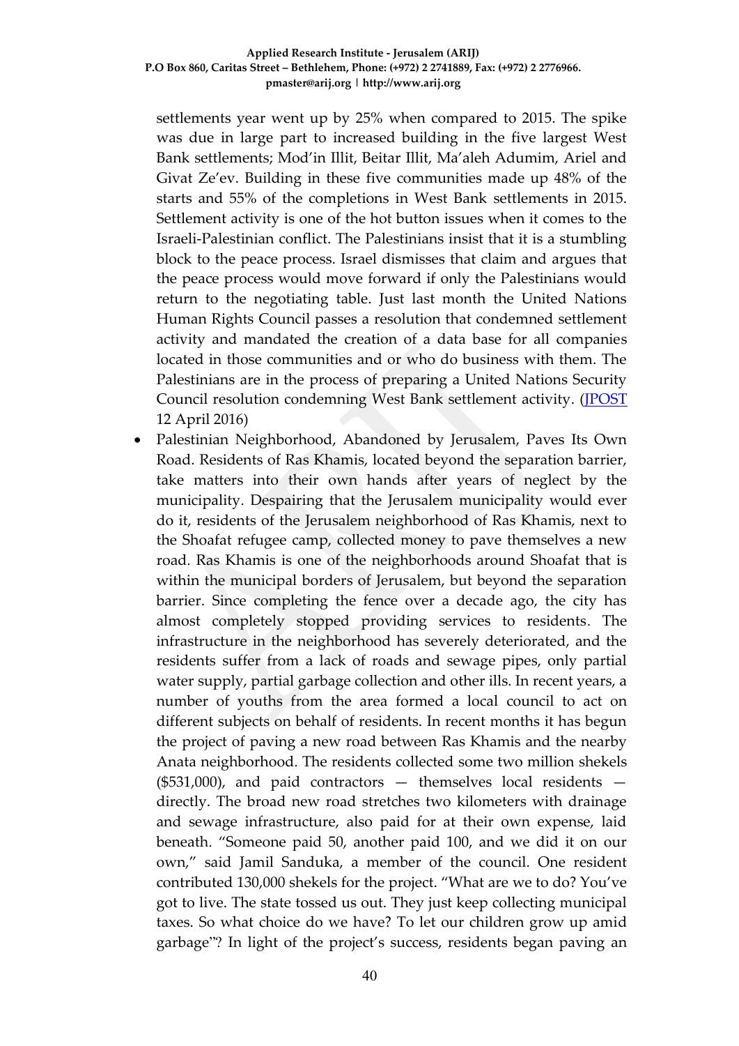settlements year went up by 25% when compared to 2015. The spike was due in large part to increased building in the five largest West Bank settlements; Mod'in Illit, Beitar Illit, Ma'aleh Adumim, Ariel and Givat Ze'ev. Building in these five communities made up 48% of the starts and 55% of the completions in West Bank settlements in 2015. Settlement activity is one of the hot button issues when it comes to the Israeli-Palestinian conflict. The Palestinians insist that it is a stumbling block to the peace process. Israel dismisses that claim and argues that the peace process would move forward if only the Palestinians would return to the negotiating table. Just last month the United Nations Human Rights Council passes a resolution that condemned settlement activity and mandated the creation of a data base for all companies located in those communities and or who do business with them. The Palestinians are in the process of preparing a United Nations Security Council resolution condemning West Bank settlement activity. (JPOST 12 April 2016)

- Palestinian Neighborhood, Abandoned by Jerusalem, Paves Its Own Road. Residents of Ras Khamis, located beyond the separation barrier, take matters into their own hands after years of neglect by the municipality. Despairing that the Jerusalem municipality would ever do it, residents of the Jerusalem neighborhood of Ras Khamis, next to the Shoafat refugee camp, collected money to pave themselves a new road. Ras Khamis is one of the neighborhoods around Shoafat that is within the municipal borders of Jerusalem, but beyond the separation barrier. Since completing the fence over a decade ago, the city has almost completely stopped providing services to residents. The infrastructure in the neighborhood has severely deteriorated, and the residents suffer from a lack of roads and sewage pipes, only partial water supply, partial garbage collection and other ills. In recent years, a number of youths from the area formed a local council to act on different subjects on behalf of residents. In recent months it has begun the project of paving a new road between Ras Khamis and the nearby Anata neighborhood. The residents collected some two million shekels ($531,000), and paid contractors — themselves local residents — directly. The broad new road stretches two kilometers with drainage and sewage infrastructure, also paid for at their own expense, laid beneath. "Someone paid 50, another paid 100, and we did it on our own," said Jamil Sanduka, a member of the council. One resident contributed 130,000 shekels for the project. "What are we to do? You've got to live. The state tossed us out. They just keep collecting municipal taxes. So what choice do we have? To let our children grow up amid garbage"? In light of the project's success, residents began paving an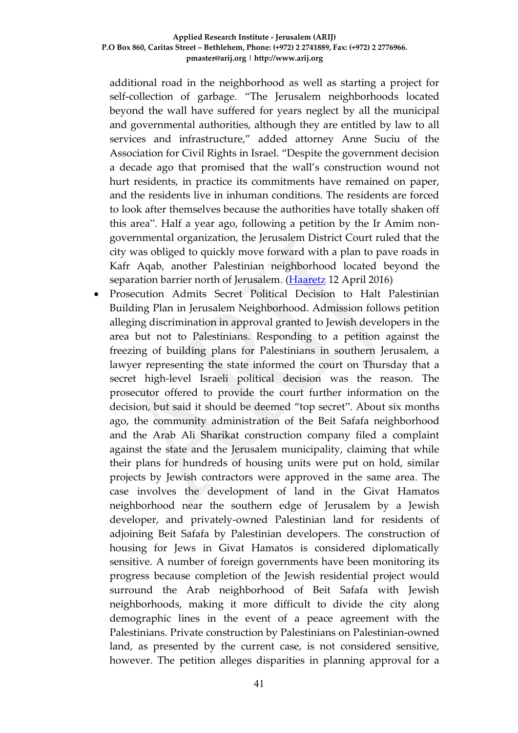additional road in the neighborhood as well as starting a project for self-collection of garbage. "The Jerusalem neighborhoods located beyond the wall have suffered for years neglect by all the municipal and governmental authorities, although they are entitled by law to all services and infrastructure," added attorney Anne Suciu of the Association for Civil Rights in Israel. "Despite the government decision a decade ago that promised that the wall's construction wound not hurt residents, in practice its commitments have remained on paper, and the residents live in inhuman conditions. The residents are forced to look after themselves because the authorities have totally shaken off this area". Half a year ago, following a petition by the Ir Amim non-governmental organization, the Jerusalem District Court ruled that the city was obliged to quickly move forward with a plan to pave roads in Kafr Aqab, another Palestinian neighborhood located beyond the separation barrier north of Jerusalem. (Haaretz 12 April 2016)

- Prosecution Admits Secret Political Decision to Halt Palestinian Building Plan in Jerusalem Neighborhood. Admission follows petition alleging discrimination in approval granted to Jewish developers in the area but not to Palestinians. Responding to a petition against the freezing of building plans for Palestinians in southern Jerusalem, a lawyer representing the state informed the court on Thursday that a secret high-level Israeli political decision was the reason. The prosecutor offered to provide the court further information on the decision, but said it should be deemed "top secret". About six months ago, the community administration of the Beit Safafa neighborhood and the Arab Ali Sharikat construction company filed a complaint against the state and the Jerusalem municipality, claiming that while their plans for hundreds of housing units were put on hold, similar projects by Jewish contractors were approved in the same area. The case involves the development of land in the Givat Hamatos neighborhood near the southern edge of Jerusalem by a Jewish developer, and privately-owned Palestinian land for residents of adjoining Beit Safafa by Palestinian developers. The construction of housing for Jews in Givat Hamatos is considered diplomatically sensitive. A number of foreign governments have been monitoring its progress because completion of the Jewish residential project would surround the Arab neighborhood of Beit Safafa with Jewish neighborhoods, making it more difficult to divide the city along demographic lines in the event of a peace agreement with the Palestinians. Private construction by Palestinians on Palestinian-owned land, as presented by the current case, is not considered sensitive, however. The petition alleges disparities in planning approval for a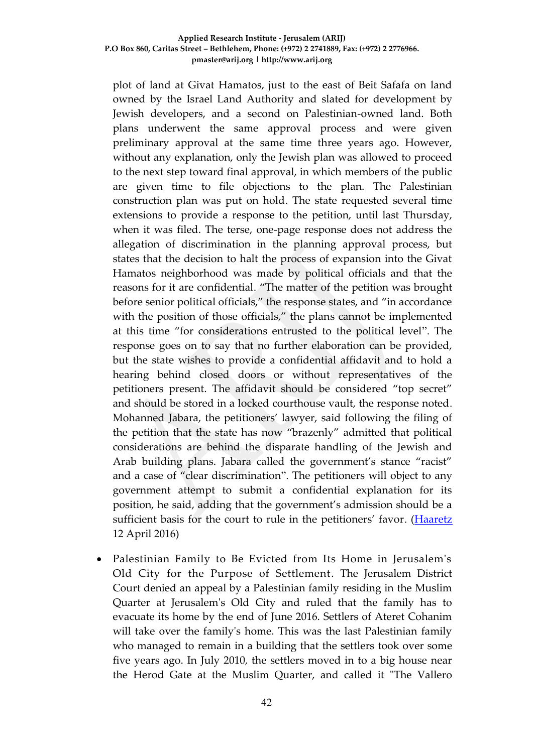plot of land at Givat Hamatos, just to the east of Beit Safafa on land owned by the Israel Land Authority and slated for development by Jewish developers, and a second on Palestinian-owned land. Both plans underwent the same approval process and were given preliminary approval at the same time three years ago. However, without any explanation, only the Jewish plan was allowed to proceed to the next step toward final approval, in which members of the public are given time to file objections to the plan. The Palestinian construction plan was put on hold. The state requested several time extensions to provide a response to the petition, until last Thursday, when it was filed. The terse, one-page response does not address the allegation of discrimination in the planning approval process, but states that the decision to halt the process of expansion into the Givat Hamatos neighborhood was made by political officials and that the reasons for it are confidential. "The matter of the petition was brought before senior political officials," the response states, and "in accordance with the position of those officials," the plans cannot be implemented at this time "for considerations entrusted to the political level". The response goes on to say that no further elaboration can be provided, but the state wishes to provide a confidential affidavit and to hold a hearing behind closed doors or without representatives of the petitioners present. The affidavit should be considered "top secret" and should be stored in a locked courthouse vault, the response noted. Mohanned Jabara, the petitioners' lawyer, said following the filing of the petition that the state has now "brazenly" admitted that political considerations are behind the disparate handling of the Jewish and Arab building plans. Jabara called the government's stance "racist" and a case of "clear discrimination". The petitioners will object to any government attempt to submit a confidential explanation for its position, he said, adding that the government's admission should be a sufficient basis for the court to rule in the petitioners' favor. (Haaretz 12 April 2016)

- Palestinian Family to Be Evicted from Its Home in Jerusalem's Old City for the Purpose of Settlement. The Jerusalem District Court denied an appeal by a Palestinian family residing in the Muslim Quarter at Jerusalem's Old City and ruled that the family has to evacuate its home by the end of June 2016. Settlers of Ateret Cohanim will take over the family's home. This was the last Palestinian family who managed to remain in a building that the settlers took over some five years ago. In July 2010, the settlers moved in to a big house near the Herod Gate at the Muslim Quarter, and called it "The Vallero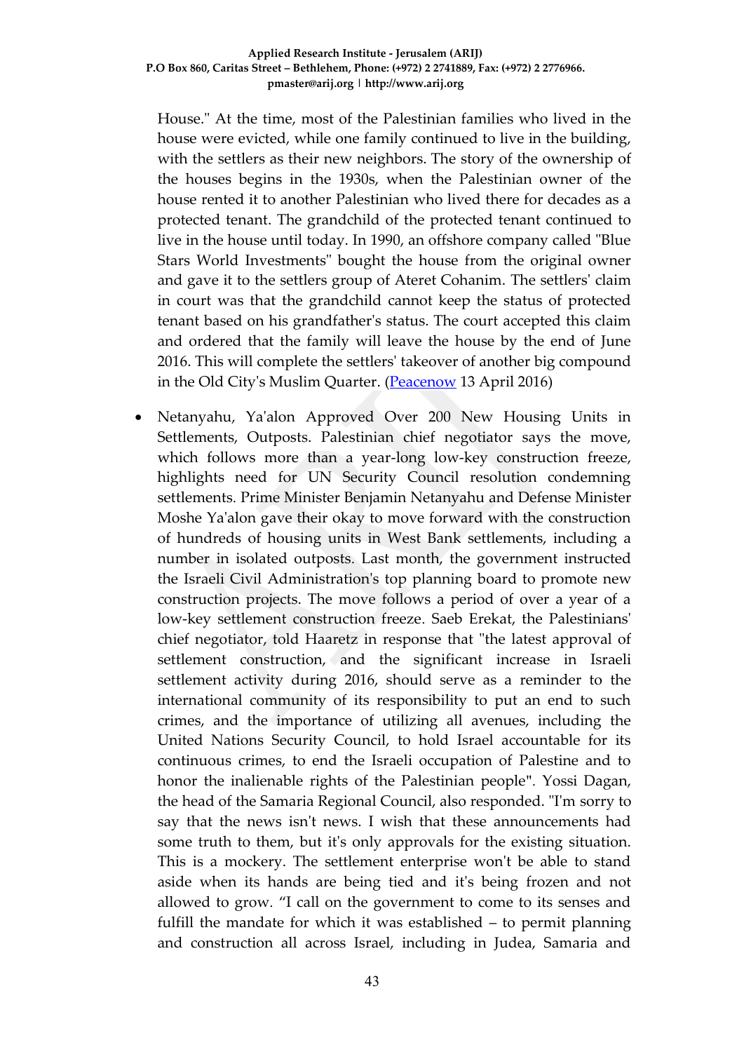House." At the time, most of the Palestinian families who lived in the house were evicted, while one family continued to live in the building, with the settlers as their new neighbors. The story of the ownership of the houses begins in the 1930s, when the Palestinian owner of the house rented it to another Palestinian who lived there for decades as a protected tenant. The grandchild of the protected tenant continued to live in the house until today. In 1990, an offshore company called "Blue Stars World Investments" bought the house from the original owner and gave it to the settlers group of Ateret Cohanim. The settlers' claim in court was that the grandchild cannot keep the status of protected tenant based on his grandfather's status. The court accepted this claim and ordered that the family will leave the house by the end of June 2016. This will complete the settlers' takeover of another big compound in the Old City's Muslim Quarter. (Peacenow 13 April 2016)

- Netanyahu, Ya'alon Approved Over 200 New Housing Units in Settlements, Outposts. Palestinian chief negotiator says the move, which follows more than a year-long low-key construction freeze, highlights need for UN Security Council resolution condemning settlements. Prime Minister Benjamin Netanyahu and Defense Minister Moshe Ya'alon gave their okay to move forward with the construction of hundreds of housing units in West Bank settlements, including a number in isolated outposts. Last month, the government instructed the Israeli Civil Administration's top planning board to promote new construction projects. The move follows a period of over a year of a low-key settlement construction freeze. Saeb Erekat, the Palestinians' chief negotiator, told Haaretz in response that "the latest approval of settlement construction, and the significant increase in Israeli settlement activity during 2016, should serve as a reminder to the international community of its responsibility to put an end to such crimes, and the importance of utilizing all avenues, including the United Nations Security Council, to hold Israel accountable for its continuous crimes, to end the Israeli occupation of Palestine and to honor the inalienable rights of the Palestinian people". Yossi Dagan, the head of the Samaria Regional Council, also responded. "I'm sorry to say that the news isn't news. I wish that these announcements had some truth to them, but it's only approvals for the existing situation. This is a mockery. The settlement enterprise won't be able to stand aside when its hands are being tied and it's being frozen and not allowed to grow. "I call on the government to come to its senses and fulfill the mandate for which it was established – to permit planning and construction all across Israel, including in Judea, Samaria and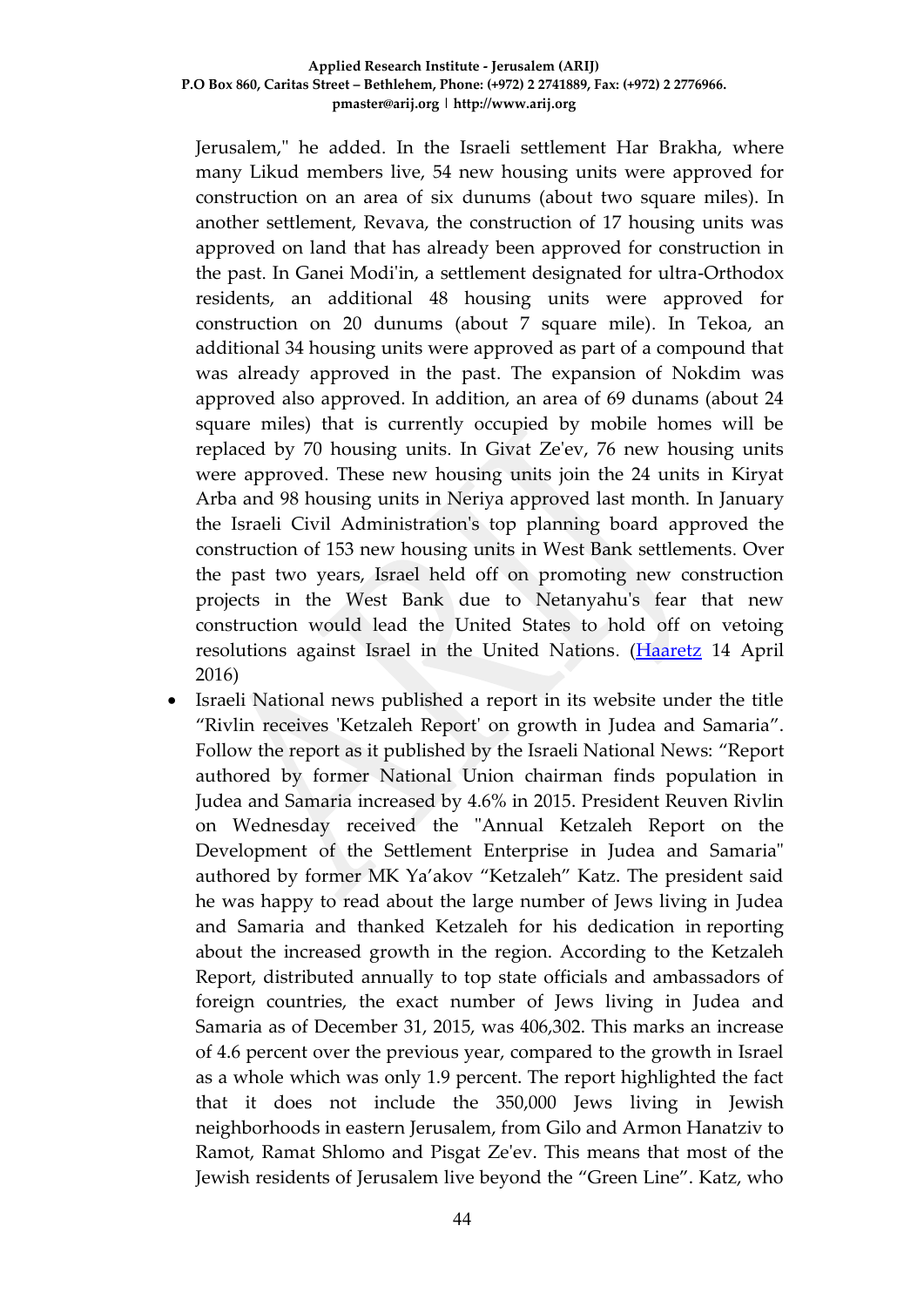Jerusalem," he added. In the Israeli settlement Har Brakha, where many Likud members live, 54 new housing units were approved for construction on an area of six dunums (about two square miles). In another settlement, Revava, the construction of 17 housing units was approved on land that has already been approved for construction in the past. In Ganei Modi'in, a settlement designated for ultra-Orthodox residents, an additional 48 housing units were approved for construction on 20 dunums (about 7 square mile). In Tekoa, an additional 34 housing units were approved as part of a compound that was already approved in the past. The expansion of Nokdim was approved also approved. In addition, an area of 69 dunams (about 24 square miles) that is currently occupied by mobile homes will be replaced by 70 housing units. In Givat Ze'ev, 76 new housing units were approved. These new housing units join the 24 units in Kiryat Arba and 98 housing units in Neriya approved last month. In January the Israeli Civil Administration's top planning board approved the construction of 153 new housing units in West Bank settlements. Over the past two years, Israel held off on promoting new construction projects in the West Bank due to Netanyahu's fear that new construction would lead the United States to hold off on vetoing resolutions against Israel in the United Nations. (Haaretz 14 April 2016)

- Israeli National news published a report in its website under the title "Rivlin receives 'Ketzaleh Report' on growth in Judea and Samaria". Follow the report as it published by the Israeli National News: "Report authored by former National Union chairman finds population in Judea and Samaria increased by 4.6% in 2015. President Reuven Rivlin on Wednesday received the "Annual Ketzaleh Report on the Development of the Settlement Enterprise in Judea and Samaria" authored by former MK Ya'akov "Ketzaleh" Katz. The president said he was happy to read about the large number of Jews living in Judea and Samaria and thanked Ketzaleh for his dedication in reporting about the increased growth in the region. According to the Ketzaleh Report, distributed annually to top state officials and ambassadors of foreign countries, the exact number of Jews living in Judea and Samaria as of December 31, 2015, was 406,302. This marks an increase of 4.6 percent over the previous year, compared to the growth in Israel as a whole which was only 1.9 percent. The report highlighted the fact that it does not include the 350,000 Jews living in Jewish neighborhoods in eastern Jerusalem, from Gilo and Armon Hanatziv to Ramot, Ramat Shlomo and Pisgat Ze'ev. This means that most of the Jewish residents of Jerusalem live beyond the "Green Line". Katz, who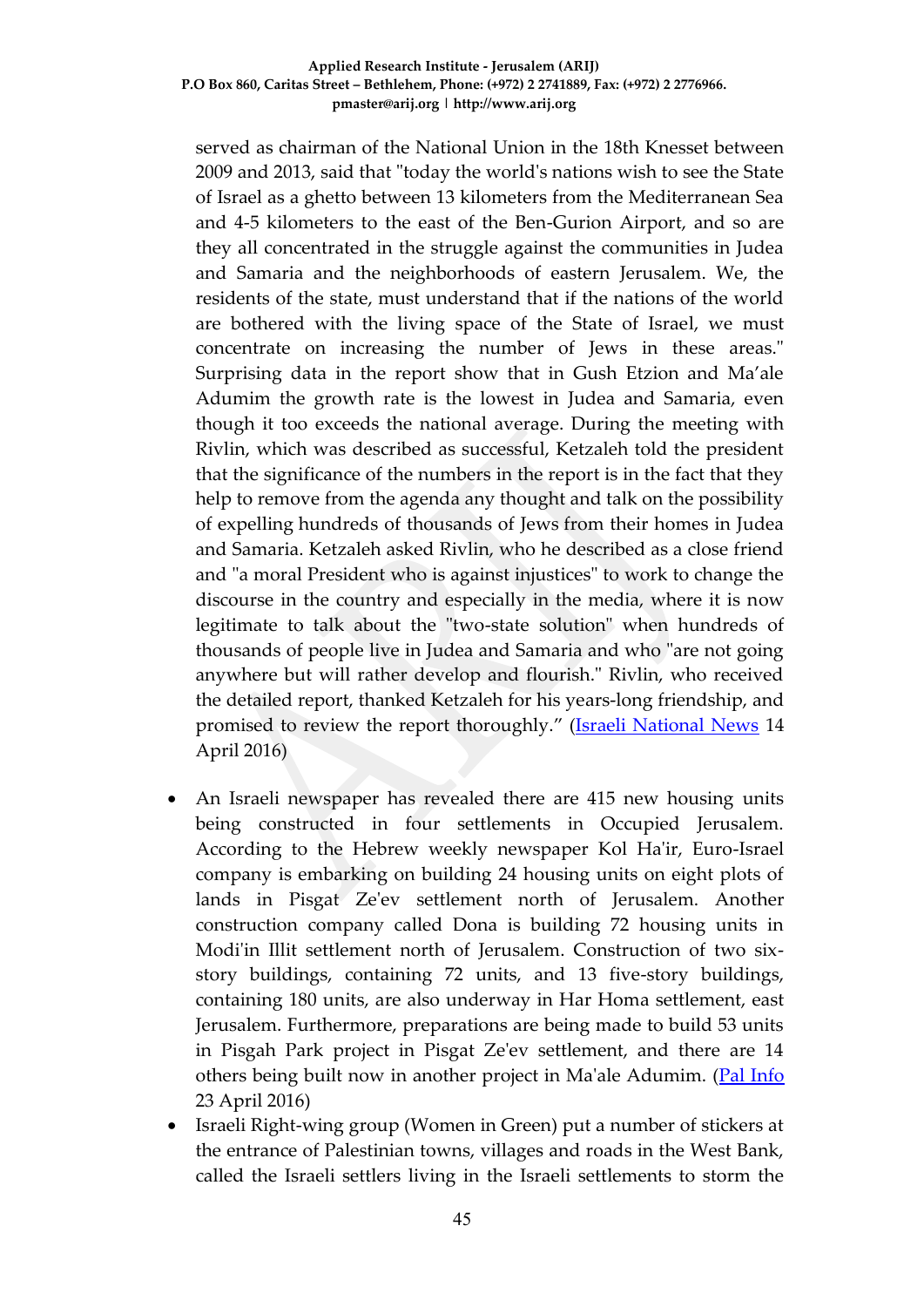served as chairman of the National Union in the 18th Knesset between 2009 and 2013, said that "today the world's nations wish to see the State of Israel as a ghetto between 13 kilometers from the Mediterranean Sea and 4-5 kilometers to the east of the Ben-Gurion Airport, and so are they all concentrated in the struggle against the communities in Judea and Samaria and the neighborhoods of eastern Jerusalem. We, the residents of the state, must understand that if the nations of the world are bothered with the living space of the State of Israel, we must concentrate on increasing the number of Jews in these areas." Surprising data in the report show that in Gush Etzion and Ma'ale Adumim the growth rate is the lowest in Judea and Samaria, even though it too exceeds the national average. During the meeting with Rivlin, which was described as successful, Ketzaleh told the president that the significance of the numbers in the report is in the fact that they help to remove from the agenda any thought and talk on the possibility of expelling hundreds of thousands of Jews from their homes in Judea and Samaria. Ketzaleh asked Rivlin, who he described as a close friend and "a moral President who is against injustices" to work to change the discourse in the country and especially in the media, where it is now legitimate to talk about the "two-state solution" when hundreds of thousands of people live in Judea and Samaria and who "are not going anywhere but will rather develop and flourish." Rivlin, who received the detailed report, thanked Ketzaleh for his years-long friendship, and promised to review the report thoroughly." (Israeli National News 14 April 2016)

- An Israeli newspaper has revealed there are 415 new housing units being constructed in four settlements in Occupied Jerusalem. According to the Hebrew weekly newspaper Kol Ha'ir, Euro-Israel company is embarking on building 24 housing units on eight plots of lands in Pisgat Ze'ev settlement north of Jerusalem. Another construction company called Dona is building 72 housing units in Modi'in Illit settlement north of Jerusalem. Construction of two six-story buildings, containing 72 units, and 13 five-story buildings, containing 180 units, are also underway in Har Homa settlement, east Jerusalem. Furthermore, preparations are being made to build 53 units in Pisgah Park project in Pisgat Ze'ev settlement, and there are 14 others being built now in another project in Ma'ale Adumim. (Pal Info 23 April 2016)
- Israeli Right-wing group (Women in Green) put a number of stickers at the entrance of Palestinian towns, villages and roads in the West Bank, called the Israeli settlers living in the Israeli settlements to storm the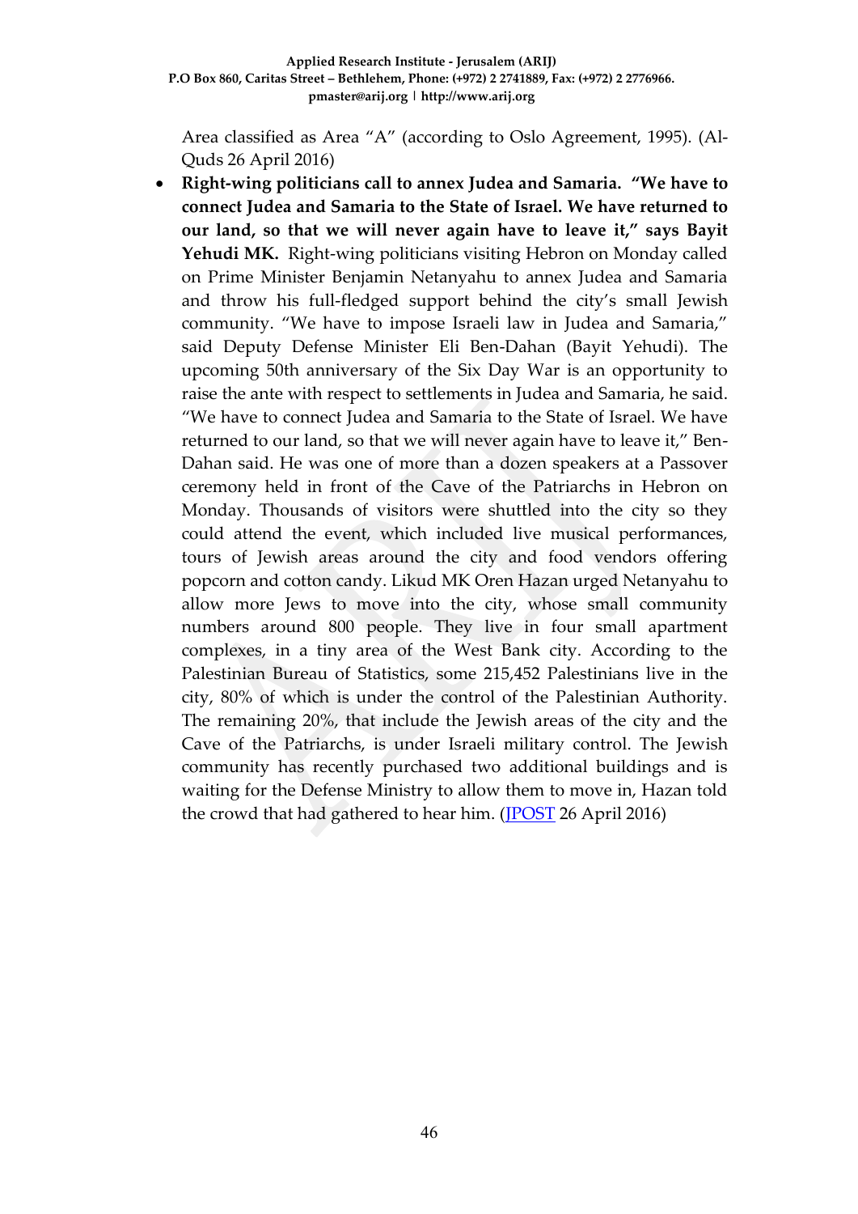Area classified as Area "A" (according to Oslo Agreement, 1995). (Al-Quds 26 April 2016)

- **Right-wing politicians call to annex Judea and Samaria. "We have to connect Judea and Samaria to the State of Israel. We have returned to our land, so that we will never again have to leave it," says Bayit Yehudi MK.** Right-wing politicians visiting Hebron on Monday called on Prime Minister Benjamin Netanyahu to annex Judea and Samaria and throw his full-fledged support behind the city's small Jewish community. "We have to impose Israeli law in Judea and Samaria," said Deputy Defense Minister Eli Ben-Dahan (Bayit Yehudi). The upcoming 50th anniversary of the Six Day War is an opportunity to raise the ante with respect to settlements in Judea and Samaria, he said. "We have to connect Judea and Samaria to the State of Israel. We have returned to our land, so that we will never again have to leave it," Ben-Dahan said. He was one of more than a dozen speakers at a Passover ceremony held in front of the Cave of the Patriarchs in Hebron on Monday. Thousands of visitors were shuttled into the city so they could attend the event, which included live musical performances, tours of Jewish areas around the city and food vendors offering popcorn and cotton candy. Likud MK Oren Hazan urged Netanyahu to allow more Jews to move into the city, whose small community numbers around 800 people. They live in four small apartment complexes, in a tiny area of the West Bank city. According to the Palestinian Bureau of Statistics, some 215,452 Palestinians live in the city, 80% of which is under the control of the Palestinian Authority. The remaining 20%, that include the Jewish areas of the city and the Cave of the Patriarchs, is under Israeli military control. The Jewish community has recently purchased two additional buildings and is waiting for the Defense Ministry to allow them to move in, Hazan told the crowd that had gathered to hear him. (JPOST 26 April 2016)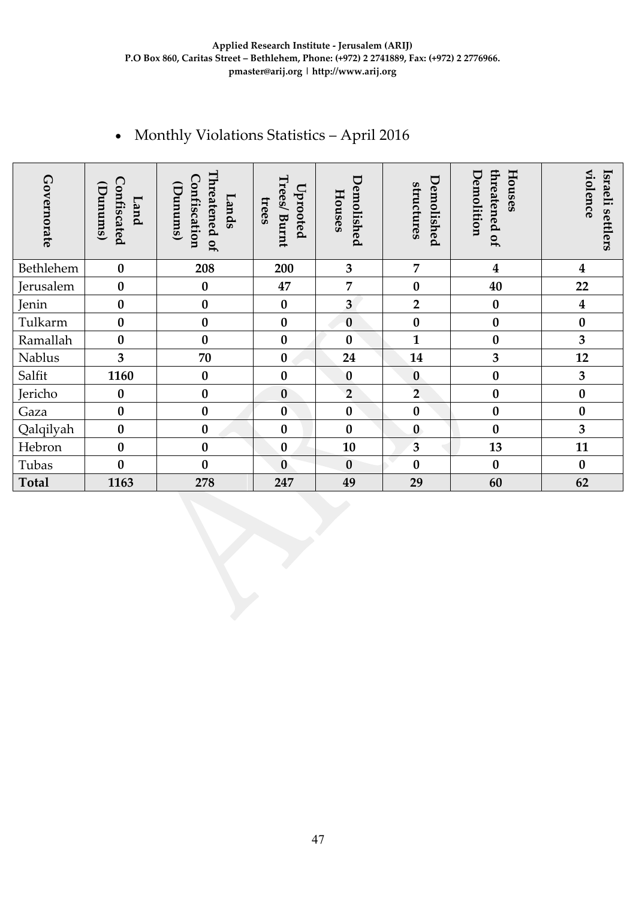- Monthly Violations Statistics – April 2016

| Governorate | Land Confiscated (Dunums) | Lands Threatened of Confiscation (Dunums) | Uprooted Trees/ Burnt trees | Demolished Houses | Demolished structures | Houses threatened of Demolition | Israeli settlers violence |
|---|---|---|---|---|---|---|---|
| Bethlehem | **0** | **208** | **200** | **3** | **7** | **4** | **4** |
| Jerusalem | **0** | **0** | **47** | **7** | **0** | **40** | **22** |
| Jenin | **0** | **0** | **0** | **3** | **2** | **0** | **4** |
| Tulkarm | **0** | **0** | **0** | **0** | **0** | **0** | **0** |
| Ramallah | **0** | **0** | **0** | **0** | **1** | **0** | **3** |
| Nablus | **3** | **70** | **0** | **24** | **14** | **3** | **12** |
| Salfit | **1160** | **0** | **0** | **0** | **0** | **0** | **3** |
| Jericho | **0** | **0** | **0** | **2** | **2** | **0** | **0** |
| Gaza | **0** | **0** | **0** | **0** | **0** | **0** | **0** |
| Qalqilyah | **0** | **0** | **0** | **0** | **0** | **0** | **3** |
| Hebron | **0** | **0** | **0** | **10** | **3** | **13** | **11** |
| Tubas | **0** | **0** | **0** | **0** | **0** | **0** | **0** |
| **Total** | **1163** | **278** | **247** | **49** | **29** | **60** | **62** |